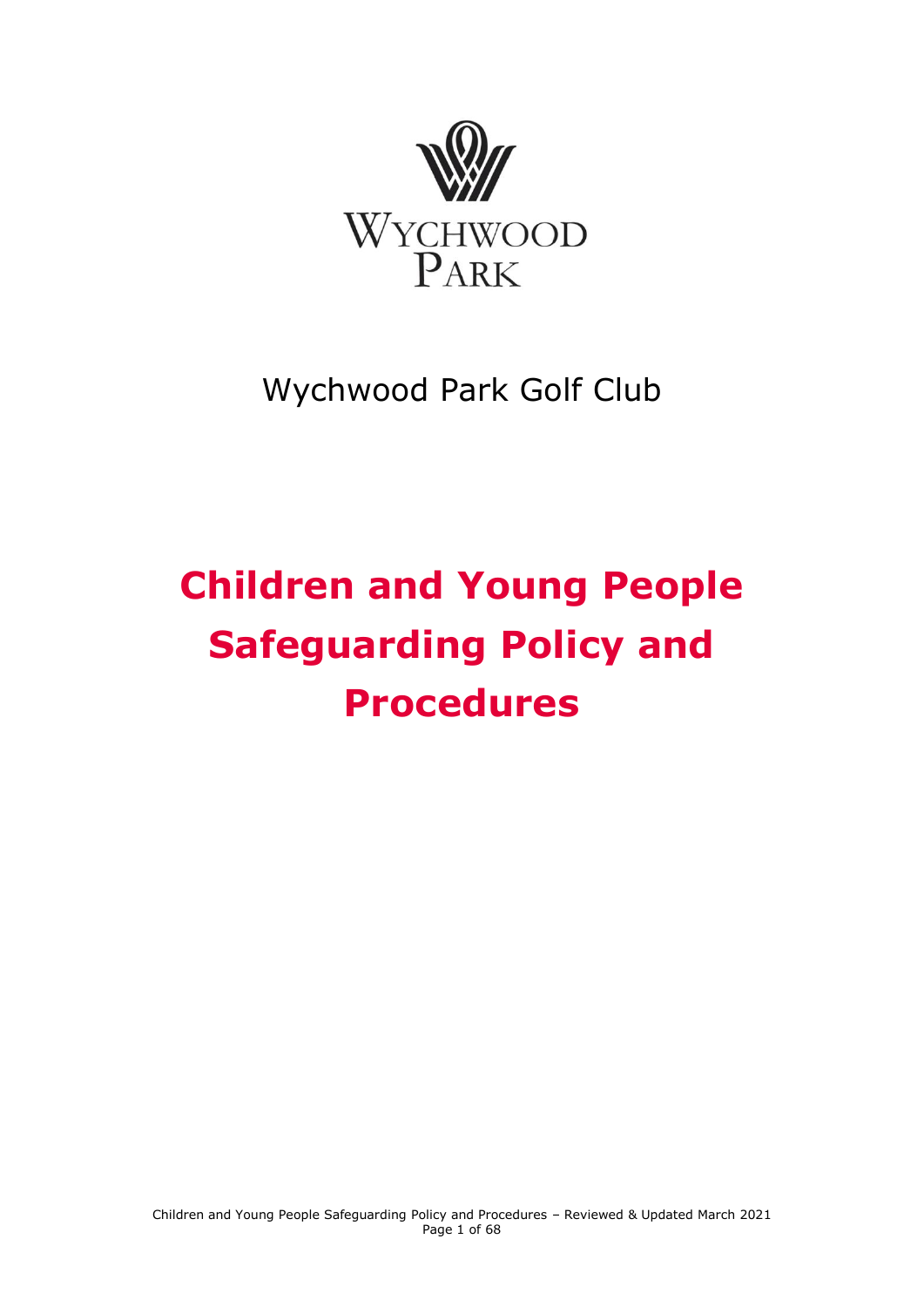Wychwood Park

Wychwood Park Golf Club

# Children and Young People Safeguarding Policy and Procedures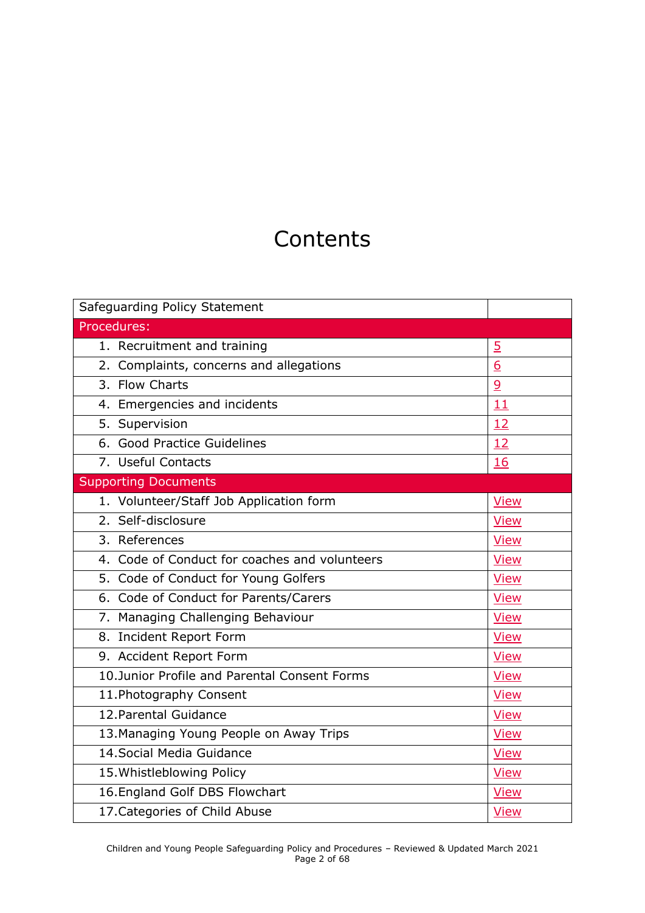# Contents

| | |
|---|---|
| Safeguarding Policy Statement | |
| **Procedures:** | |
| 1. Recruitment and training | 5 |
| 2. Complaints, concerns and allegations | 6 |
| 3. Flow Charts | 9 |
| 4. Emergencies and incidents | 11 |
| 5. Supervision | 12 |
| 6. Good Practice Guidelines | 12 |
| 7. Useful Contacts | 16 |
| **Supporting Documents** | |
| 1. Volunteer/Staff Job Application form | View |
| 2. Self-disclosure | View |
| 3. References | View |
| 4. Code of Conduct for coaches and volunteers | View |
| 5. Code of Conduct for Young Golfers | View |
| 6. Code of Conduct for Parents/Carers | View |
| 7. Managing Challenging Behaviour | View |
| 8. Incident Report Form | View |
| 9. Accident Report Form | View |
| 10. Junior Profile and Parental Consent Forms | View |
| 11. Photography Consent | View |
| 12. Parental Guidance | View |
| 13. Managing Young People on Away Trips | View |
| 14. Social Media Guidance | View |
| 15. Whistleblowing Policy | View |
| 16. England Golf DBS Flowchart | View |
| 17. Categories of Child Abuse | View |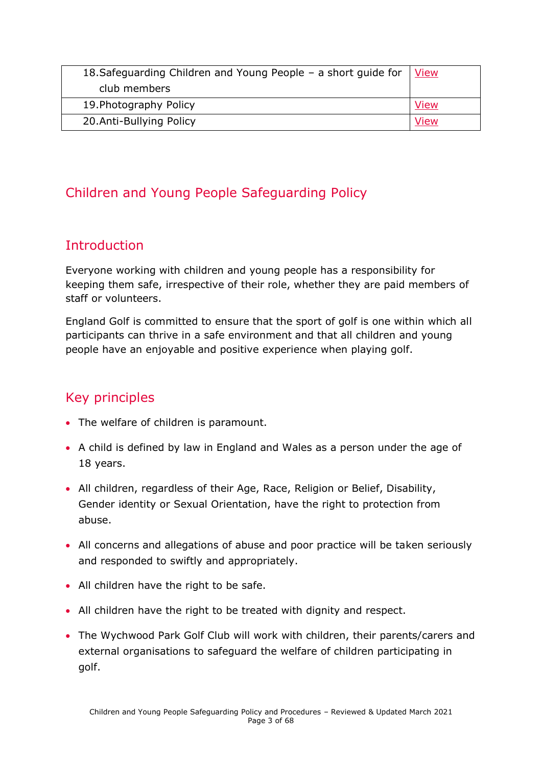| | |
|---|---|
| 18. Safeguarding Children and Young People – a short guide for club members | View |
| 19. Photography Policy | View |
| 20. Anti-Bullying Policy | View |

# Children and Young People Safeguarding Policy

## Introduction

Everyone working with children and young people has a responsibility for keeping them safe, irrespective of their role, whether they are paid members of staff or volunteers.

England Golf is committed to ensure that the sport of golf is one within which all participants can thrive in a safe environment and that all children and young people have an enjoyable and positive experience when playing golf.

## Key principles

- The welfare of children is paramount.
- A child is defined by law in England and Wales as a person under the age of 18 years.
- All children, regardless of their Age, Race, Religion or Belief, Disability, Gender identity or Sexual Orientation, have the right to protection from abuse.
- All concerns and allegations of abuse and poor practice will be taken seriously and responded to swiftly and appropriately.
- All children have the right to be safe.
- All children have the right to be treated with dignity and respect.
- The Wychwood Park Golf Club will work with children, their parents/carers and external organisations to safeguard the welfare of children participating in golf.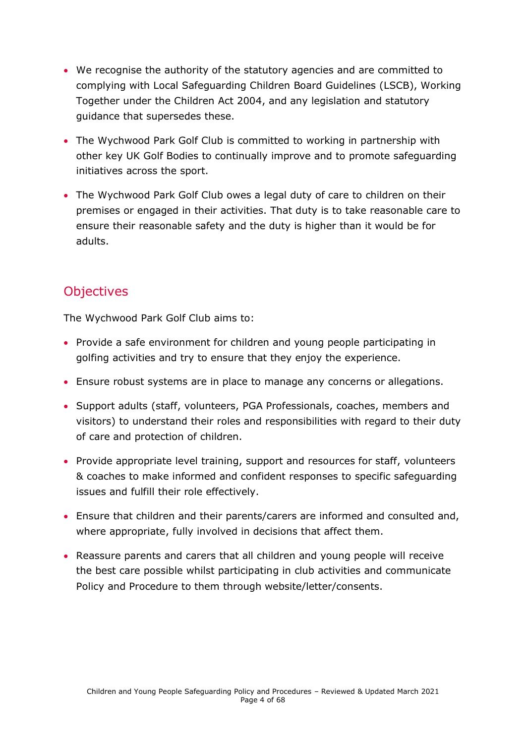- We recognise the authority of the statutory agencies and are committed to complying with Local Safeguarding Children Board Guidelines (LSCB), Working Together under the Children Act 2004, and any legislation and statutory guidance that supersedes these.
- The Wychwood Park Golf Club is committed to working in partnership with other key UK Golf Bodies to continually improve and to promote safeguarding initiatives across the sport.
- The Wychwood Park Golf Club owes a legal duty of care to children on their premises or engaged in their activities. That duty is to take reasonable care to ensure their reasonable safety and the duty is higher than it would be for adults.

## Objectives

The Wychwood Park Golf Club aims to:

- Provide a safe environment for children and young people participating in golfing activities and try to ensure that they enjoy the experience.
- Ensure robust systems are in place to manage any concerns or allegations.
- Support adults (staff, volunteers, PGA Professionals, coaches, members and visitors) to understand their roles and responsibilities with regard to their duty of care and protection of children.
- Provide appropriate level training, support and resources for staff, volunteers & coaches to make informed and confident responses to specific safeguarding issues and fulfill their role effectively.
- Ensure that children and their parents/carers are informed and consulted and, where appropriate, fully involved in decisions that affect them.
- Reassure parents and carers that all children and young people will receive the best care possible whilst participating in club activities and communicate Policy and Procedure to them through website/letter/consents.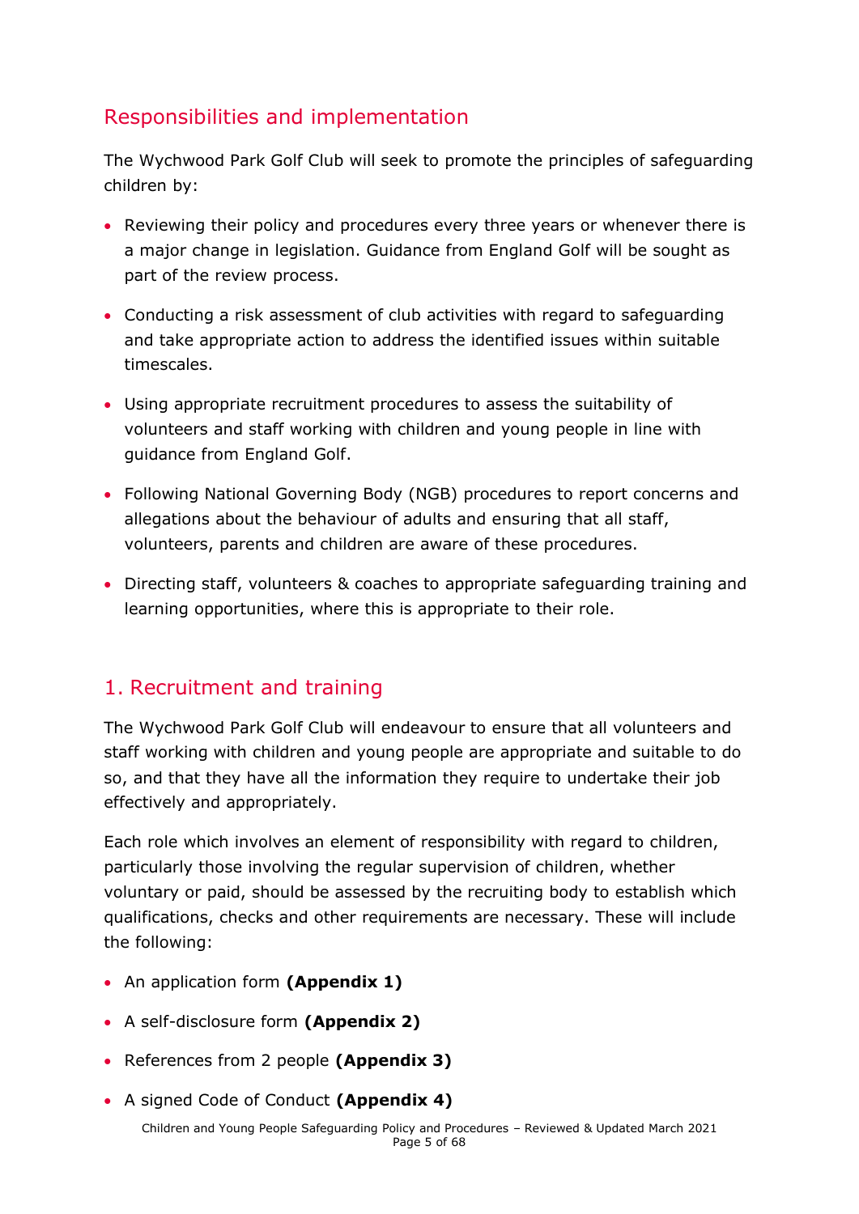## Responsibilities and implementation

The Wychwood Park Golf Club will seek to promote the principles of safeguarding children by:

- Reviewing their policy and procedures every three years or whenever there is a major change in legislation. Guidance from England Golf will be sought as part of the review process.
- Conducting a risk assessment of club activities with regard to safeguarding and take appropriate action to address the identified issues within suitable timescales.
- Using appropriate recruitment procedures to assess the suitability of volunteers and staff working with children and young people in line with guidance from England Golf.
- Following National Governing Body (NGB) procedures to report concerns and allegations about the behaviour of adults and ensuring that all staff, volunteers, parents and children are aware of these procedures.
- Directing staff, volunteers & coaches to appropriate safeguarding training and learning opportunities, where this is appropriate to their role.

## 1. Recruitment and training

The Wychwood Park Golf Club will endeavour to ensure that all volunteers and staff working with children and young people are appropriate and suitable to do so, and that they have all the information they require to undertake their job effectively and appropriately.

Each role which involves an element of responsibility with regard to children, particularly those involving the regular supervision of children, whether voluntary or paid, should be assessed by the recruiting body to establish which qualifications, checks and other requirements are necessary. These will include the following:

- An application form **(Appendix 1)**
- A self-disclosure form **(Appendix 2)**
- References from 2 people **(Appendix 3)**
- A signed Code of Conduct **(Appendix 4)**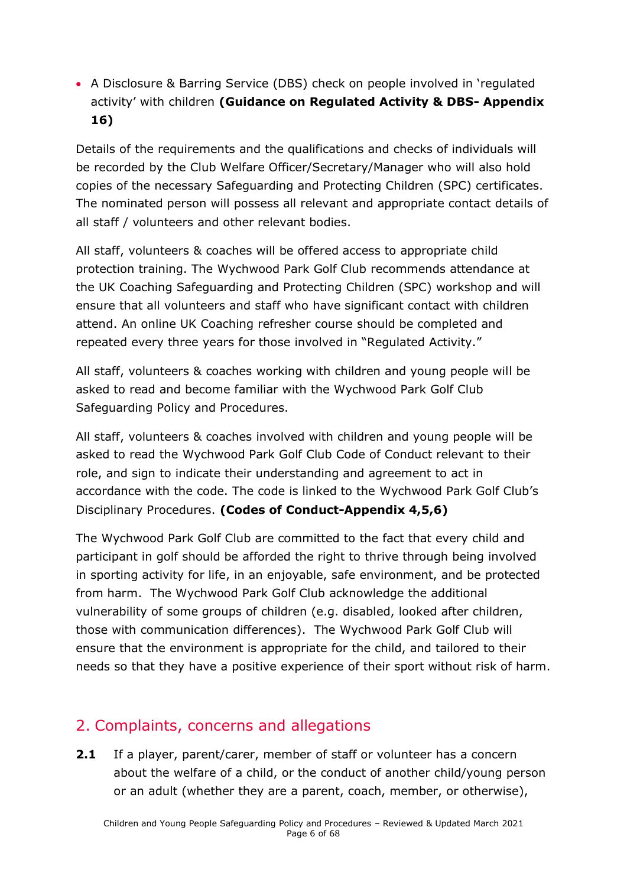- A Disclosure & Barring Service (DBS) check on people involved in 'regulated activity' with children **(Guidance on Regulated Activity & DBS- Appendix 16)**

Details of the requirements and the qualifications and checks of individuals will be recorded by the Club Welfare Officer/Secretary/Manager who will also hold copies of the necessary Safeguarding and Protecting Children (SPC) certificates. The nominated person will possess all relevant and appropriate contact details of all staff / volunteers and other relevant bodies.

All staff, volunteers & coaches will be offered access to appropriate child protection training. The Wychwood Park Golf Club recommends attendance at the UK Coaching Safeguarding and Protecting Children (SPC) workshop and will ensure that all volunteers and staff who have significant contact with children attend. An online UK Coaching refresher course should be completed and repeated every three years for those involved in "Regulated Activity."

All staff, volunteers & coaches working with children and young people will be asked to read and become familiar with the Wychwood Park Golf Club Safeguarding Policy and Procedures.

All staff, volunteers & coaches involved with children and young people will be asked to read the Wychwood Park Golf Club Code of Conduct relevant to their role, and sign to indicate their understanding and agreement to act in accordance with the code. The code is linked to the Wychwood Park Golf Club's Disciplinary Procedures. **(Codes of Conduct-Appendix 4,5,6)**

The Wychwood Park Golf Club are committed to the fact that every child and participant in golf should be afforded the right to thrive through being involved in sporting activity for life, in an enjoyable, safe environment, and be protected from harm. The Wychwood Park Golf Club acknowledge the additional vulnerability of some groups of children (e.g. disabled, looked after children, those with communication differences). The Wychwood Park Golf Club will ensure that the environment is appropriate for the child, and tailored to their needs so that they have a positive experience of their sport without risk of harm.

## 2. Complaints, concerns and allegations

**2.1** If a player, parent/carer, member of staff or volunteer has a concern about the welfare of a child, or the conduct of another child/young person or an adult (whether they are a parent, coach, member, or otherwise),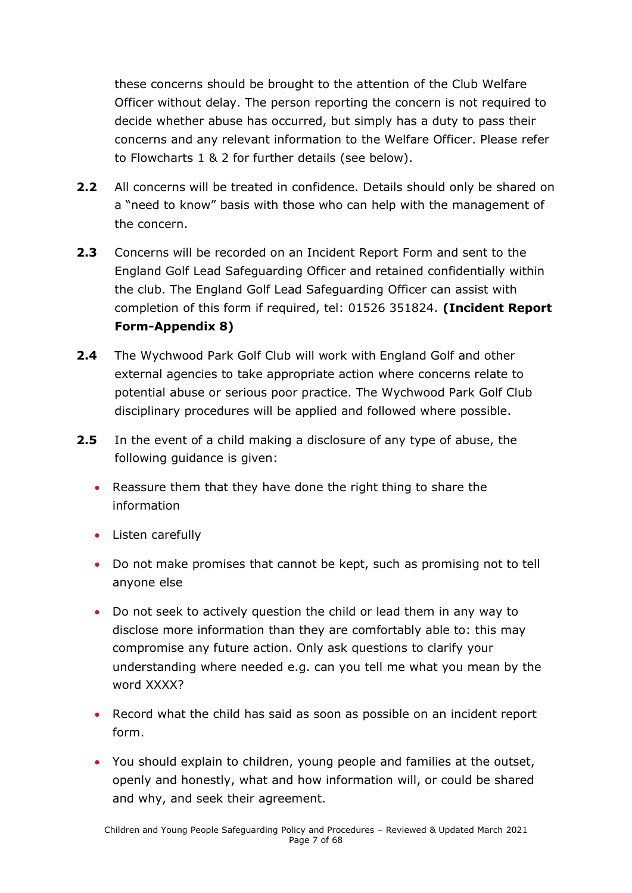these concerns should be brought to the attention of the Club Welfare Officer without delay. The person reporting the concern is not required to decide whether abuse has occurred, but simply has a duty to pass their concerns and any relevant information to the Welfare Officer. Please refer to Flowcharts 1 & 2 for further details (see below).

**2.2** All concerns will be treated in confidence. Details should only be shared on a "need to know" basis with those who can help with the management of the concern.

**2.3** Concerns will be recorded on an Incident Report Form and sent to the England Golf Lead Safeguarding Officer and retained confidentially within the club. The England Golf Lead Safeguarding Officer can assist with completion of this form if required, tel: 01526 351824. **(Incident Report Form-Appendix 8)**

**2.4** The Wychwood Park Golf Club will work with England Golf and other external agencies to take appropriate action where concerns relate to potential abuse or serious poor practice. The Wychwood Park Golf Club disciplinary procedures will be applied and followed where possible.

**2.5** In the event of a child making a disclosure of any type of abuse, the following guidance is given:

- Reassure them that they have done the right thing to share the information
- Listen carefully
- Do not make promises that cannot be kept, such as promising not to tell anyone else
- Do not seek to actively question the child or lead them in any way to disclose more information than they are comfortably able to: this may compromise any future action. Only ask questions to clarify your understanding where needed e.g. can you tell me what you mean by the word XXXX?
- Record what the child has said as soon as possible on an incident report form.
- You should explain to children, young people and families at the outset, openly and honestly, what and how information will, or could be shared and why, and seek their agreement.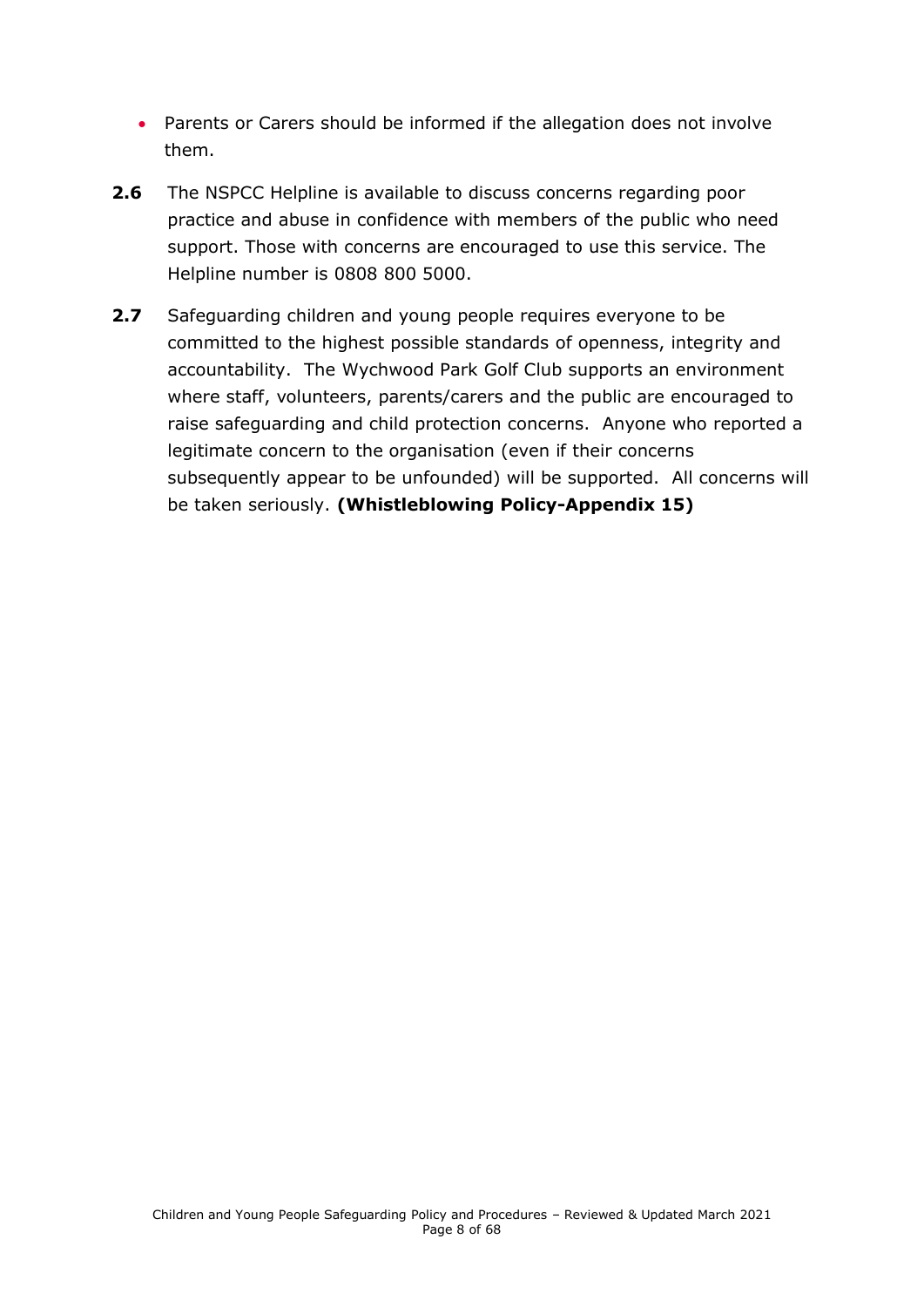- Parents or Carers should be informed if the allegation does not involve them.

**2.6** The NSPCC Helpline is available to discuss concerns regarding poor practice and abuse in confidence with members of the public who need support. Those with concerns are encouraged to use this service. The Helpline number is 0808 800 5000.

**2.7** Safeguarding children and young people requires everyone to be committed to the highest possible standards of openness, integrity and accountability. The Wychwood Park Golf Club supports an environment where staff, volunteers, parents/carers and the public are encouraged to raise safeguarding and child protection concerns. Anyone who reported a legitimate concern to the organisation (even if their concerns subsequently appear to be unfounded) will be supported. All concerns will be taken seriously. **(Whistleblowing Policy-Appendix 15)**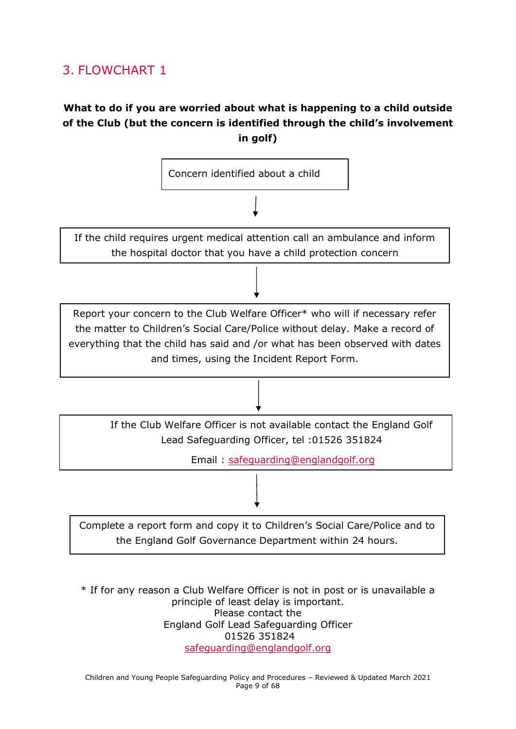## 3. FLOWCHART 1

**What to do if you are worried about what is happening to a child outside of the Club (but the concern is identified through the child's involvement in golf)**

Concern identified about a child

↓

If the child requires urgent medical attention call an ambulance and inform the hospital doctor that you have a child protection concern

↓

Report your concern to the Club Welfare Officer* who will if necessary refer the matter to Children's Social Care/Police without delay. Make a record of everything that the child has said and /or what has been observed with dates and times, using the Incident Report Form.

↓

If the Club Welfare Officer is not available contact the England Golf Lead Safeguarding Officer, tel :01526 351824

Email : safeguarding@englandgolf.org

↓

Complete a report form and copy it to Children's Social Care/Police and to the England Golf Governance Department within 24 hours.

\* If for any reason a Club Welfare Officer is not in post or is unavailable a principle of least delay is important.
Please contact the
England Golf Lead Safeguarding Officer
01526 351824
safeguarding@englandgolf.org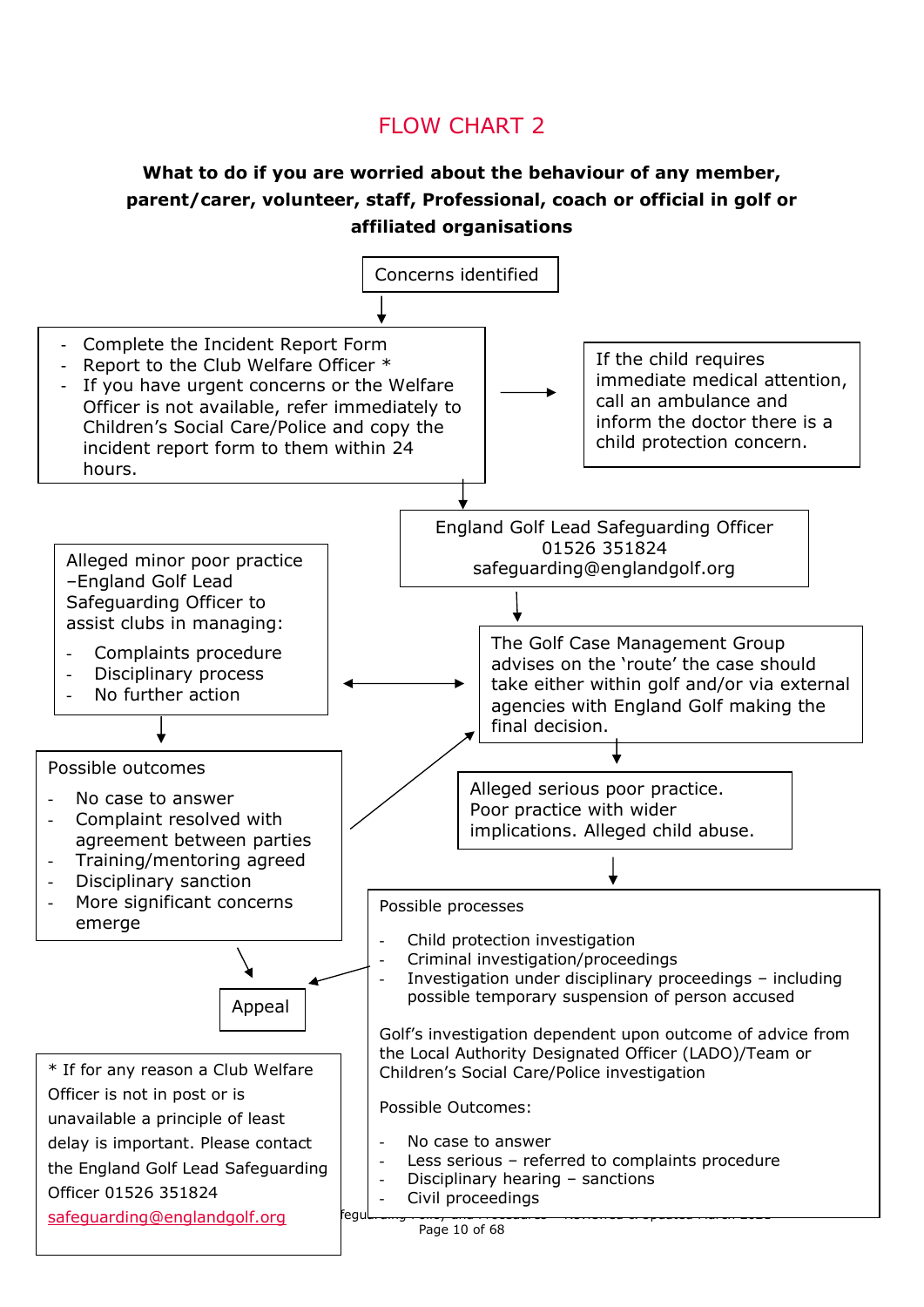# FLOW CHART 2

**What to do if you are worried about the behaviour of any member, parent/carer, volunteer, staff, Professional, coach or official in golf or affiliated organisations**

Concerns identified

- Complete the Incident Report Form
- Report to the Club Welfare Officer *
- If you have urgent concerns or the Welfare Officer is not available, refer immediately to Children's Social Care/Police and copy the incident report form to them within 24 hours.

If the child requires immediate medical attention, call an ambulance and inform the doctor there is a child protection concern.

England Golf Lead Safeguarding Officer
01526 351824
safeguarding@englandgolf.org

The Golf Case Management Group advises on the 'route' the case should take either within golf and/or via external agencies with England Golf making the final decision.

Alleged minor poor practice –England Golf Lead Safeguarding Officer to assist clubs in managing:

- Complaints procedure
- Disciplinary process
- No further action

Possible outcomes

- No case to answer
- Complaint resolved with agreement between parties
- Training/mentoring agreed
- Disciplinary sanction
- More significant concerns emerge

Alleged serious poor practice. Poor practice with wider implications. Alleged child abuse.

Possible processes

- Child protection investigation
- Criminal investigation/proceedings
- Investigation under disciplinary proceedings – including possible temporary suspension of person accused

Golf's investigation dependent upon outcome of advice from the Local Authority Designated Officer (LADO)/Team or Children's Social Care/Police investigation

Possible Outcomes:

- No case to answer
- Less serious – referred to complaints procedure
- Disciplinary hearing – sanctions
- Civil proceedings

Appeal

* If for any reason a Club Welfare Officer is not in post or is unavailable a principle of least delay is important. Please contact the England Golf Lead Safeguarding Officer 01526 351824 safeguarding@englandgolf.org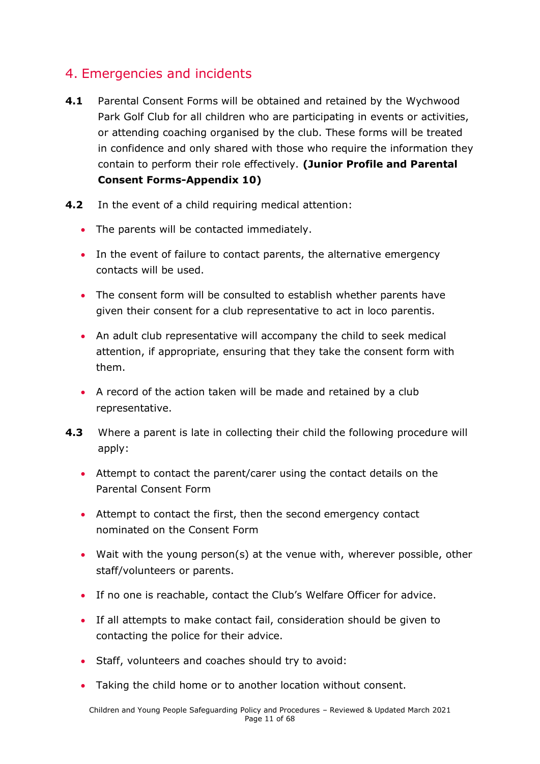## 4. Emergencies and incidents

**4.1** Parental Consent Forms will be obtained and retained by the Wychwood Park Golf Club for all children who are participating in events or activities, or attending coaching organised by the club. These forms will be treated in confidence and only shared with those who require the information they contain to perform their role effectively. **(Junior Profile and Parental Consent Forms-Appendix 10)**

**4.2** In the event of a child requiring medical attention:

- The parents will be contacted immediately.
- In the event of failure to contact parents, the alternative emergency contacts will be used.
- The consent form will be consulted to establish whether parents have given their consent for a club representative to act in loco parentis.
- An adult club representative will accompany the child to seek medical attention, if appropriate, ensuring that they take the consent form with them.
- A record of the action taken will be made and retained by a club representative.

**4.3** Where a parent is late in collecting their child the following procedure will apply:

- Attempt to contact the parent/carer using the contact details on the Parental Consent Form
- Attempt to contact the first, then the second emergency contact nominated on the Consent Form
- Wait with the young person(s) at the venue with, wherever possible, other staff/volunteers or parents.
- If no one is reachable, contact the Club's Welfare Officer for advice.
- If all attempts to make contact fail, consideration should be given to contacting the police for their advice.
- Staff, volunteers and coaches should try to avoid:
- Taking the child home or to another location without consent.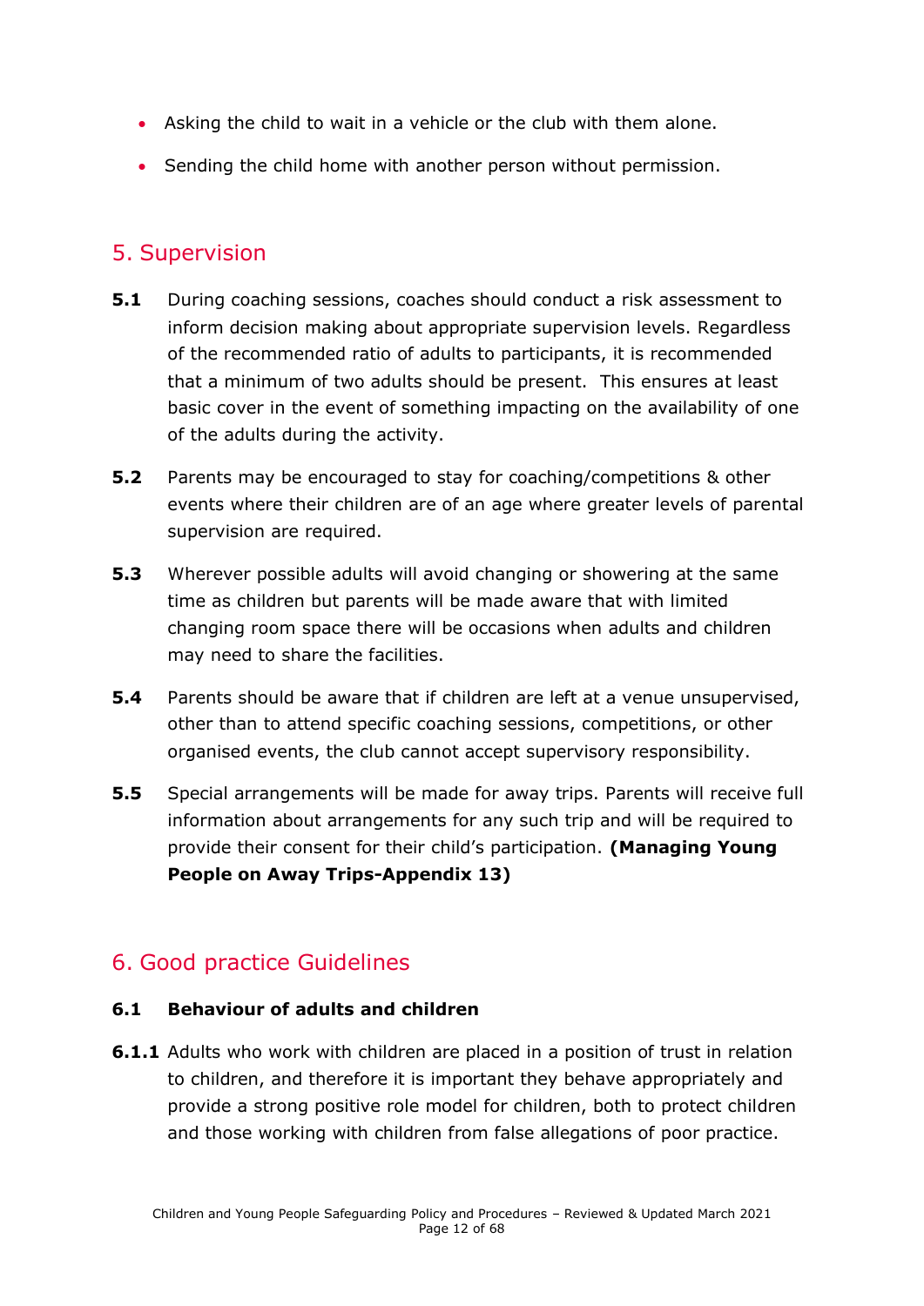- Asking the child to wait in a vehicle or the club with them alone.
- Sending the child home with another person without permission.

## 5. Supervision

**5.1** During coaching sessions, coaches should conduct a risk assessment to inform decision making about appropriate supervision levels. Regardless of the recommended ratio of adults to participants, it is recommended that a minimum of two adults should be present. This ensures at least basic cover in the event of something impacting on the availability of one of the adults during the activity.

**5.2** Parents may be encouraged to stay for coaching/competitions & other events where their children are of an age where greater levels of parental supervision are required.

**5.3** Wherever possible adults will avoid changing or showering at the same time as children but parents will be made aware that with limited changing room space there will be occasions when adults and children may need to share the facilities.

**5.4** Parents should be aware that if children are left at a venue unsupervised, other than to attend specific coaching sessions, competitions, or other organised events, the club cannot accept supervisory responsibility.

**5.5** Special arrangements will be made for away trips. Parents will receive full information about arrangements for any such trip and will be required to provide their consent for their child's participation. **(Managing Young People on Away Trips-Appendix 13)**

## 6. Good practice Guidelines

### 6.1 Behaviour of adults and children

**6.1.1** Adults who work with children are placed in a position of trust in relation to children, and therefore it is important they behave appropriately and provide a strong positive role model for children, both to protect children and those working with children from false allegations of poor practice.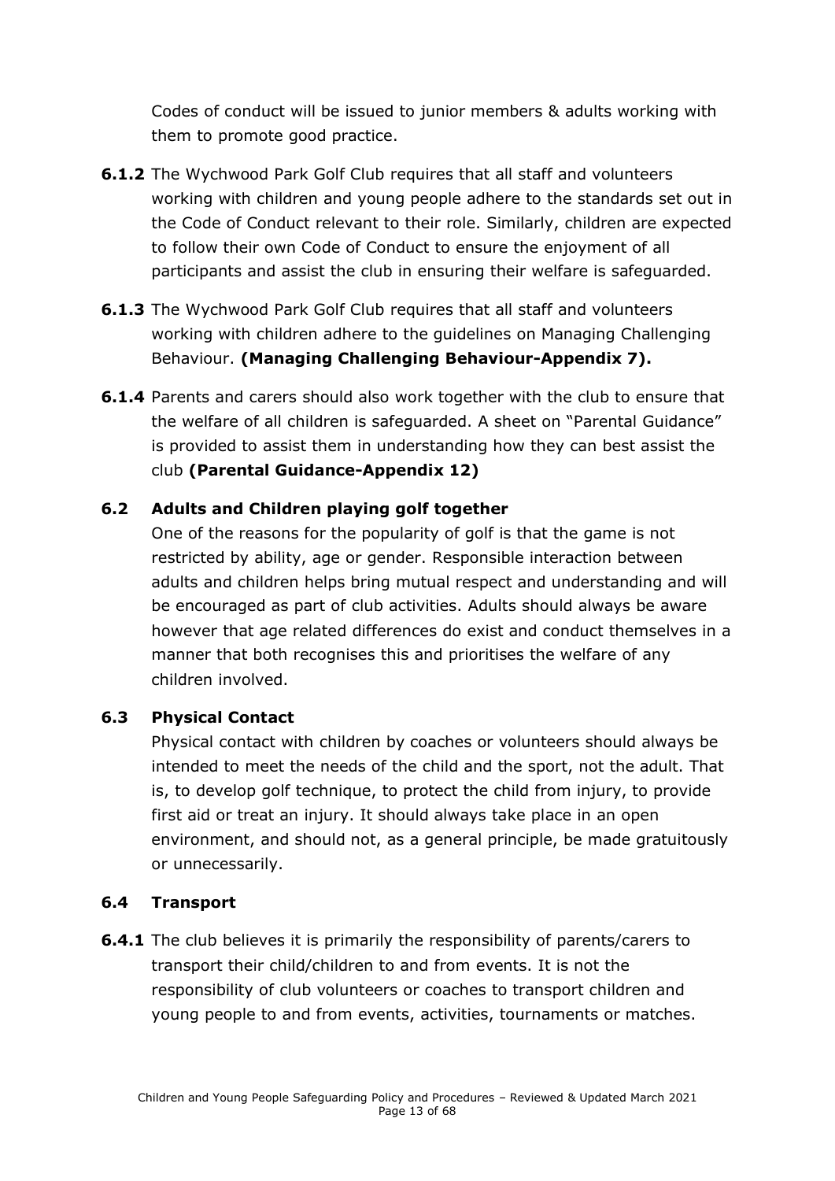Codes of conduct will be issued to junior members & adults working with them to promote good practice.

**6.1.2** The Wychwood Park Golf Club requires that all staff and volunteers working with children and young people adhere to the standards set out in the Code of Conduct relevant to their role. Similarly, children are expected to follow their own Code of Conduct to ensure the enjoyment of all participants and assist the club in ensuring their welfare is safeguarded.

**6.1.3** The Wychwood Park Golf Club requires that all staff and volunteers working with children adhere to the guidelines on Managing Challenging Behaviour. **(Managing Challenging Behaviour-Appendix 7).**

**6.1.4** Parents and carers should also work together with the club to ensure that the welfare of all children is safeguarded. A sheet on "Parental Guidance" is provided to assist them in understanding how they can best assist the club **(Parental Guidance-Appendix 12)**

### 6.2 Adults and Children playing golf together

One of the reasons for the popularity of golf is that the game is not restricted by ability, age or gender. Responsible interaction between adults and children helps bring mutual respect and understanding and will be encouraged as part of club activities. Adults should always be aware however that age related differences do exist and conduct themselves in a manner that both recognises this and prioritises the welfare of any children involved.

### 6.3 Physical Contact

Physical contact with children by coaches or volunteers should always be intended to meet the needs of the child and the sport, not the adult. That is, to develop golf technique, to protect the child from injury, to provide first aid or treat an injury. It should always take place in an open environment, and should not, as a general principle, be made gratuitously or unnecessarily.

### 6.4 Transport

**6.4.1** The club believes it is primarily the responsibility of parents/carers to transport their child/children to and from events. It is not the responsibility of club volunteers or coaches to transport children and young people to and from events, activities, tournaments or matches.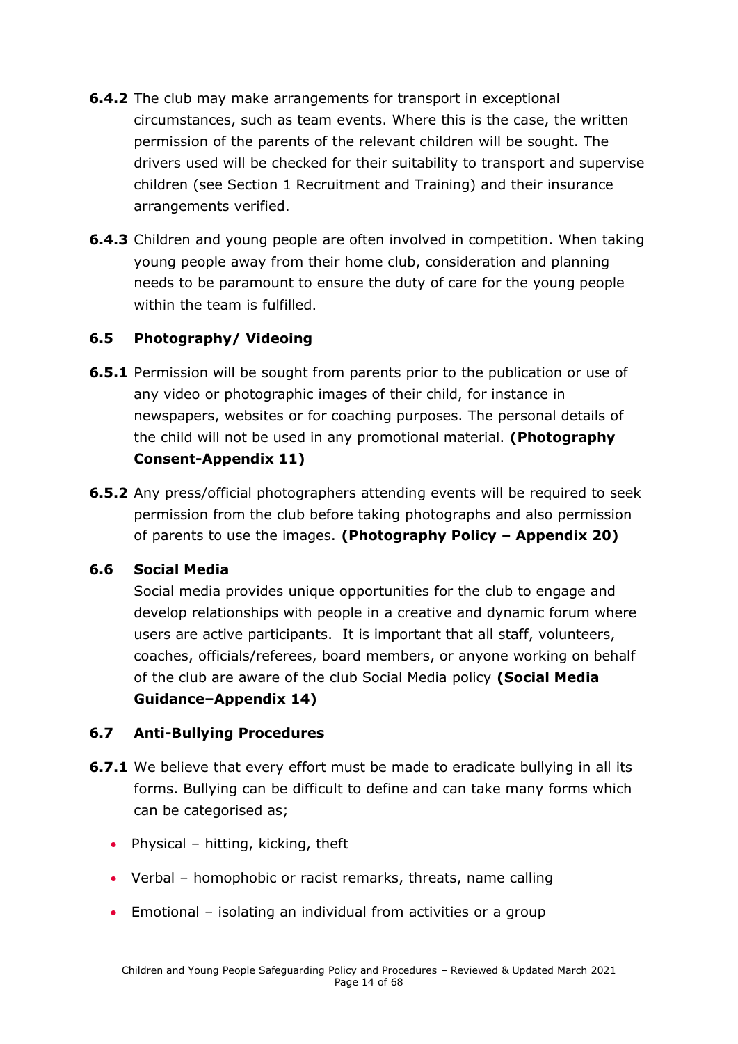**6.4.2** The club may make arrangements for transport in exceptional circumstances, such as team events. Where this is the case, the written permission of the parents of the relevant children will be sought. The drivers used will be checked for their suitability to transport and supervise children (see Section 1 Recruitment and Training) and their insurance arrangements verified.

**6.4.3** Children and young people are often involved in competition. When taking young people away from their home club, consideration and planning needs to be paramount to ensure the duty of care for the young people within the team is fulfilled.

### 6.5 Photography/ Videoing

**6.5.1** Permission will be sought from parents prior to the publication or use of any video or photographic images of their child, for instance in newspapers, websites or for coaching purposes. The personal details of the child will not be used in any promotional material. **(Photography Consent-Appendix 11)**

**6.5.2** Any press/official photographers attending events will be required to seek permission from the club before taking photographs and also permission of parents to use the images. **(Photography Policy – Appendix 20)**

### 6.6 Social Media

Social media provides unique opportunities for the club to engage and develop relationships with people in a creative and dynamic forum where users are active participants. It is important that all staff, volunteers, coaches, officials/referees, board members, or anyone working on behalf of the club are aware of the club Social Media policy **(Social Media Guidance–Appendix 14)**

### 6.7 Anti-Bullying Procedures

**6.7.1** We believe that every effort must be made to eradicate bullying in all its forms. Bullying can be difficult to define and can take many forms which can be categorised as;

- Physical – hitting, kicking, theft
- Verbal – homophobic or racist remarks, threats, name calling
- Emotional – isolating an individual from activities or a group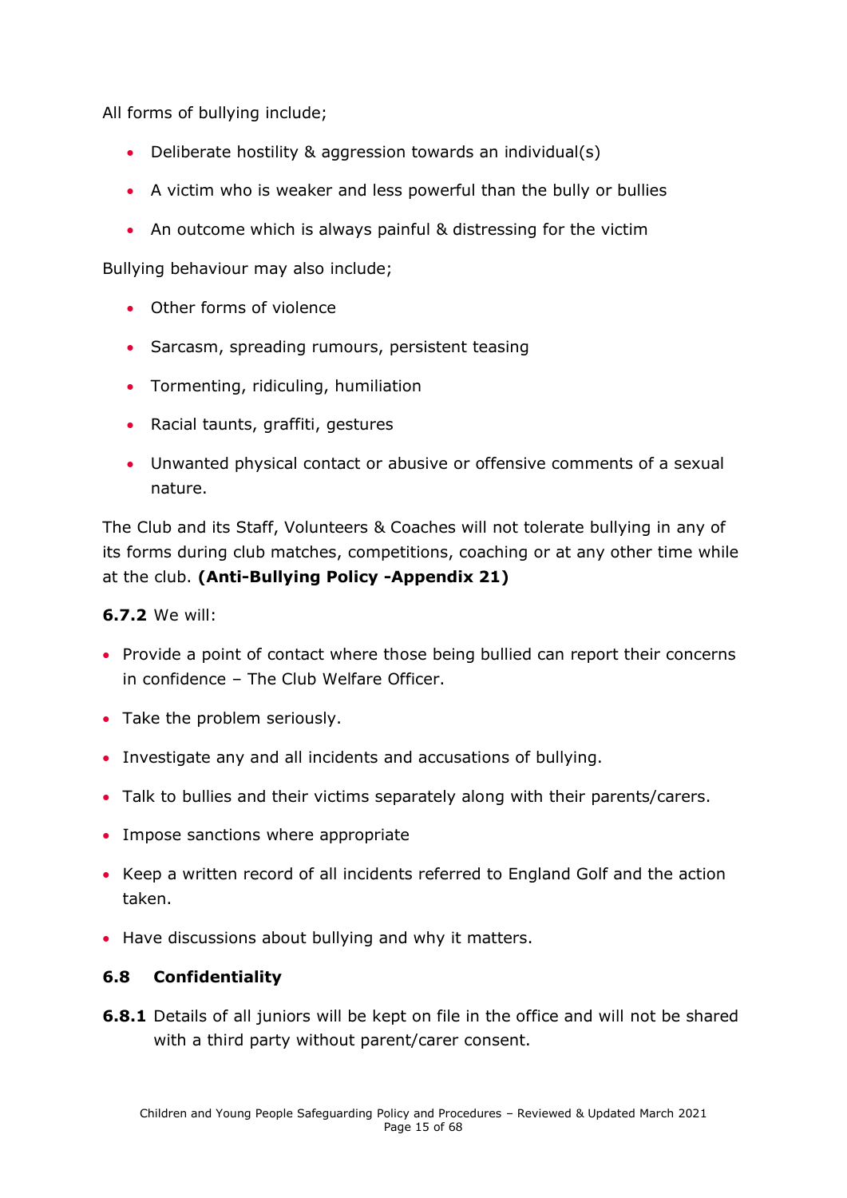All forms of bullying include;

- Deliberate hostility & aggression towards an individual(s)
- A victim who is weaker and less powerful than the bully or bullies
- An outcome which is always painful & distressing for the victim

Bullying behaviour may also include;

- Other forms of violence
- Sarcasm, spreading rumours, persistent teasing
- Tormenting, ridiculing, humiliation
- Racial taunts, graffiti, gestures
- Unwanted physical contact or abusive or offensive comments of a sexual nature.

The Club and its Staff, Volunteers & Coaches will not tolerate bullying in any of its forms during club matches, competitions, coaching or at any other time while at the club. **(Anti-Bullying Policy -Appendix 21)**

**6.7.2** We will:

- Provide a point of contact where those being bullied can report their concerns in confidence – The Club Welfare Officer.
- Take the problem seriously.
- Investigate any and all incidents and accusations of bullying.
- Talk to bullies and their victims separately along with their parents/carers.
- Impose sanctions where appropriate
- Keep a written record of all incidents referred to England Golf and the action taken.
- Have discussions about bullying and why it matters.

### 6.8 Confidentiality

**6.8.1** Details of all juniors will be kept on file in the office and will not be shared with a third party without parent/carer consent.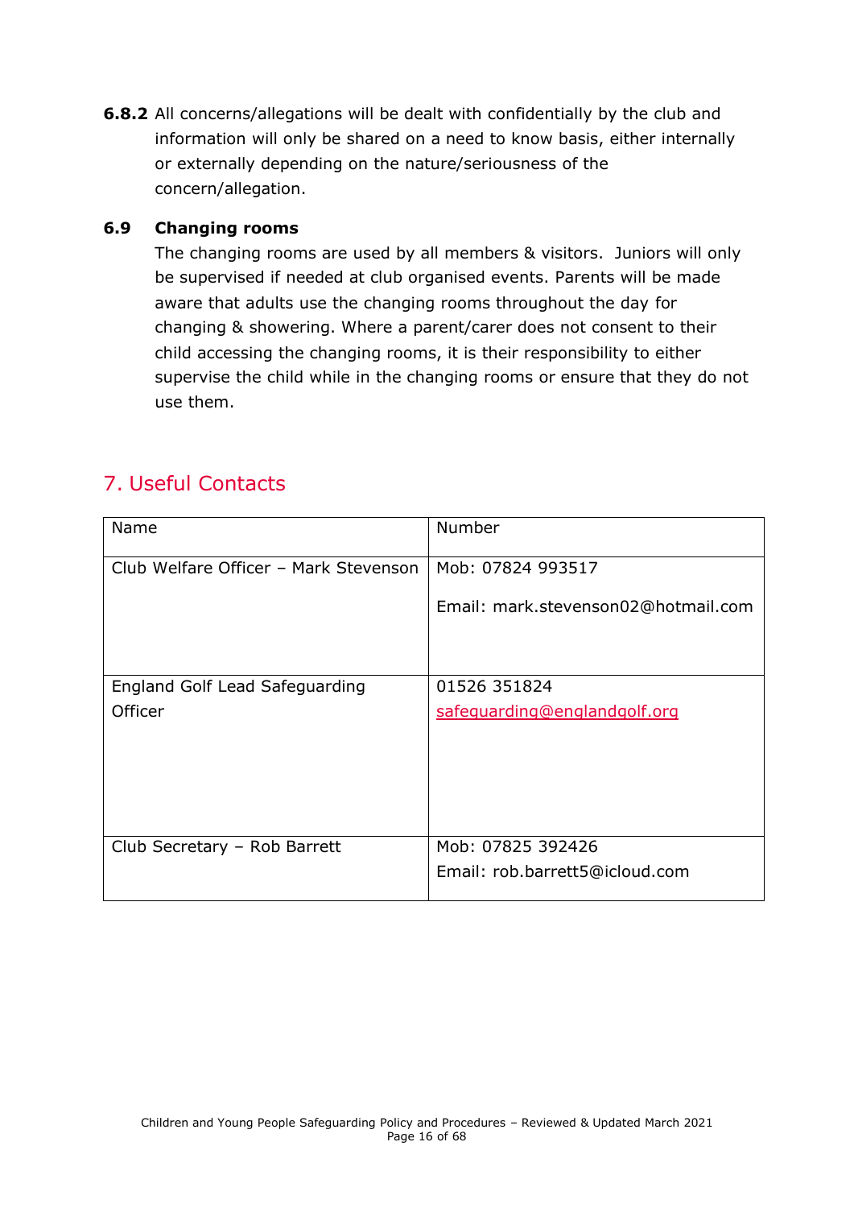**6.8.2** All concerns/allegations will be dealt with confidentially by the club and information will only be shared on a need to know basis, either internally or externally depending on the nature/seriousness of the concern/allegation.

### 6.9 Changing rooms

The changing rooms are used by all members & visitors. Juniors will only be supervised if needed at club organised events. Parents will be made aware that adults use the changing rooms throughout the day for changing & showering. Where a parent/carer does not consent to their child accessing the changing rooms, it is their responsibility to either supervise the child while in the changing rooms or ensure that they do not use them.

## 7. Useful Contacts

| Name | Number |
|---|---|
| Club Welfare Officer – Mark Stevenson | Mob: 07824 993517<br><br>Email: mark.stevenson02@hotmail.com |
| England Golf Lead Safeguarding Officer | 01526 351824<br>safeguarding@englandgolf.org |
| Club Secretary – Rob Barrett | Mob: 07825 392426<br>Email: rob.barrett5@icloud.com |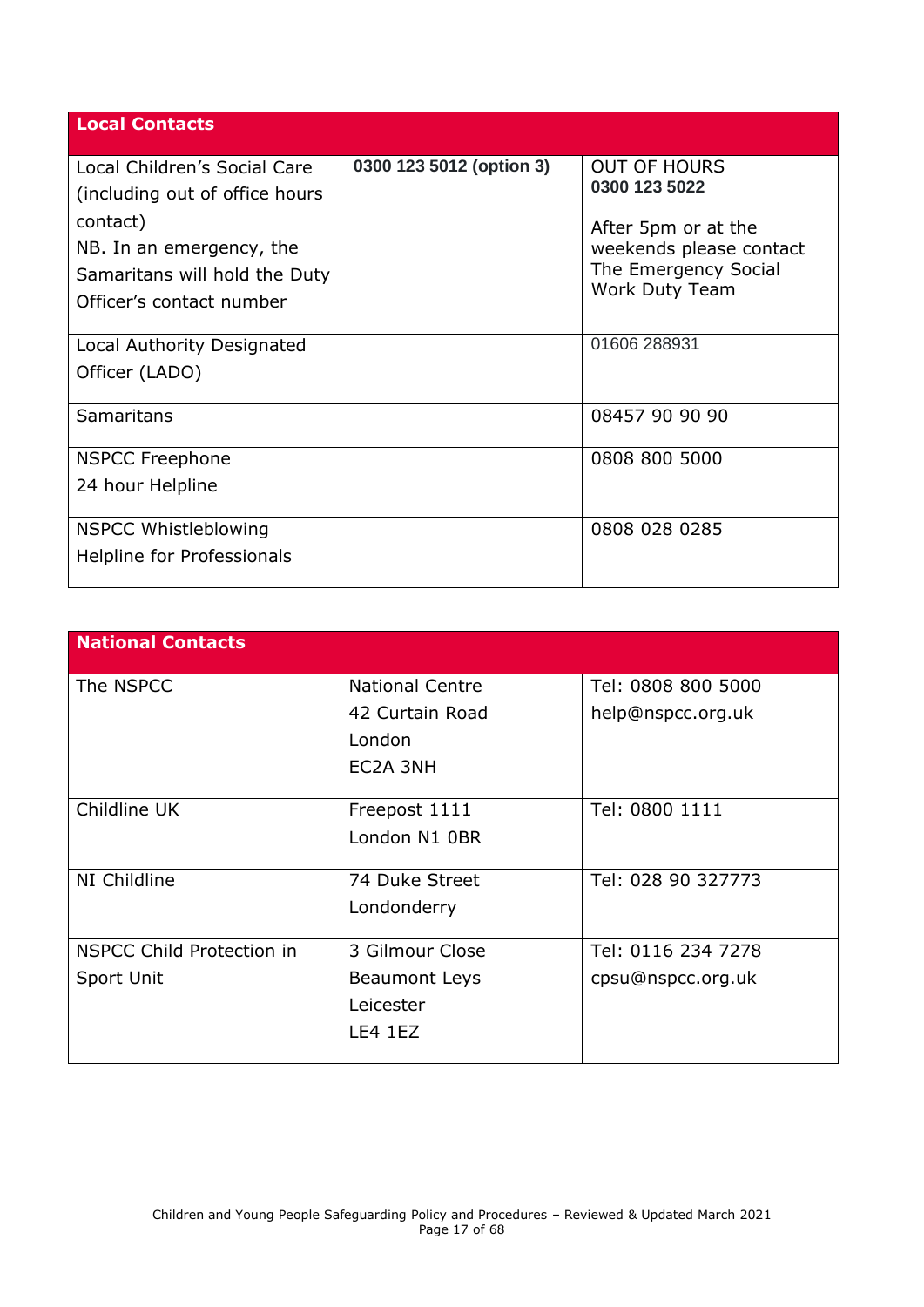| Local Contacts | | |
|---|---|---|
| Local Children's Social Care (including out of office hours contact)<br>NB. In an emergency, the Samaritans will hold the Duty Officer's contact number | **0300 123 5012 (option 3)** | OUT OF HOURS<br>**0300 123 5022**<br><br>After 5pm or at the weekends please contact The Emergency Social Work Duty Team |
| Local Authority Designated Officer (LADO) | | 01606 288931 |
| Samaritans | | 08457 90 90 90 |
| NSPCC Freephone<br>24 hour Helpline | | 0808 800 5000 |
| NSPCC Whistleblowing Helpline for Professionals | | 0808 028 0285 |

| National Contacts | | |
|---|---|---|
| The NSPCC | National Centre<br>42 Curtain Road<br>London<br>EC2A 3NH | Tel: 0808 800 5000<br>help@nspcc.org.uk |
| Childline UK | Freepost 1111<br>London N1 0BR | Tel: 0800 1111 |
| NI Childline | 74 Duke Street<br>Londonderry | Tel: 028 90 327773 |
| NSPCC Child Protection in Sport Unit | 3 Gilmour Close<br>Beaumont Leys<br>Leicester<br>LE4 1EZ | Tel: 0116 234 7278<br>cpsu@nspcc.org.uk |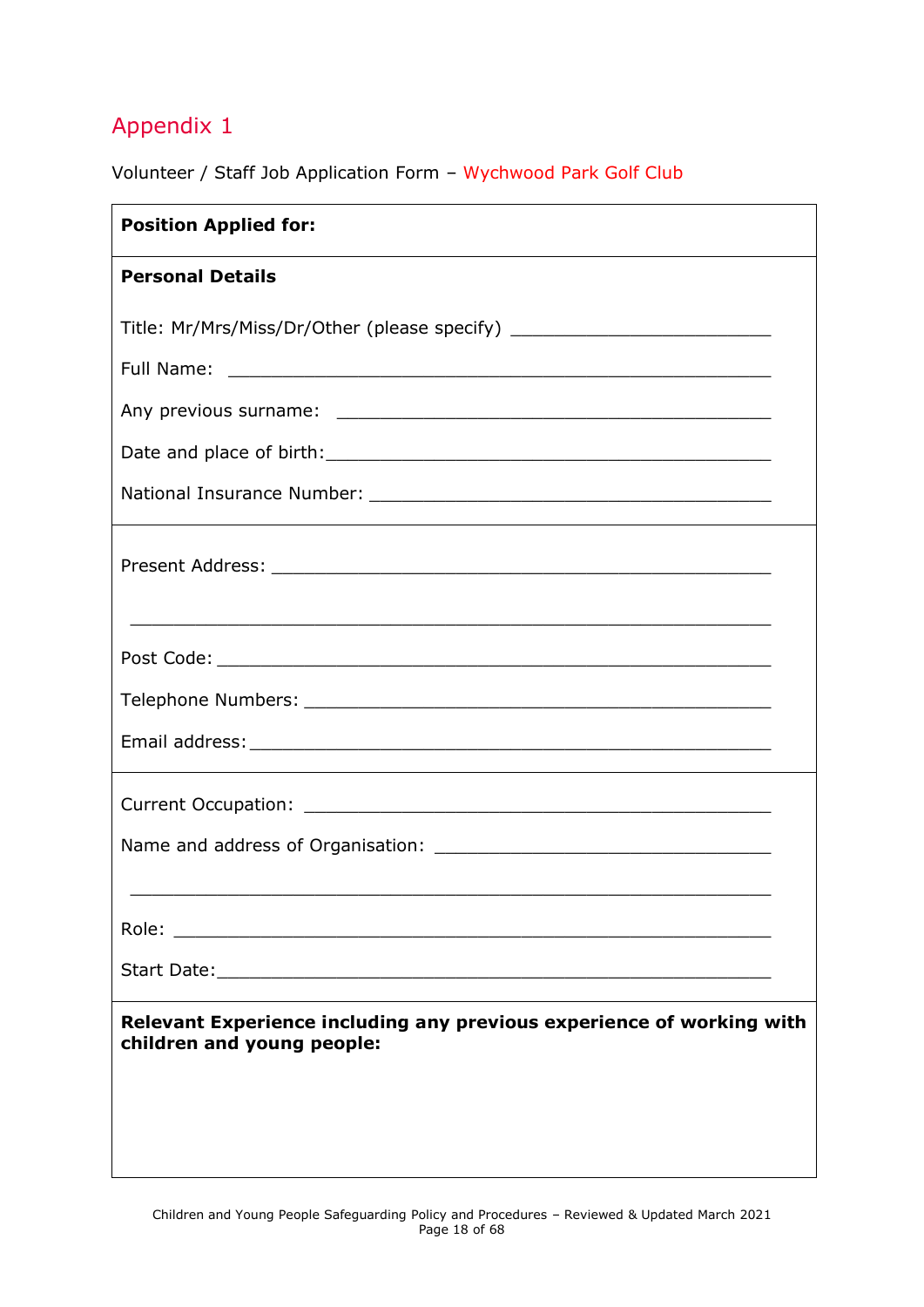## Appendix 1

Volunteer / Staff Job Application Form – Wychwood Park Golf Club

**Position Applied for:**

**Personal Details**

Title: Mr/Mrs/Miss/Dr/Other (please specify) ________________________

Full Name: __________________________________________________

Any previous surname: ________________________________________

Date and place of birth: ________________________________________

National Insurance Number: ____________________________________

Present Address: ____________________________________________

_______________________________________________________________

Post Code: _________________________________________________

Telephone Numbers: __________________________________________

Email address: ______________________________________________

Current Occupation: __________________________________________

Name and address of Organisation: _______________________________

_______________________________________________________________

Role: _____________________________________________________

Start Date: _________________________________________________

**Relevant Experience including any previous experience of working with children and young people:**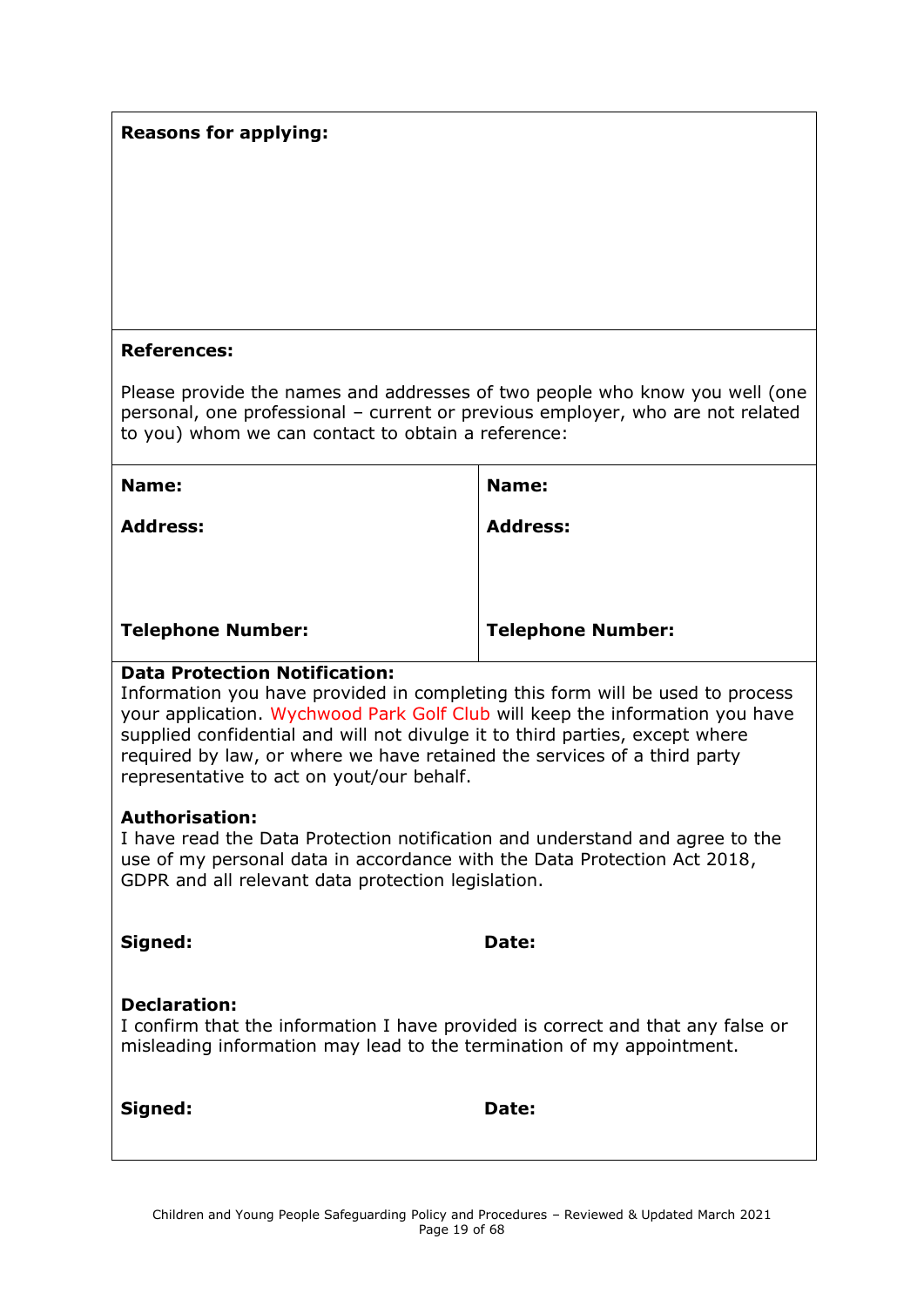**Reasons for applying:**

**References:**

Please provide the names and addresses of two people who know you well (one personal, one professional – current or previous employer, who are not related to you) whom we can contact to obtain a reference:

| | |
|---|---|
| **Name:** | **Name:** |
| **Address:** | **Address:** |
| **Telephone Number:** | **Telephone Number:** |

**Data Protection Notification:**
Information you have provided in completing this form will be used to process your application. Wychwood Park Golf Club will keep the information you have supplied confidential and will not divulge it to third parties, except where required by law, or where we have retained the services of a third party representative to act on yout/our behalf.

**Authorisation:**
I have read the Data Protection notification and understand and agree to the use of my personal data in accordance with the Data Protection Act 2018, GDPR and all relevant data protection legislation.

**Signed:** **Date:**

**Declaration:**
I confirm that the information I have provided is correct and that any false or misleading information may lead to the termination of my appointment.

**Signed:** **Date:**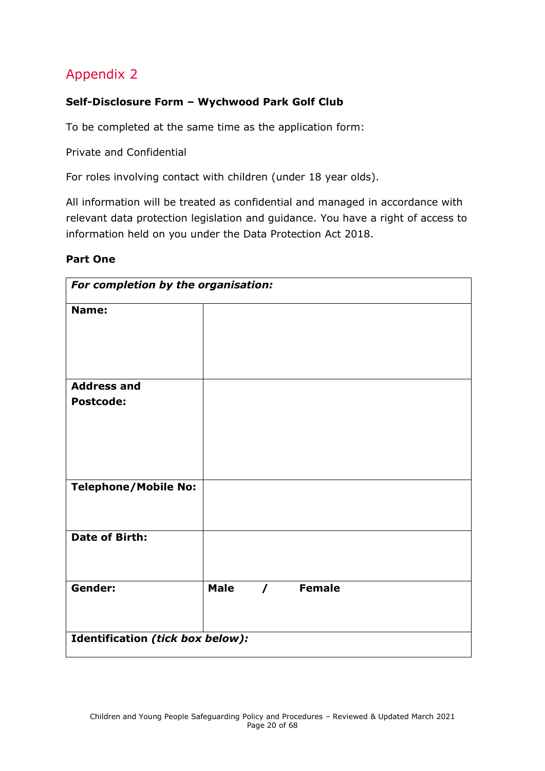## Appendix 2

**Self-Disclosure Form – Wychwood Park Golf Club**

To be completed at the same time as the application form:

Private and Confidential

For roles involving contact with children (under 18 year olds).

All information will be treated as confidential and managed in accordance with relevant data protection legislation and guidance. You have a right of access to information held on you under the Data Protection Act 2018.

**Part One**

| ***For completion by the organisation:*** | |
|---|---|
| **Name:** | |
| **Address and Postcode:** | |
| **Telephone/Mobile No:** | |
| **Date of Birth:** | |
| **Gender:** | **Male / Female** |
| **Identification *(tick box below):*** | |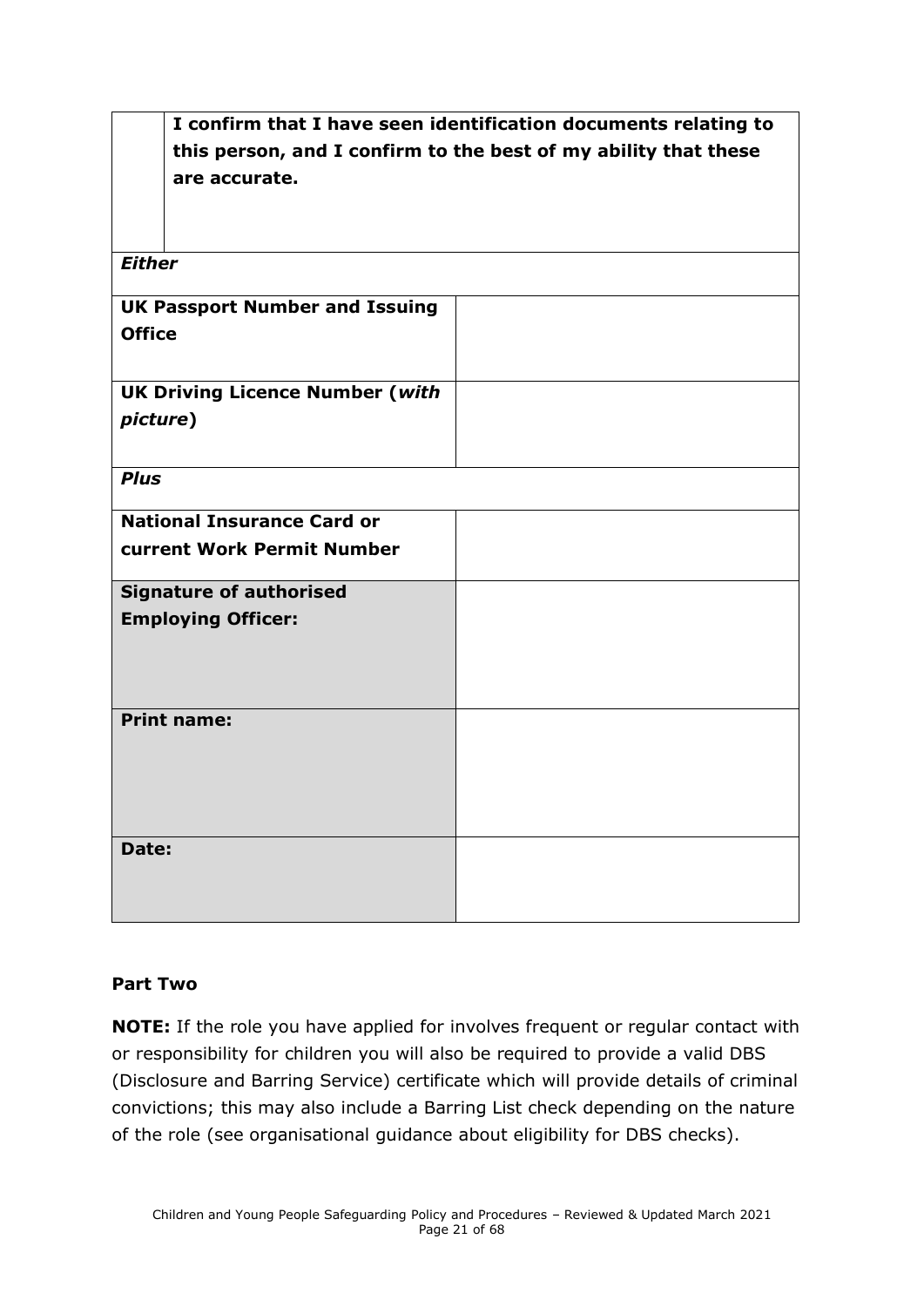| | |
|---|---|
| | **I confirm that I have seen identification documents relating to this person, and I confirm to the best of my ability that these are accurate.** |
| ***Either*** | |
| **UK Passport Number and Issuing Office** | |
| **UK Driving Licence Number (*with picture*)** | |
| ***Plus*** | |
| **National Insurance Card or current Work Permit Number** | |
| **Signature of authorised Employing Officer:** | |
| **Print name:** | |
| **Date:** | |

**Part Two**

**NOTE:** If the role you have applied for involves frequent or regular contact with or responsibility for children you will also be required to provide a valid DBS (Disclosure and Barring Service) certificate which will provide details of criminal convictions; this may also include a Barring List check depending on the nature of the role (see organisational guidance about eligibility for DBS checks).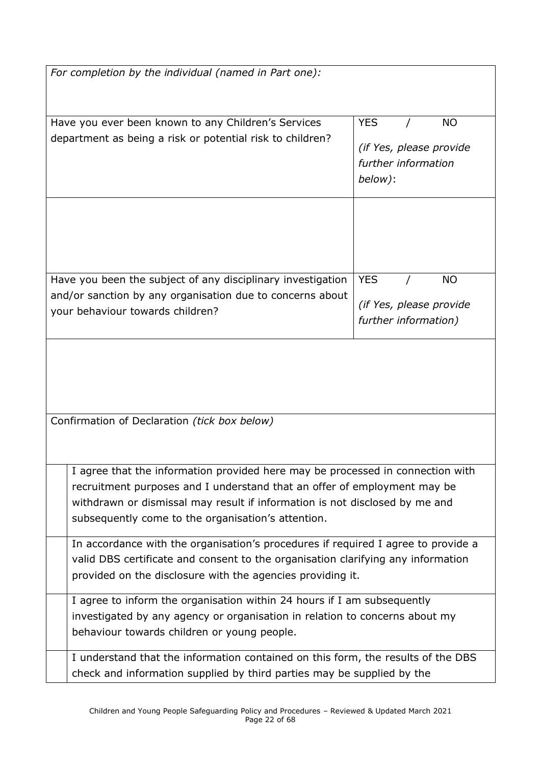| | |
|---|---|
| *For completion by the individual (named in Part one):* | |
| Have you ever been known to any Children's Services department as being a risk or potential risk to children? | YES / NO *(if Yes, please provide further information below)*: |
| | |
| Have you been the subject of any disciplinary investigation and/or sanction by any organisation due to concerns about your behaviour towards children? | YES / NO *(if Yes, please provide further information)* |
| | |

Confirmation of Declaration *(tick box below)*

| | |
|---|---|
| | I agree that the information provided here may be processed in connection with recruitment purposes and I understand that an offer of employment may be withdrawn or dismissal may result if information is not disclosed by me and subsequently come to the organisation's attention. |
| | In accordance with the organisation's procedures if required I agree to provide a valid DBS certificate and consent to the organisation clarifying any information provided on the disclosure with the agencies providing it. |
| | I agree to inform the organisation within 24 hours if I am subsequently investigated by any agency or organisation in relation to concerns about my behaviour towards children or young people. |
| | I understand that the information contained on this form, the results of the DBS check and information supplied by third parties may be supplied by the |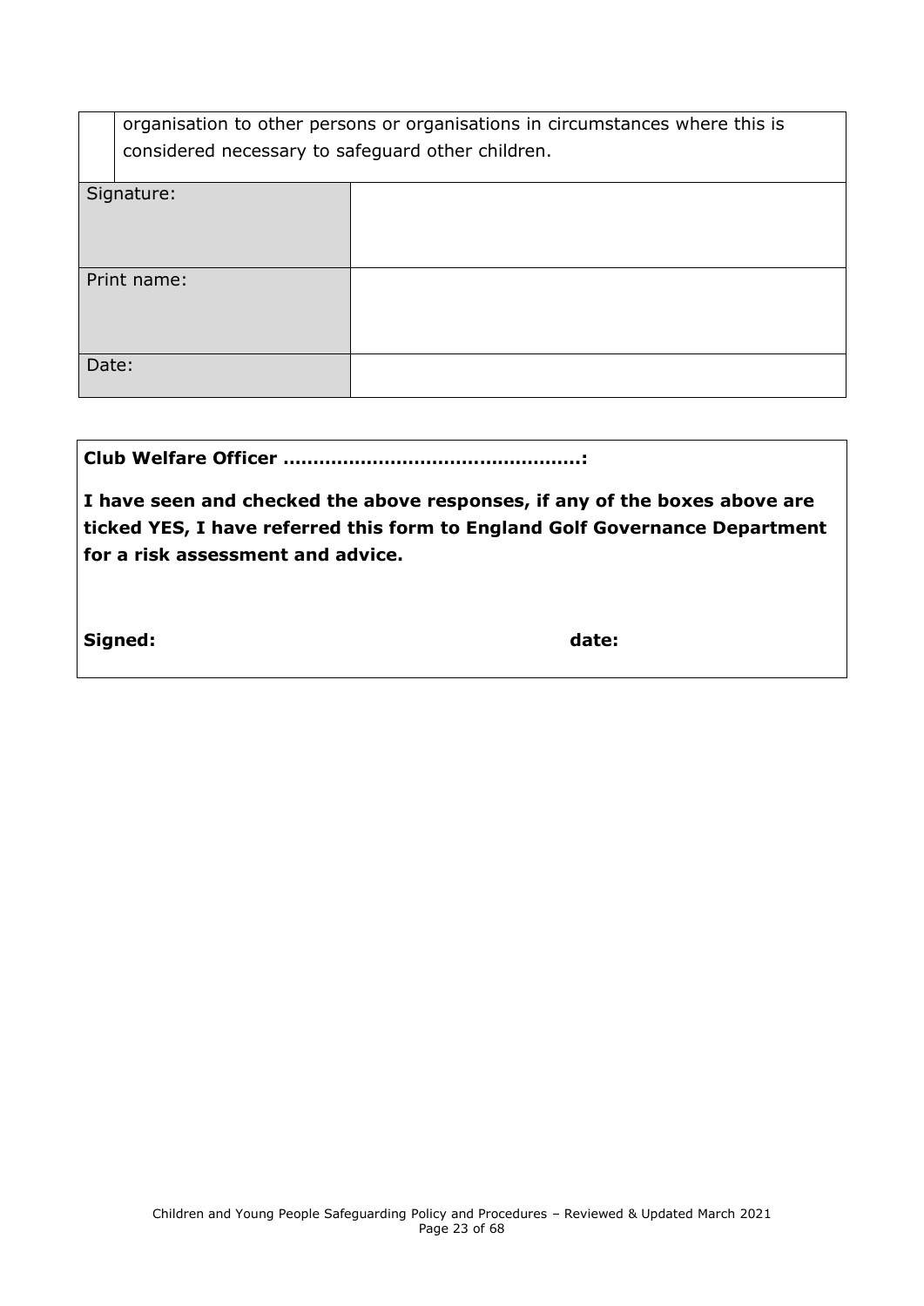| | |
|---|---|
| | organisation to other persons or organisations in circumstances where this is considered necessary to safeguard other children. |

| | |
|---|---|
| Signature: | |
| Print name: | |
| Date: | |

**Club Welfare Officer ………………………………………….:**

**I have seen and checked the above responses, if any of the boxes above are ticked YES, I have referred this form to England Golf Governance Department for a risk assessment and advice.**

**Signed:** **date:**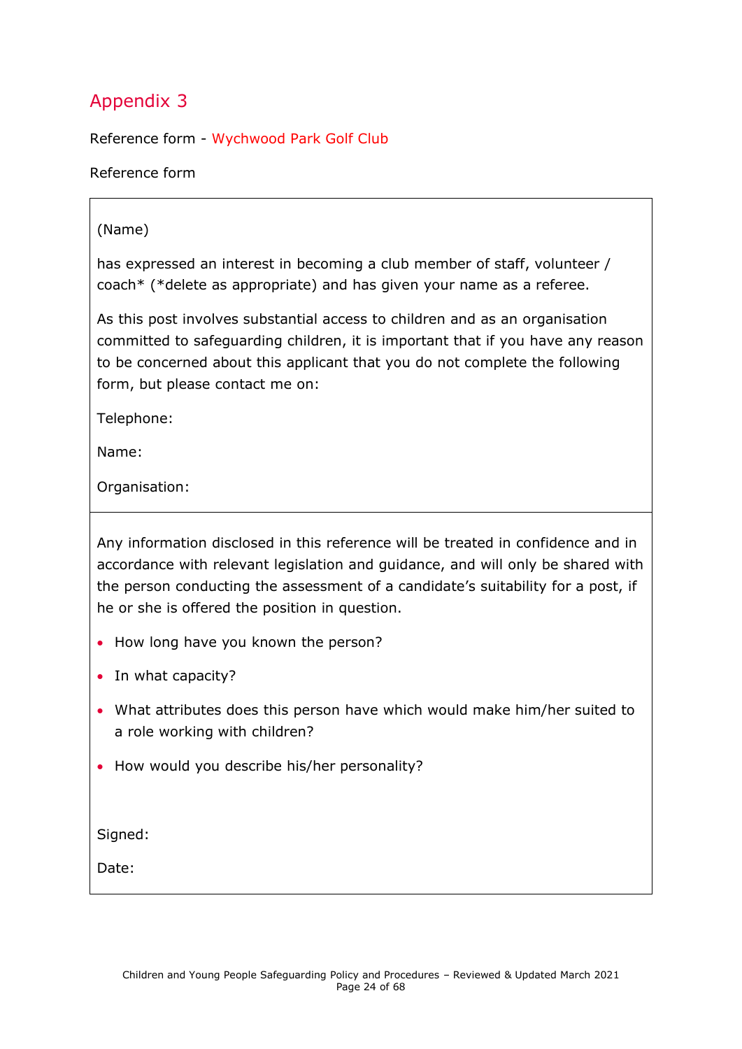# Appendix 3

Reference form - Wychwood Park Golf Club

Reference form

(Name)

has expressed an interest in becoming a club member of staff, volunteer / coach* (*delete as appropriate) and has given your name as a referee.

As this post involves substantial access to children and as an organisation committed to safeguarding children, it is important that if you have any reason to be concerned about this applicant that you do not complete the following form, but please contact me on:

Telephone:

Name:

Organisation:

---

Any information disclosed in this reference will be treated in confidence and in accordance with relevant legislation and guidance, and will only be shared with the person conducting the assessment of a candidate's suitability for a post, if he or she is offered the position in question.

- How long have you known the person?
- In what capacity?
- What attributes does this person have which would make him/her suited to a role working with children?
- How would you describe his/her personality?

Signed:

Date: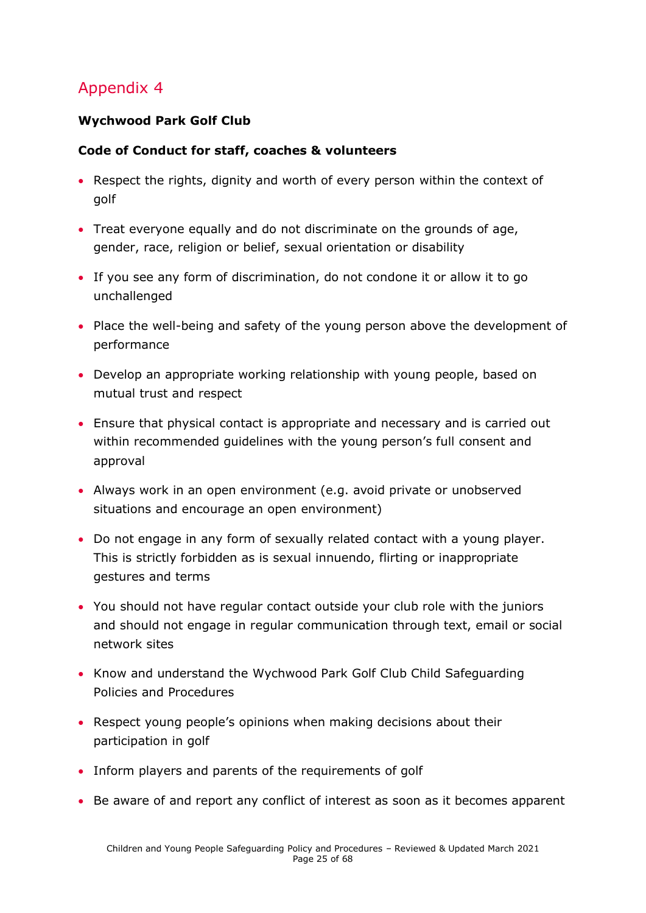# Appendix 4

**Wychwood Park Golf Club**

**Code of Conduct for staff, coaches & volunteers**

- Respect the rights, dignity and worth of every person within the context of golf
- Treat everyone equally and do not discriminate on the grounds of age, gender, race, religion or belief, sexual orientation or disability
- If you see any form of discrimination, do not condone it or allow it to go unchallenged
- Place the well-being and safety of the young person above the development of performance
- Develop an appropriate working relationship with young people, based on mutual trust and respect
- Ensure that physical contact is appropriate and necessary and is carried out within recommended guidelines with the young person's full consent and approval
- Always work in an open environment (e.g. avoid private or unobserved situations and encourage an open environment)
- Do not engage in any form of sexually related contact with a young player. This is strictly forbidden as is sexual innuendo, flirting or inappropriate gestures and terms
- You should not have regular contact outside your club role with the juniors and should not engage in regular communication through text, email or social network sites
- Know and understand the Wychwood Park Golf Club Child Safeguarding Policies and Procedures
- Respect young people's opinions when making decisions about their participation in golf
- Inform players and parents of the requirements of golf
- Be aware of and report any conflict of interest as soon as it becomes apparent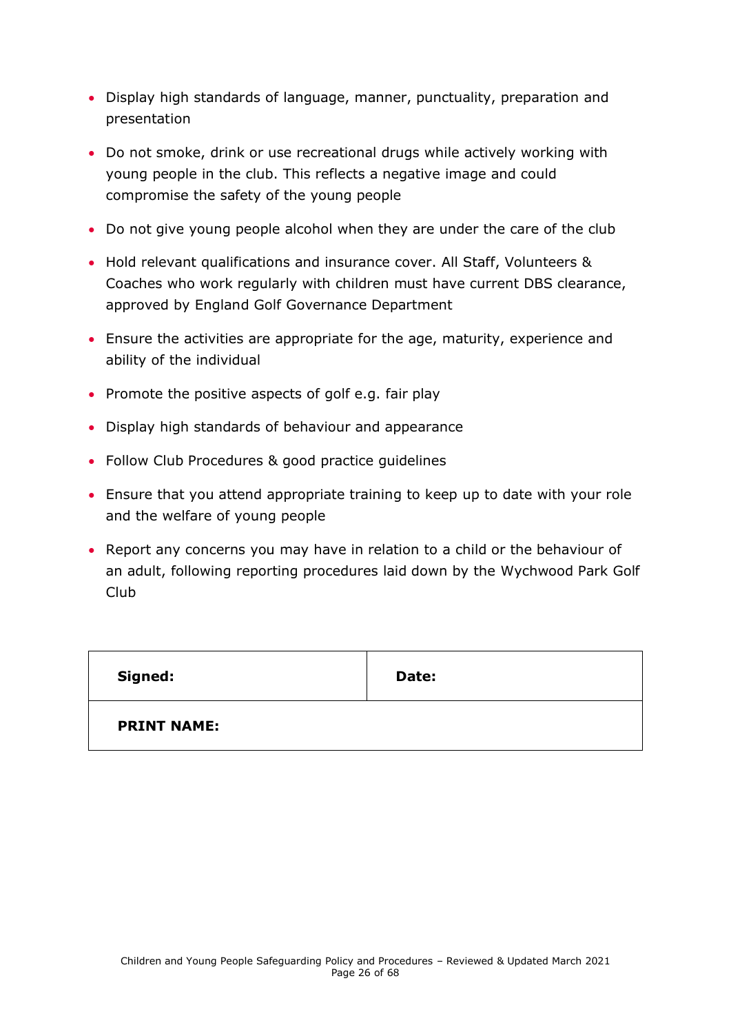- Display high standards of language, manner, punctuality, preparation and presentation
- Do not smoke, drink or use recreational drugs while actively working with young people in the club. This reflects a negative image and could compromise the safety of the young people
- Do not give young people alcohol when they are under the care of the club
- Hold relevant qualifications and insurance cover. All Staff, Volunteers & Coaches who work regularly with children must have current DBS clearance, approved by England Golf Governance Department
- Ensure the activities are appropriate for the age, maturity, experience and ability of the individual
- Promote the positive aspects of golf e.g. fair play
- Display high standards of behaviour and appearance
- Follow Club Procedures & good practice guidelines
- Ensure that you attend appropriate training to keep up to date with your role and the welfare of young people
- Report any concerns you may have in relation to a child or the behaviour of an adult, following reporting procedures laid down by the Wychwood Park Golf Club

| **Signed:** | **Date:** |
| --- | --- |
| **PRINT NAME:** | |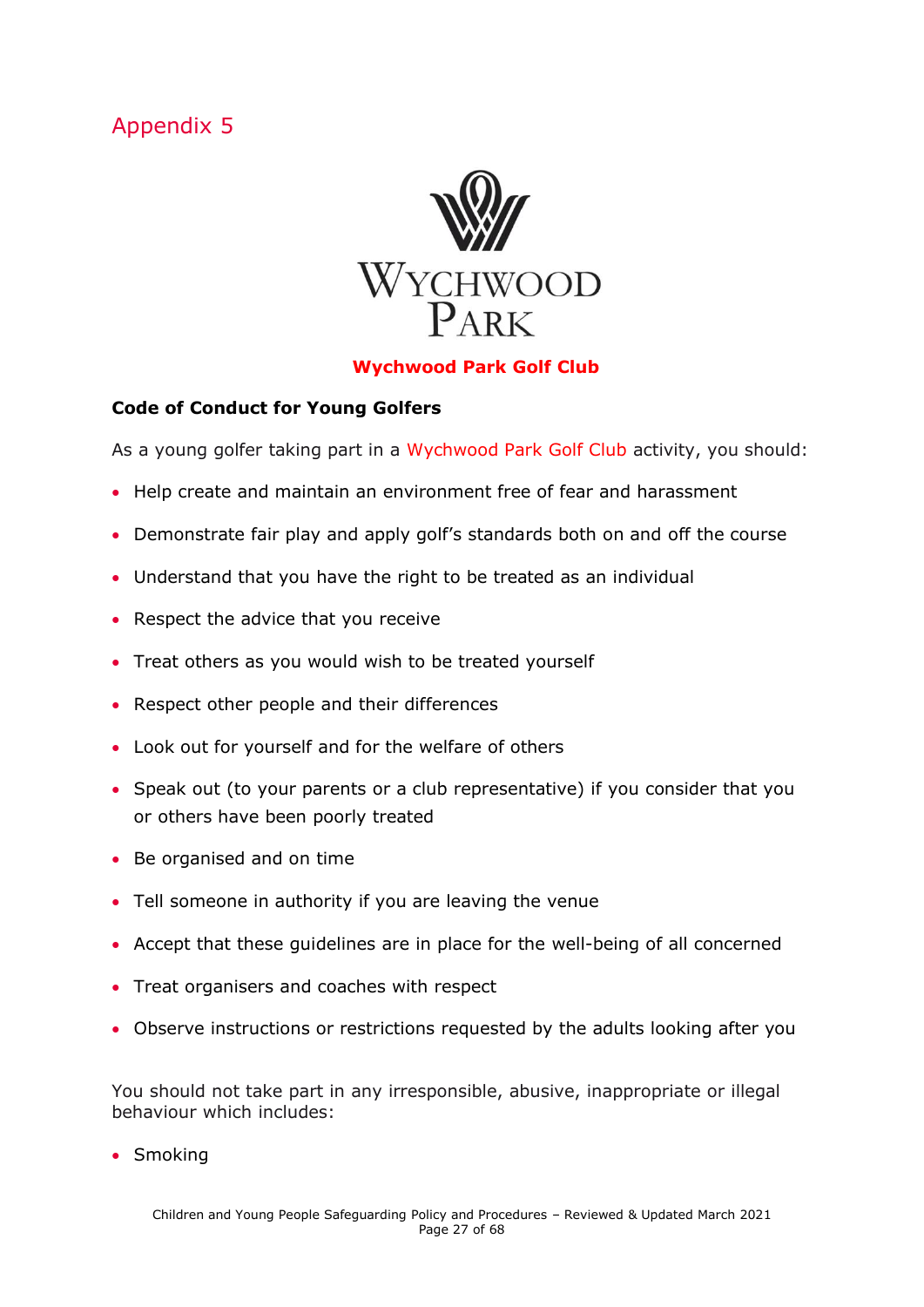# Appendix 5

WYCHWOOD PARK

**Wychwood Park Golf Club**

**Code of Conduct for Young Golfers**

As a young golfer taking part in a Wychwood Park Golf Club activity, you should:

- Help create and maintain an environment free of fear and harassment
- Demonstrate fair play and apply golf's standards both on and off the course
- Understand that you have the right to be treated as an individual
- Respect the advice that you receive
- Treat others as you would wish to be treated yourself
- Respect other people and their differences
- Look out for yourself and for the welfare of others
- Speak out (to your parents or a club representative) if you consider that you or others have been poorly treated
- Be organised and on time
- Tell someone in authority if you are leaving the venue
- Accept that these guidelines are in place for the well-being of all concerned
- Treat organisers and coaches with respect
- Observe instructions or restrictions requested by the adults looking after you

You should not take part in any irresponsible, abusive, inappropriate or illegal behaviour which includes:

- Smoking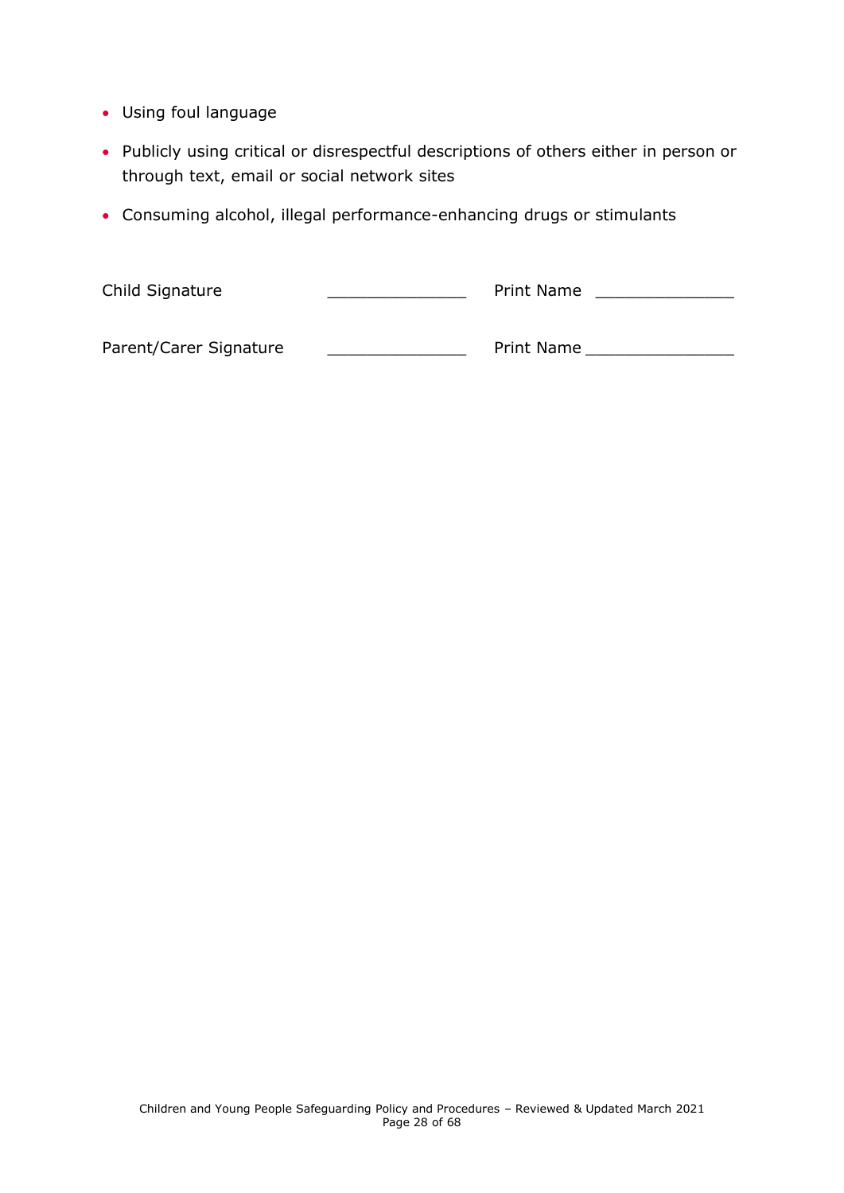- Using foul language
- Publicly using critical or disrespectful descriptions of others either in person or through text, email or social network sites
- Consuming alcohol, illegal performance-enhancing drugs or stimulants

| | | | |
|---|---|---|---|
| Child Signature | _______________ | Print Name | _______________ |
| Parent/Carer Signature | _______________ | Print Name | ________________ |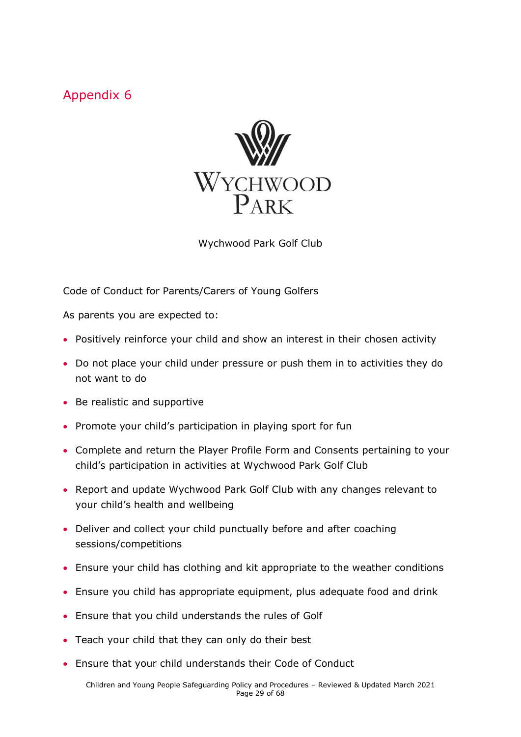# Appendix 6

Wychwood Park Golf Club

Code of Conduct for Parents/Carers of Young Golfers

As parents you are expected to:

- Positively reinforce your child and show an interest in their chosen activity
- Do not place your child under pressure or push them in to activities they do not want to do
- Be realistic and supportive
- Promote your child's participation in playing sport for fun
- Complete and return the Player Profile Form and Consents pertaining to your child's participation in activities at Wychwood Park Golf Club
- Report and update Wychwood Park Golf Club with any changes relevant to your child's health and wellbeing
- Deliver and collect your child punctually before and after coaching sessions/competitions
- Ensure your child has clothing and kit appropriate to the weather conditions
- Ensure you child has appropriate equipment, plus adequate food and drink
- Ensure that you child understands the rules of Golf
- Teach your child that they can only do their best
- Ensure that your child understands their Code of Conduct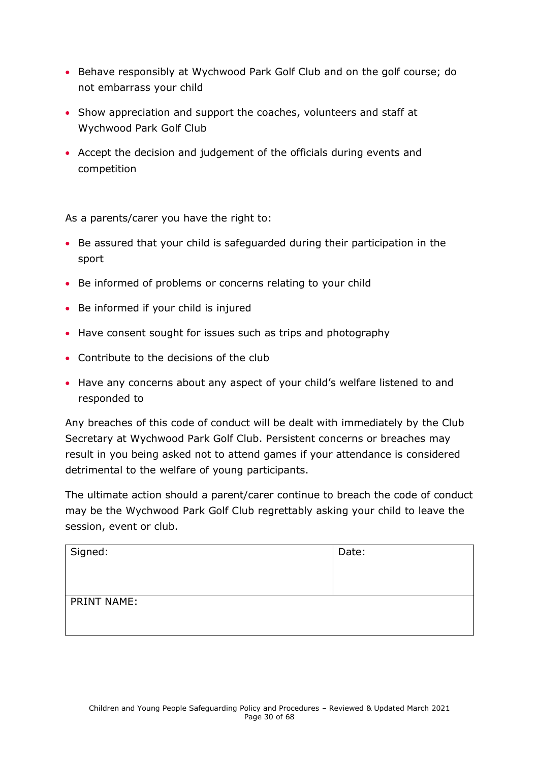- Behave responsibly at Wychwood Park Golf Club and on the golf course; do not embarrass your child
- Show appreciation and support the coaches, volunteers and staff at Wychwood Park Golf Club
- Accept the decision and judgement of the officials during events and competition

As a parents/carer you have the right to:

- Be assured that your child is safeguarded during their participation in the sport
- Be informed of problems or concerns relating to your child
- Be informed if your child is injured
- Have consent sought for issues such as trips and photography
- Contribute to the decisions of the club
- Have any concerns about any aspect of your child's welfare listened to and responded to

Any breaches of this code of conduct will be dealt with immediately by the Club Secretary at Wychwood Park Golf Club. Persistent concerns or breaches may result in you being asked not to attend games if your attendance is considered detrimental to the welfare of young participants.

The ultimate action should a parent/carer continue to breach the code of conduct may be the Wychwood Park Golf Club regrettably asking your child to leave the session, event or club.

| | |
|---|---|
| Signed: | Date: |
| PRINT NAME: | |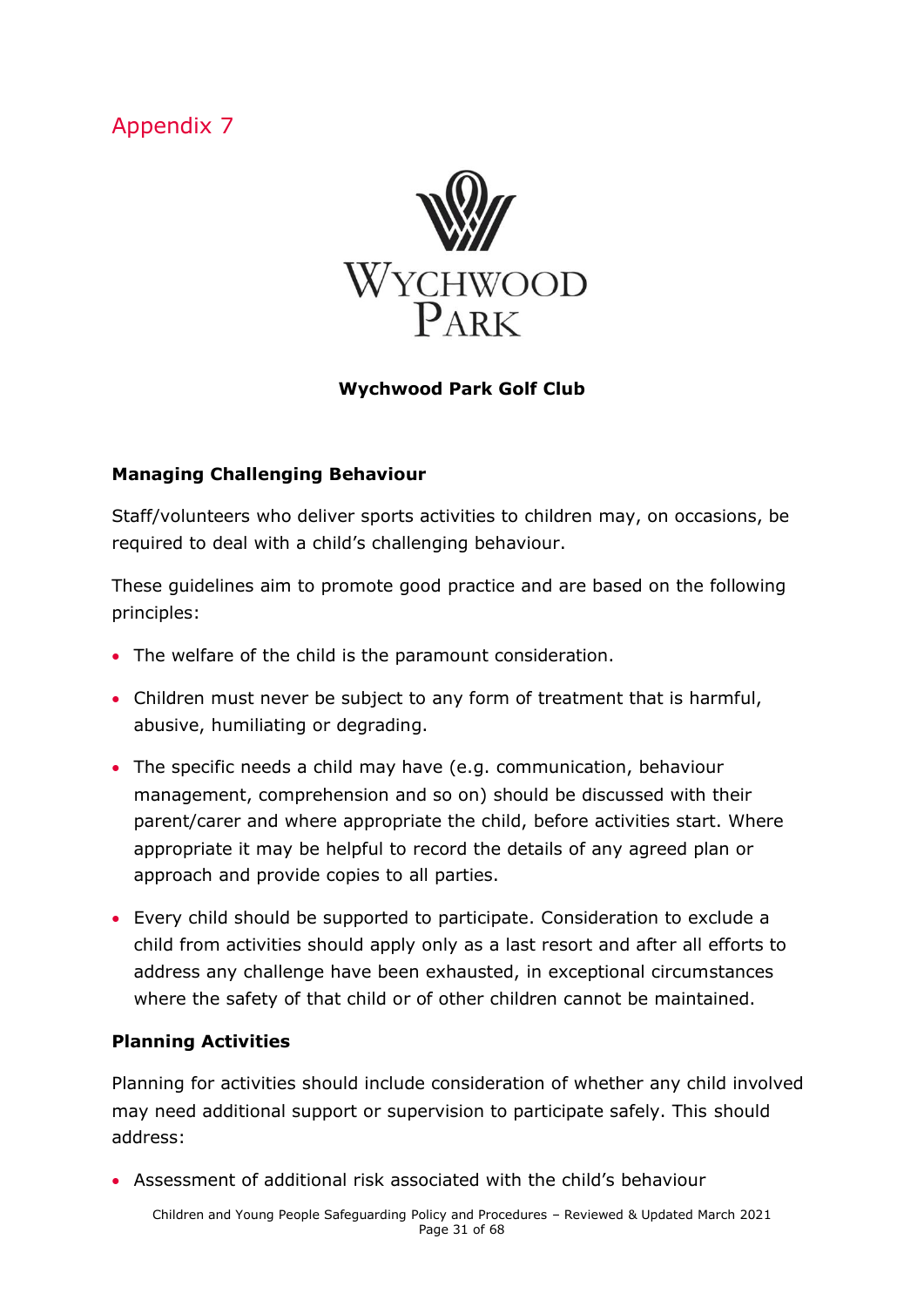# Appendix 7

Wychwood Park

**Wychwood Park Golf Club**

## Managing Challenging Behaviour

Staff/volunteers who deliver sports activities to children may, on occasions, be required to deal with a child's challenging behaviour.

These guidelines aim to promote good practice and are based on the following principles:

- The welfare of the child is the paramount consideration.
- Children must never be subject to any form of treatment that is harmful, abusive, humiliating or degrading.
- The specific needs a child may have (e.g. communication, behaviour management, comprehension and so on) should be discussed with their parent/carer and where appropriate the child, before activities start. Where appropriate it may be helpful to record the details of any agreed plan or approach and provide copies to all parties.
- Every child should be supported to participate. Consideration to exclude a child from activities should apply only as a last resort and after all efforts to address any challenge have been exhausted, in exceptional circumstances where the safety of that child or of other children cannot be maintained.

## Planning Activities

Planning for activities should include consideration of whether any child involved may need additional support or supervision to participate safely. This should address:

- Assessment of additional risk associated with the child's behaviour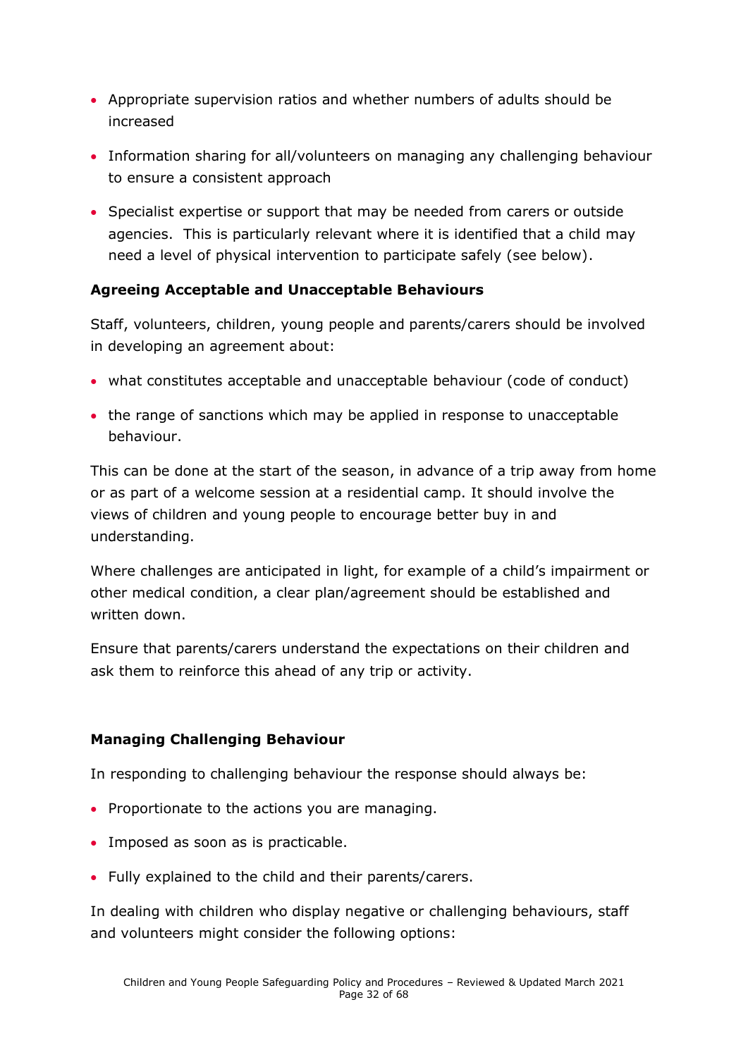- Appropriate supervision ratios and whether numbers of adults should be increased
- Information sharing for all/volunteers on managing any challenging behaviour to ensure a consistent approach
- Specialist expertise or support that may be needed from carers or outside agencies. This is particularly relevant where it is identified that a child may need a level of physical intervention to participate safely (see below).

**Agreeing Acceptable and Unacceptable Behaviours**

Staff, volunteers, children, young people and parents/carers should be involved in developing an agreement about:

- what constitutes acceptable and unacceptable behaviour (code of conduct)
- the range of sanctions which may be applied in response to unacceptable behaviour.

This can be done at the start of the season, in advance of a trip away from home or as part of a welcome session at a residential camp. It should involve the views of children and young people to encourage better buy in and understanding.

Where challenges are anticipated in light, for example of a child's impairment or other medical condition, a clear plan/agreement should be established and written down.

Ensure that parents/carers understand the expectations on their children and ask them to reinforce this ahead of any trip or activity.

**Managing Challenging Behaviour**

In responding to challenging behaviour the response should always be:

- Proportionate to the actions you are managing.
- Imposed as soon as is practicable.
- Fully explained to the child and their parents/carers.

In dealing with children who display negative or challenging behaviours, staff and volunteers might consider the following options: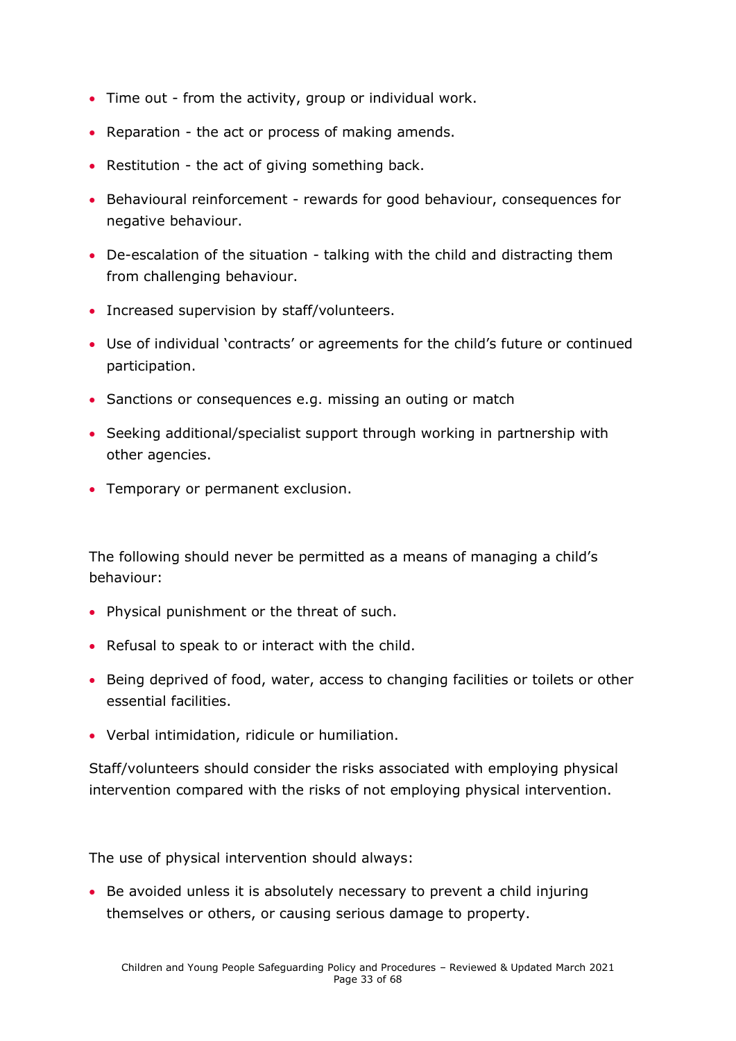- Time out - from the activity, group or individual work.
- Reparation - the act or process of making amends.
- Restitution - the act of giving something back.
- Behavioural reinforcement - rewards for good behaviour, consequences for negative behaviour.
- De-escalation of the situation - talking with the child and distracting them from challenging behaviour.
- Increased supervision by staff/volunteers.
- Use of individual 'contracts' or agreements for the child's future or continued participation.
- Sanctions or consequences e.g. missing an outing or match
- Seeking additional/specialist support through working in partnership with other agencies.
- Temporary or permanent exclusion.

The following should never be permitted as a means of managing a child's behaviour:

- Physical punishment or the threat of such.
- Refusal to speak to or interact with the child.
- Being deprived of food, water, access to changing facilities or toilets or other essential facilities.
- Verbal intimidation, ridicule or humiliation.

Staff/volunteers should consider the risks associated with employing physical intervention compared with the risks of not employing physical intervention.

The use of physical intervention should always:

- Be avoided unless it is absolutely necessary to prevent a child injuring themselves or others, or causing serious damage to property.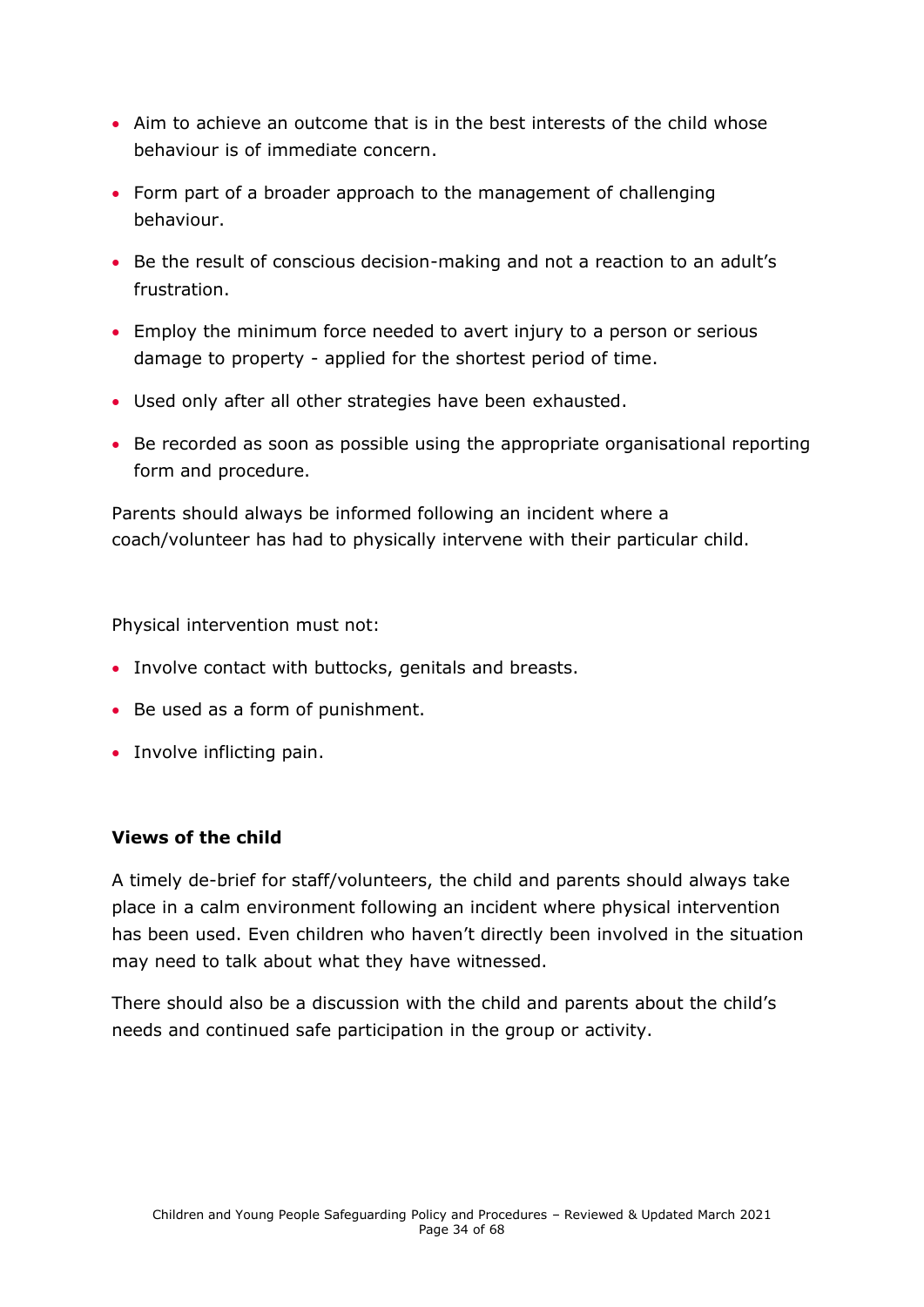- Aim to achieve an outcome that is in the best interests of the child whose behaviour is of immediate concern.
- Form part of a broader approach to the management of challenging behaviour.
- Be the result of conscious decision-making and not a reaction to an adult's frustration.
- Employ the minimum force needed to avert injury to a person or serious damage to property - applied for the shortest period of time.
- Used only after all other strategies have been exhausted.
- Be recorded as soon as possible using the appropriate organisational reporting form and procedure.

Parents should always be informed following an incident where a coach/volunteer has had to physically intervene with their particular child.

Physical intervention must not:

- Involve contact with buttocks, genitals and breasts.
- Be used as a form of punishment.
- Involve inflicting pain.

**Views of the child**

A timely de-brief for staff/volunteers, the child and parents should always take place in a calm environment following an incident where physical intervention has been used. Even children who haven't directly been involved in the situation may need to talk about what they have witnessed.

There should also be a discussion with the child and parents about the child's needs and continued safe participation in the group or activity.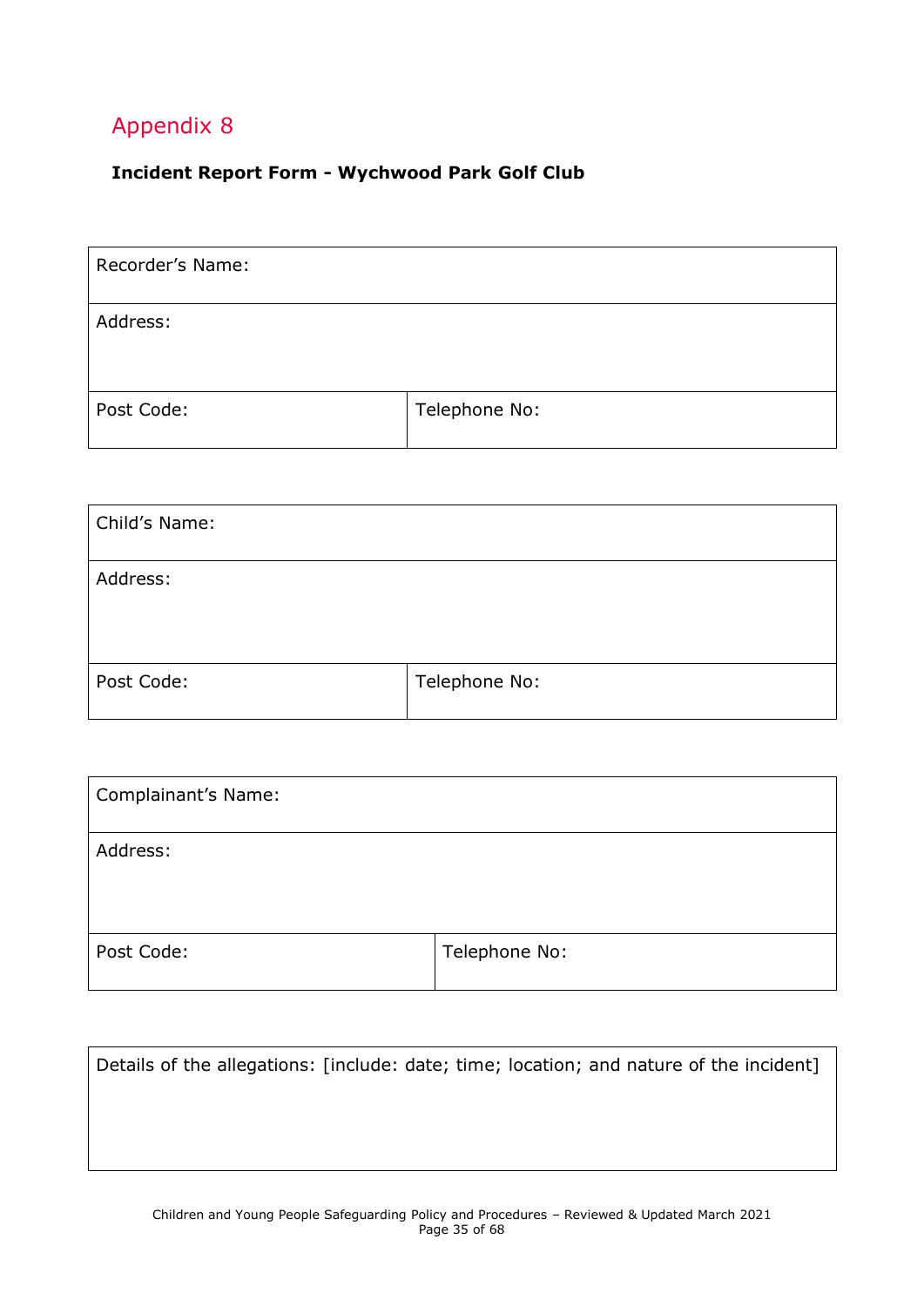## Appendix 8

**Incident Report Form - Wychwood Park Golf Club**

| | |
|---|---|
| Recorder's Name: | |
| Address: | |
| Post Code: | Telephone No: |

| | |
|---|---|
| Child's Name: | |
| Address: | |
| Post Code: | Telephone No: |

| | |
|---|---|
| Complainant's Name: | |
| Address: | |
| Post Code: | Telephone No: |

| |
|---|
| Details of the allegations: [include: date; time; location; and nature of the incident] |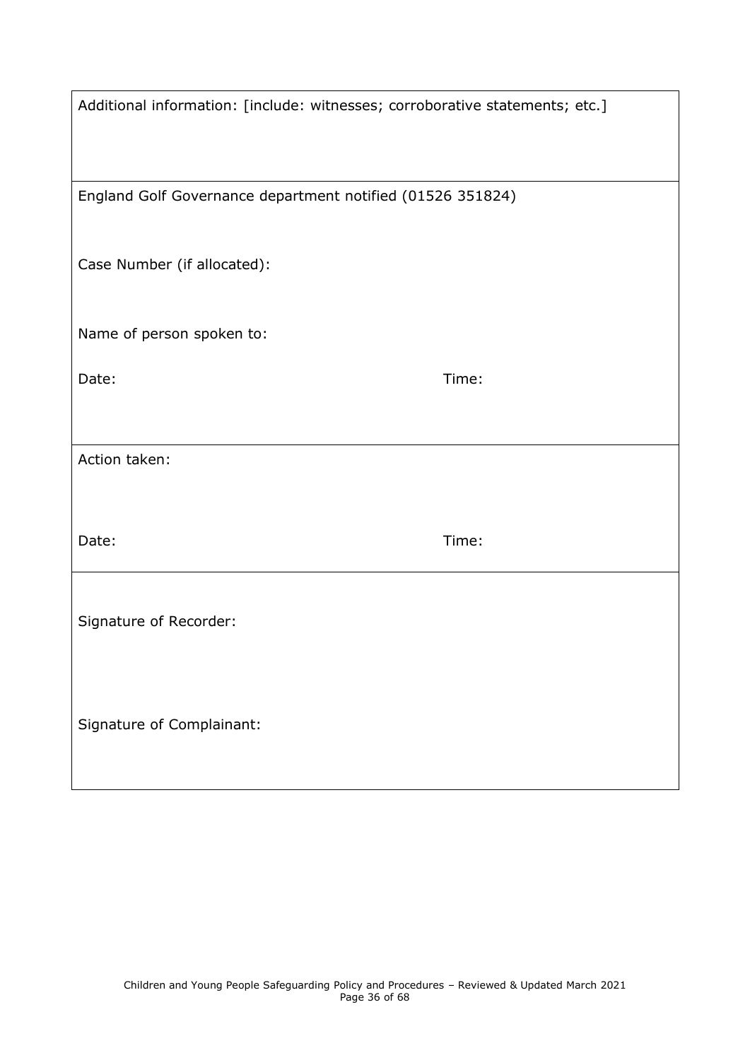| |
|---|
| Additional information: [include: witnesses; corroborative statements; etc.] |
| England Golf Governance department notified (01526 351824)<br><br>Case Number (if allocated):<br><br>Name of person spoken to:<br><br>Date: Time: |
| Action taken:<br><br>Date: Time: |
| Signature of Recorder:<br><br>Signature of Complainant: |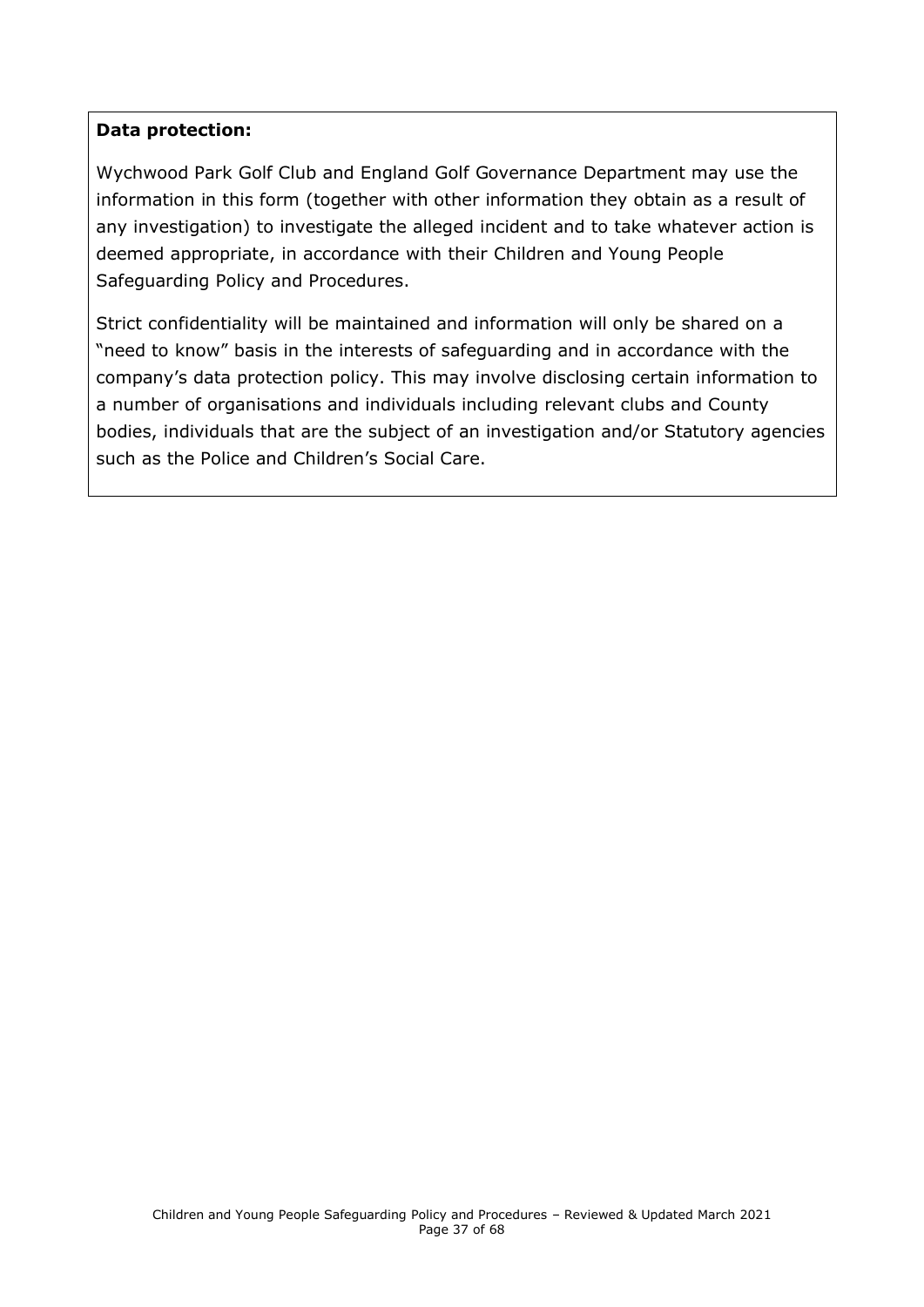**Data protection:**

Wychwood Park Golf Club and England Golf Governance Department may use the information in this form (together with other information they obtain as a result of any investigation) to investigate the alleged incident and to take whatever action is deemed appropriate, in accordance with their Children and Young People Safeguarding Policy and Procedures.

Strict confidentiality will be maintained and information will only be shared on a "need to know" basis in the interests of safeguarding and in accordance with the company's data protection policy. This may involve disclosing certain information to a number of organisations and individuals including relevant clubs and County bodies, individuals that are the subject of an investigation and/or Statutory agencies such as the Police and Children's Social Care.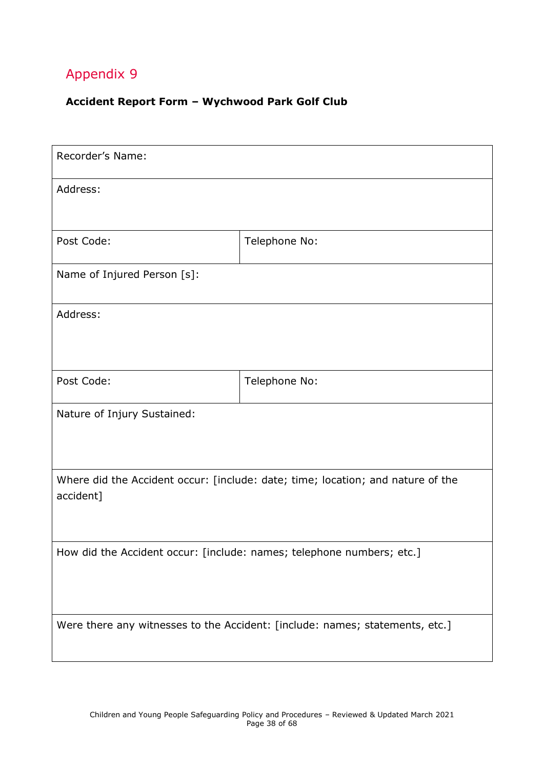## Appendix 9

**Accident Report Form – Wychwood Park Golf Club**

| | |
|---|---|
| Recorder's Name: | |
| Address: | |
| Post Code: | Telephone No: |
| Name of Injured Person [s]: | |
| Address: | |
| Post Code: | Telephone No: |
| Nature of Injury Sustained: | |
| Where did the Accident occur: [include: date; time; location; and nature of the accident] | |
| How did the Accident occur: [include: names; telephone numbers; etc.] | |
| Were there any witnesses to the Accident: [include: names; statements, etc.] | |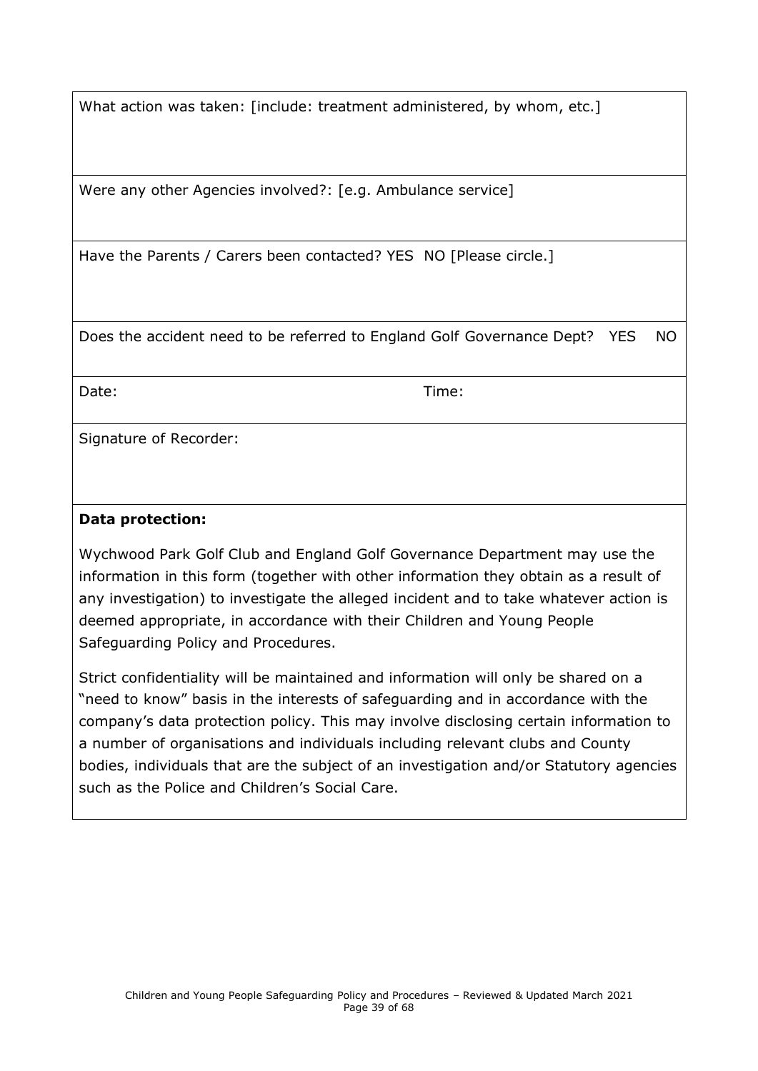| |
|---|
| What action was taken: [include: treatment administered, by whom, etc.] |
| Were any other Agencies involved?: [e.g. Ambulance service] |
| Have the Parents / Carers been contacted? YES NO [Please circle.] |
| Does the accident need to be referred to England Golf Governance Dept? YES NO |
| Date: Time: |
| Signature of Recorder: |

**Data protection:**

Wychwood Park Golf Club and England Golf Governance Department may use the information in this form (together with other information they obtain as a result of any investigation) to investigate the alleged incident and to take whatever action is deemed appropriate, in accordance with their Children and Young People Safeguarding Policy and Procedures.

Strict confidentiality will be maintained and information will only be shared on a "need to know" basis in the interests of safeguarding and in accordance with the company's data protection policy. This may involve disclosing certain information to a number of organisations and individuals including relevant clubs and County bodies, individuals that are the subject of an investigation and/or Statutory agencies such as the Police and Children's Social Care.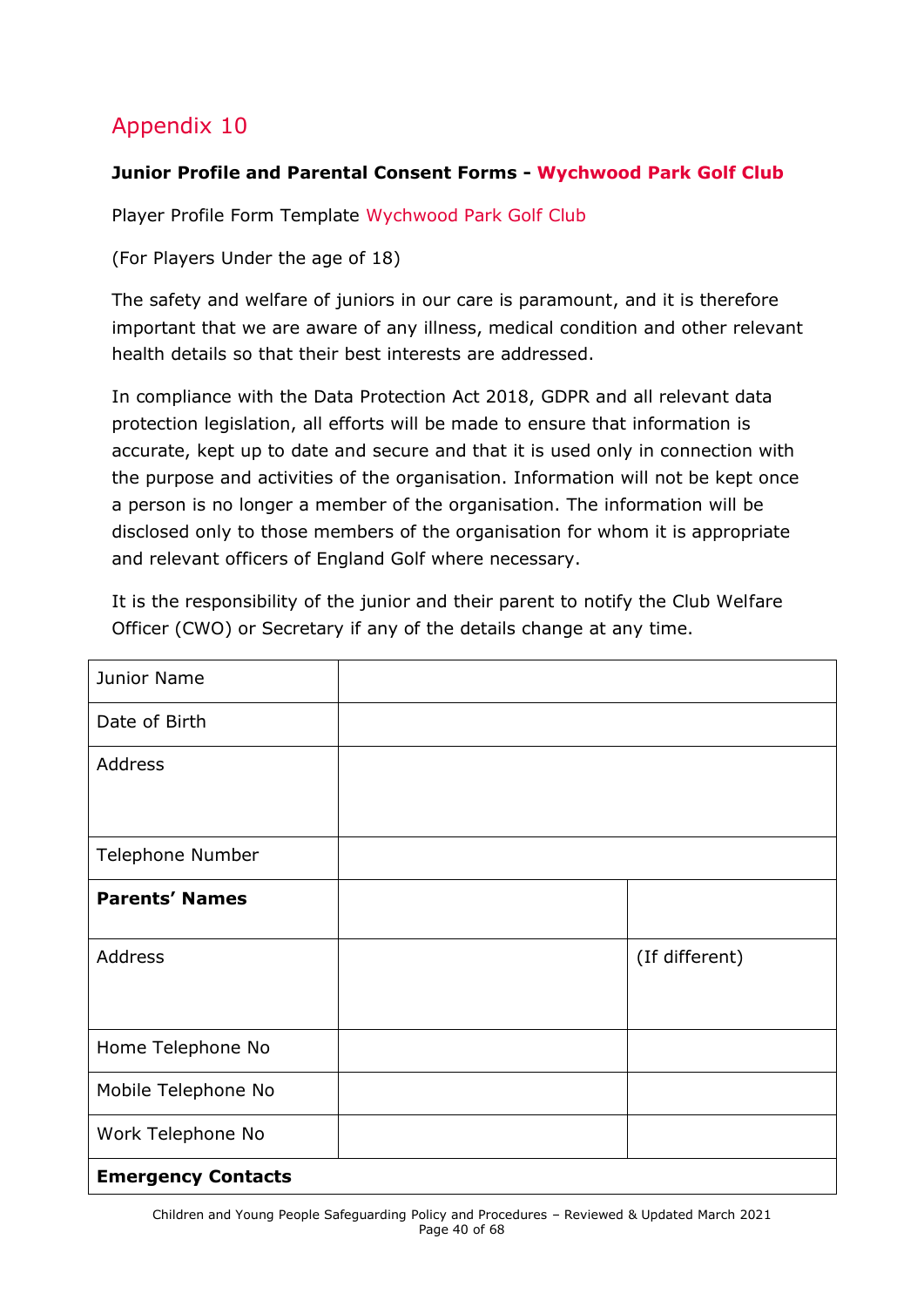## Appendix 10

**Junior Profile and Parental Consent Forms - Wychwood Park Golf Club**

Player Profile Form Template Wychwood Park Golf Club

(For Players Under the age of 18)

The safety and welfare of juniors in our care is paramount, and it is therefore important that we are aware of any illness, medical condition and other relevant health details so that their best interests are addressed.

In compliance with the Data Protection Act 2018, GDPR and all relevant data protection legislation, all efforts will be made to ensure that information is accurate, kept up to date and secure and that it is used only in connection with the purpose and activities of the organisation. Information will not be kept once a person is no longer a member of the organisation. The information will be disclosed only to those members of the organisation for whom it is appropriate and relevant officers of England Golf where necessary.

It is the responsibility of the junior and their parent to notify the Club Welfare Officer (CWO) or Secretary if any of the details change at any time.

| | | |
|---|---|---|
| Junior Name | | |
| Date of Birth | | |
| Address | | |
| Telephone Number | | |
| **Parents' Names** | | |
| Address | | (If different) |
| Home Telephone No | | |
| Mobile Telephone No | | |
| Work Telephone No | | |
| **Emergency Contacts** | | |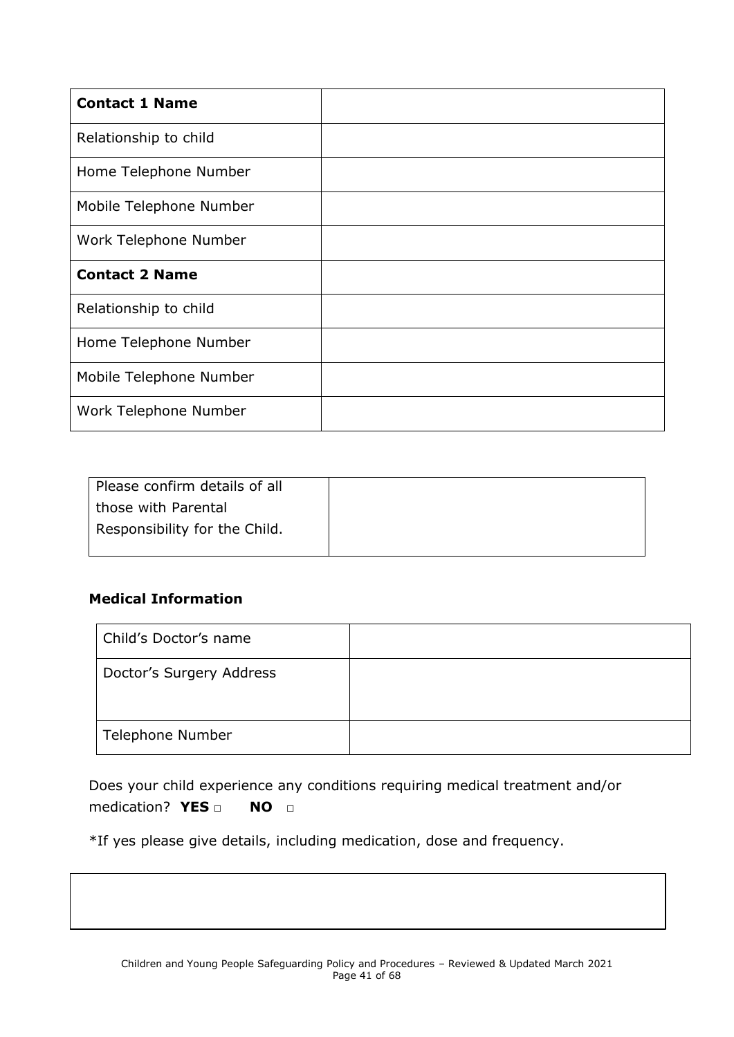| | |
|---|---|
| **Contact 1 Name** | |
| Relationship to child | |
| Home Telephone Number | |
| Mobile Telephone Number | |
| Work Telephone Number | |
| **Contact 2 Name** | |
| Relationship to child | |
| Home Telephone Number | |
| Mobile Telephone Number | |
| Work Telephone Number | |

| | |
|---|---|
| Please confirm details of all those with Parental Responsibility for the Child. | |

**Medical Information**

| | |
|---|---|
| Child's Doctor's name | |
| Doctor's Surgery Address | |
| Telephone Number | |

Does your child experience any conditions requiring medical treatment and/or medication? **YES** ☐ **NO** ☐

*If yes please give details, including medication, dose and frequency.

| |
|---|
| |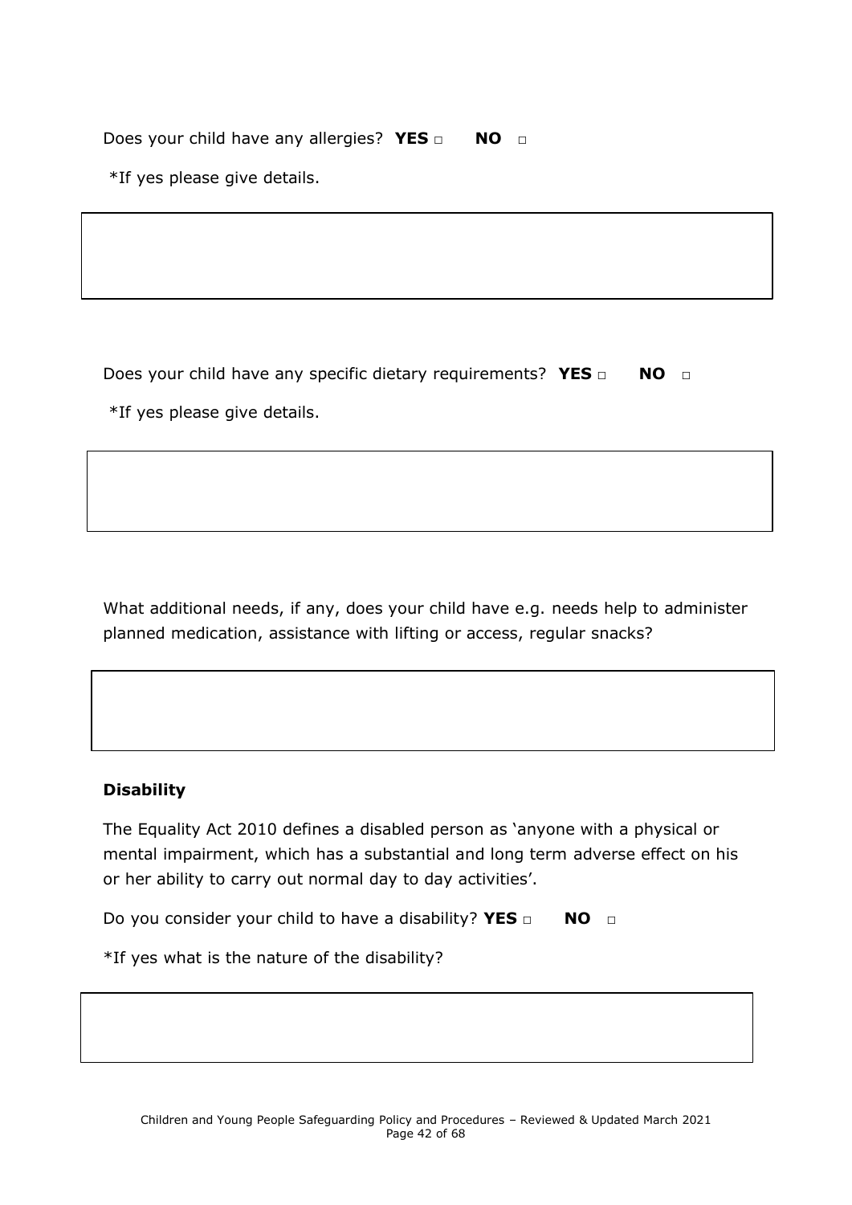Does your child have any allergies? **YES** □ **NO** □

*If yes please give details.

| |
|---|
| |

Does your child have any specific dietary requirements? **YES** □ **NO** □

*If yes please give details.

| |
|---|
| |

What additional needs, if any, does your child have e.g. needs help to administer planned medication, assistance with lifting or access, regular snacks?

| |
|---|
| |

**Disability**

The Equality Act 2010 defines a disabled person as 'anyone with a physical or mental impairment, which has a substantial and long term adverse effect on his or her ability to carry out normal day to day activities'.

Do you consider your child to have a disability? **YES** □ **NO** □

*If yes what is the nature of the disability?

| |
|---|
| |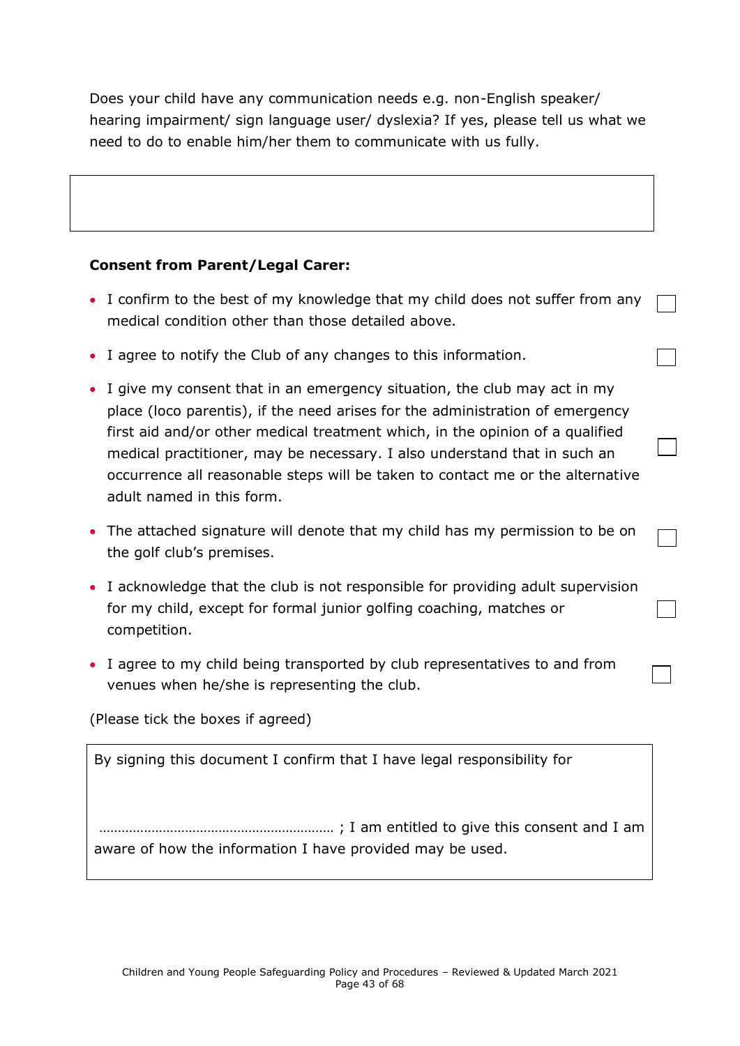Does your child have any communication needs e.g. non-English speaker/ hearing impairment/ sign language user/ dyslexia? If yes, please tell us what we need to do to enable him/her them to communicate with us fully.

| |
|---|
| |

**Consent from Parent/Legal Carer:**

- I confirm to the best of my knowledge that my child does not suffer from any medical condition other than those detailed above. ☐
- I agree to notify the Club of any changes to this information. ☐
- I give my consent that in an emergency situation, the club may act in my place (loco parentis), if the need arises for the administration of emergency first aid and/or other medical treatment which, in the opinion of a qualified medical practitioner, may be necessary. I also understand that in such an occurrence all reasonable steps will be taken to contact me or the alternative adult named in this form. ☐
- The attached signature will denote that my child has my permission to be on the golf club's premises. ☐
- I acknowledge that the club is not responsible for providing adult supervision for my child, except for formal junior golfing coaching, matches or competition. ☐
- I agree to my child being transported by club representatives to and from venues when he/she is representing the club. ☐

(Please tick the boxes if agreed)

| |
|---|
| By signing this document I confirm that I have legal responsibility for<br><br>……………………………………………………… ; I am entitled to give this consent and I am aware of how the information I have provided may be used. |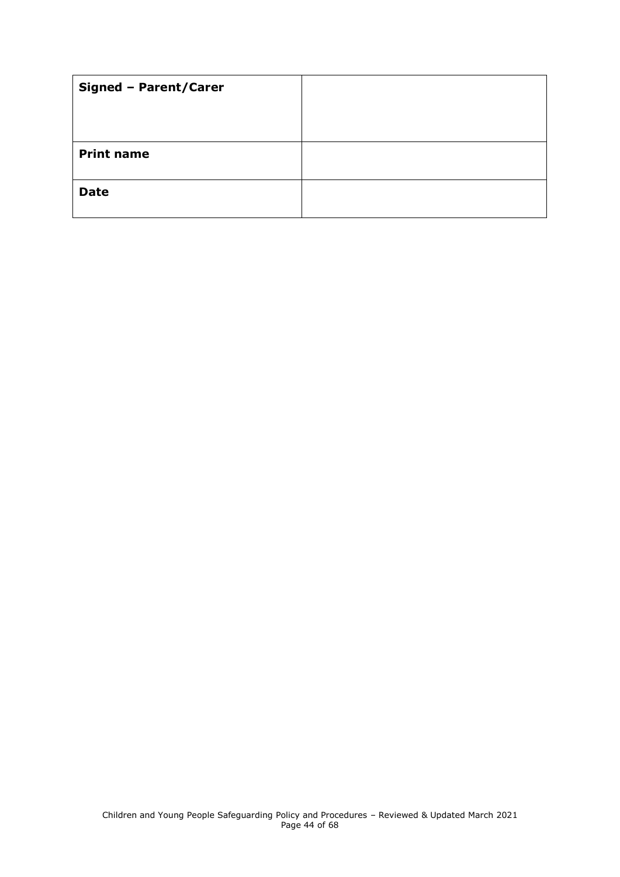| | |
|---|---|
| **Signed – Parent/Carer** | |
| **Print name** | |
| **Date** | |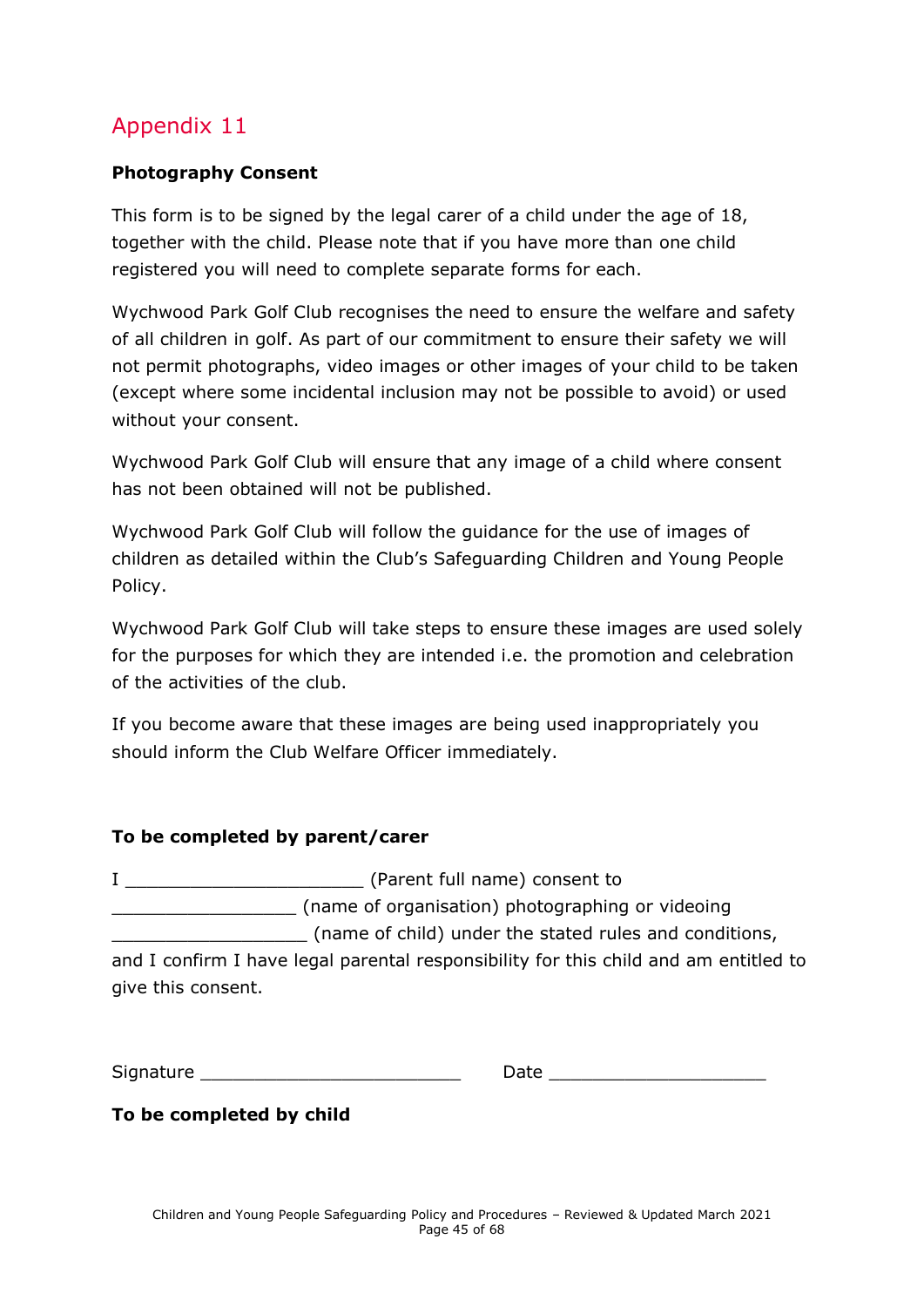## Appendix 11

**Photography Consent**

This form is to be signed by the legal carer of a child under the age of 18, together with the child. Please note that if you have more than one child registered you will need to complete separate forms for each.

Wychwood Park Golf Club recognises the need to ensure the welfare and safety of all children in golf. As part of our commitment to ensure their safety we will not permit photographs, video images or other images of your child to be taken (except where some incidental inclusion may not be possible to avoid) or used without your consent.

Wychwood Park Golf Club will ensure that any image of a child where consent has not been obtained will not be published.

Wychwood Park Golf Club will follow the guidance for the use of images of children as detailed within the Club's Safeguarding Children and Young People Policy.

Wychwood Park Golf Club will take steps to ensure these images are used solely for the purposes for which they are intended i.e. the promotion and celebration of the activities of the club.

If you become aware that these images are being used inappropriately you should inform the Club Welfare Officer immediately.

**To be completed by parent/carer**

I ______________________ (Parent full name) consent to _________________ (name of organisation) photographing or videoing __________________ (name of child) under the stated rules and conditions, and I confirm I have legal parental responsibility for this child and am entitled to give this consent.

Signature ________________________ Date ____________________

**To be completed by child**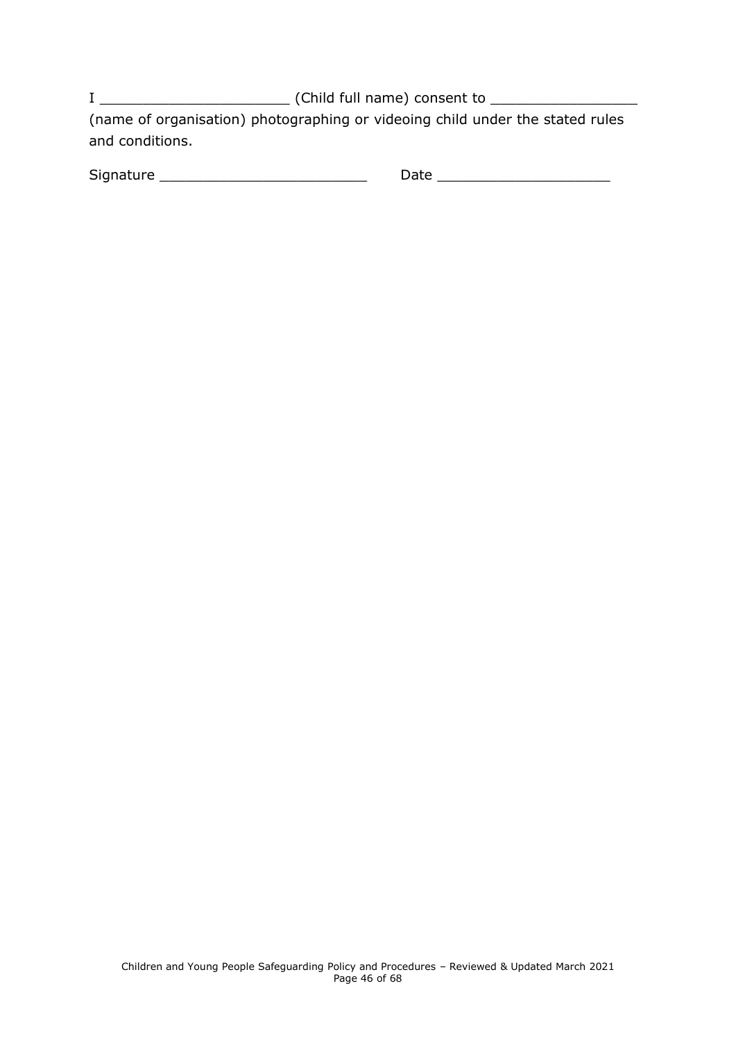I ______________________ (Child full name) consent to _________________ (name of organisation) photographing or videoing child under the stated rules and conditions.

Signature _________________________ Date ____________________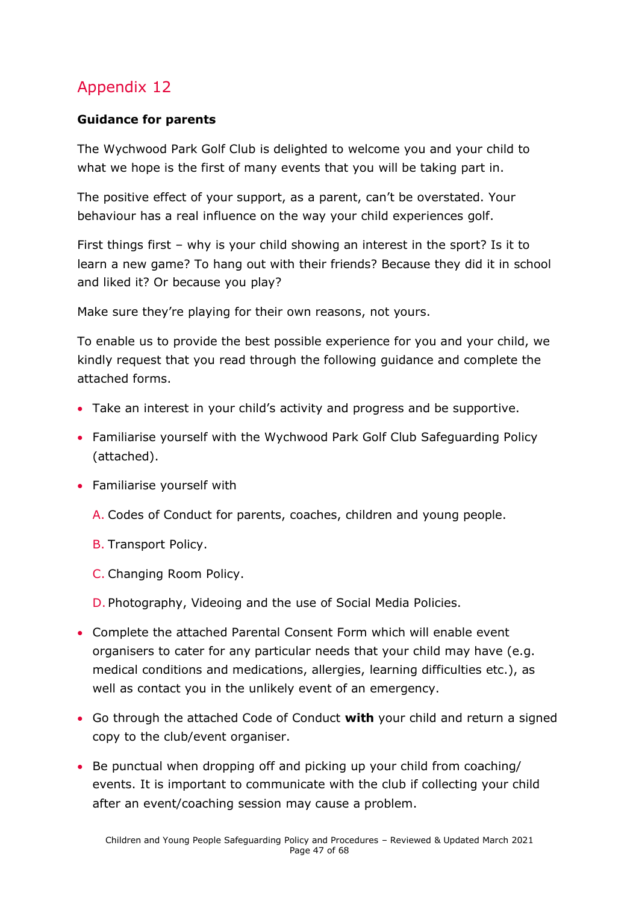# Appendix 12

**Guidance for parents**

The Wychwood Park Golf Club is delighted to welcome you and your child to what we hope is the first of many events that you will be taking part in.

The positive effect of your support, as a parent, can't be overstated. Your behaviour has a real influence on the way your child experiences golf.

First things first – why is your child showing an interest in the sport? Is it to learn a new game? To hang out with their friends? Because they did it in school and liked it? Or because you play?

Make sure they're playing for their own reasons, not yours.

To enable us to provide the best possible experience for you and your child, we kindly request that you read through the following guidance and complete the attached forms.

- Take an interest in your child's activity and progress and be supportive.
- Familiarise yourself with the Wychwood Park Golf Club Safeguarding Policy (attached).
- Familiarise yourself with

  A. Codes of Conduct for parents, coaches, children and young people.

  B. Transport Policy.

  C. Changing Room Policy.

  D. Photography, Videoing and the use of Social Media Policies.

- Complete the attached Parental Consent Form which will enable event organisers to cater for any particular needs that your child may have (e.g. medical conditions and medications, allergies, learning difficulties etc.), as well as contact you in the unlikely event of an emergency.
- Go through the attached Code of Conduct **with** your child and return a signed copy to the club/event organiser.
- Be punctual when dropping off and picking up your child from coaching/ events. It is important to communicate with the club if collecting your child after an event/coaching session may cause a problem.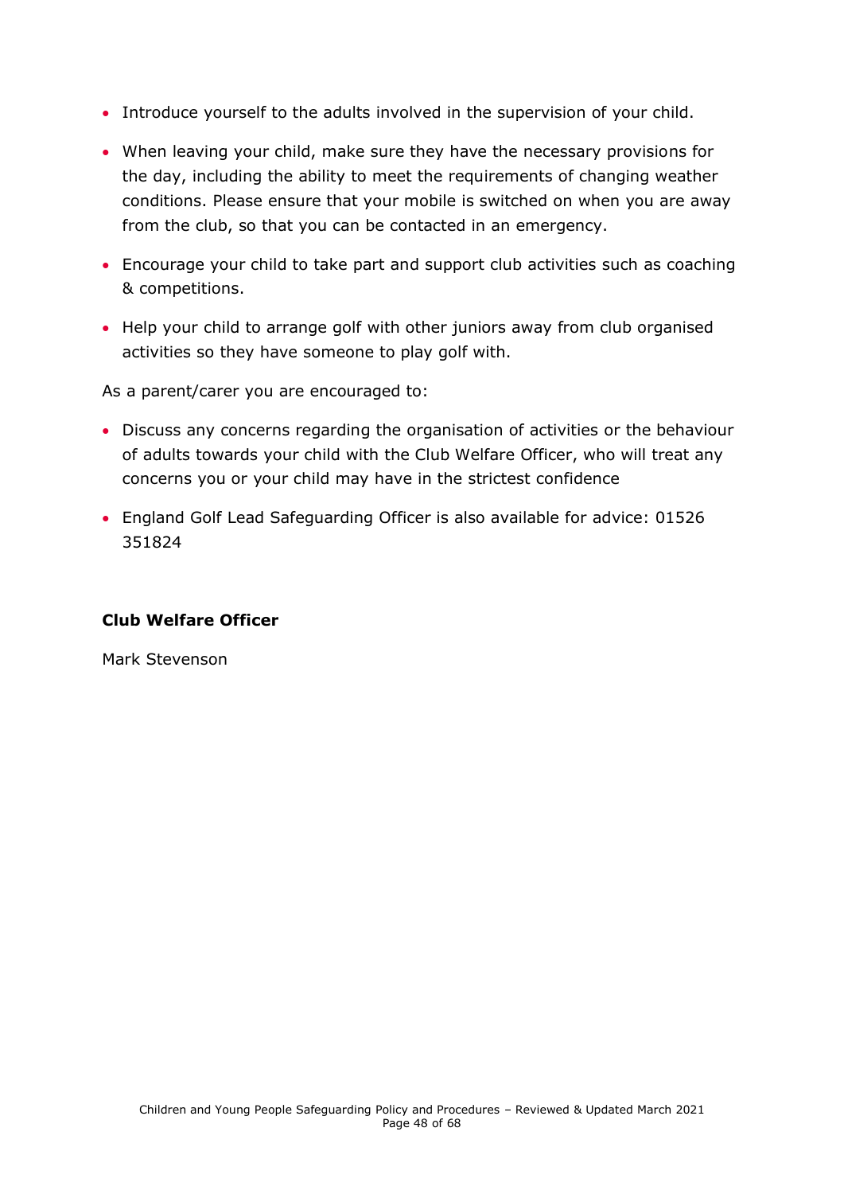- Introduce yourself to the adults involved in the supervision of your child.
- When leaving your child, make sure they have the necessary provisions for the day, including the ability to meet the requirements of changing weather conditions. Please ensure that your mobile is switched on when you are away from the club, so that you can be contacted in an emergency.
- Encourage your child to take part and support club activities such as coaching & competitions.
- Help your child to arrange golf with other juniors away from club organised activities so they have someone to play golf with.

As a parent/carer you are encouraged to:

- Discuss any concerns regarding the organisation of activities or the behaviour of adults towards your child with the Club Welfare Officer, who will treat any concerns you or your child may have in the strictest confidence
- England Golf Lead Safeguarding Officer is also available for advice: 01526 351824

**Club Welfare Officer**

Mark Stevenson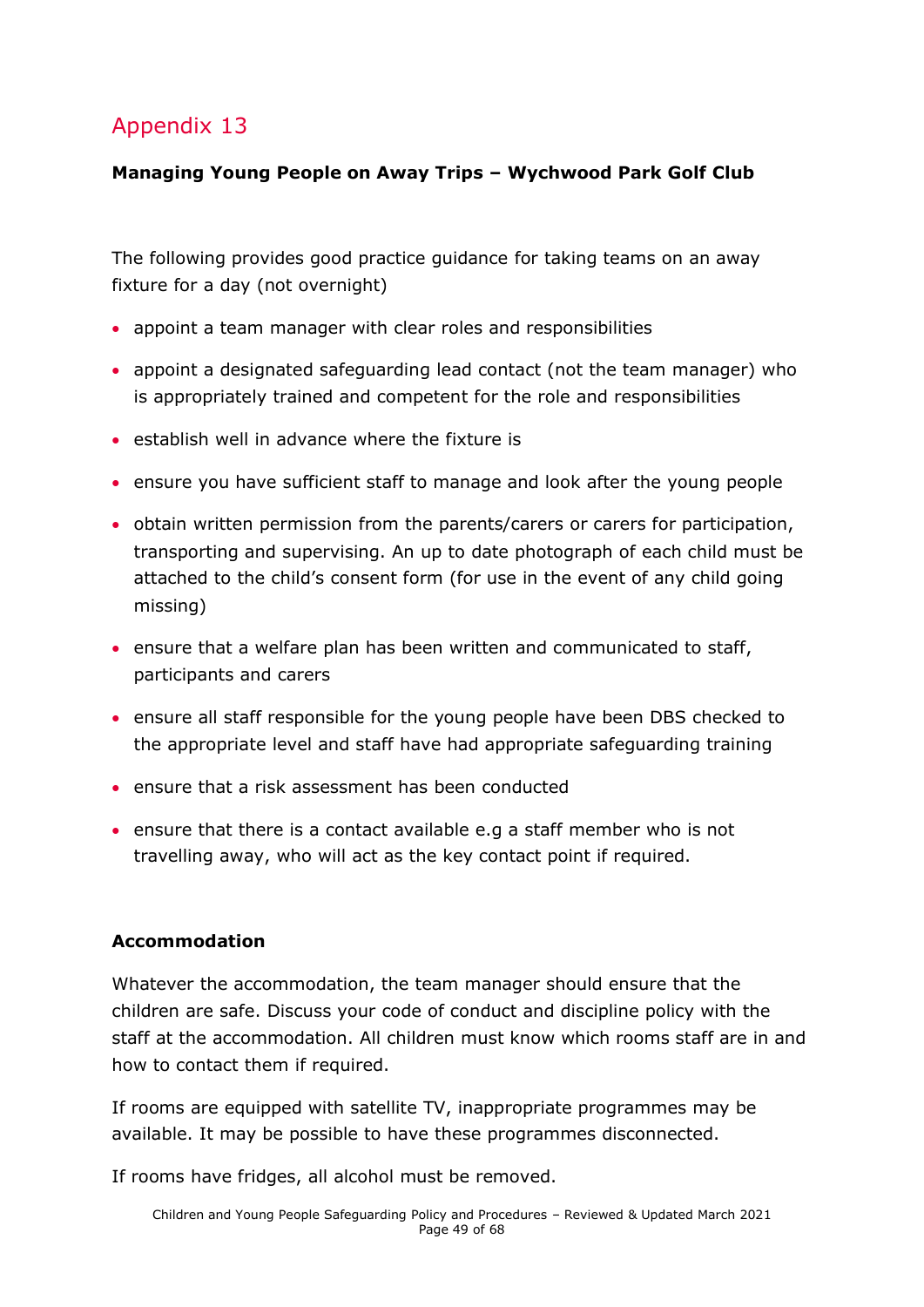## Appendix 13

**Managing Young People on Away Trips – Wychwood Park Golf Club**

The following provides good practice guidance for taking teams on an away fixture for a day (not overnight)

- appoint a team manager with clear roles and responsibilities
- appoint a designated safeguarding lead contact (not the team manager) who is appropriately trained and competent for the role and responsibilities
- establish well in advance where the fixture is
- ensure you have sufficient staff to manage and look after the young people
- obtain written permission from the parents/carers or carers for participation, transporting and supervising. An up to date photograph of each child must be attached to the child's consent form (for use in the event of any child going missing)
- ensure that a welfare plan has been written and communicated to staff, participants and carers
- ensure all staff responsible for the young people have been DBS checked to the appropriate level and staff have had appropriate safeguarding training
- ensure that a risk assessment has been conducted
- ensure that there is a contact available e.g a staff member who is not travelling away, who will act as the key contact point if required.

**Accommodation**

Whatever the accommodation, the team manager should ensure that the children are safe. Discuss your code of conduct and discipline policy with the staff at the accommodation. All children must know which rooms staff are in and how to contact them if required.

If rooms are equipped with satellite TV, inappropriate programmes may be available. It may be possible to have these programmes disconnected.

If rooms have fridges, all alcohol must be removed.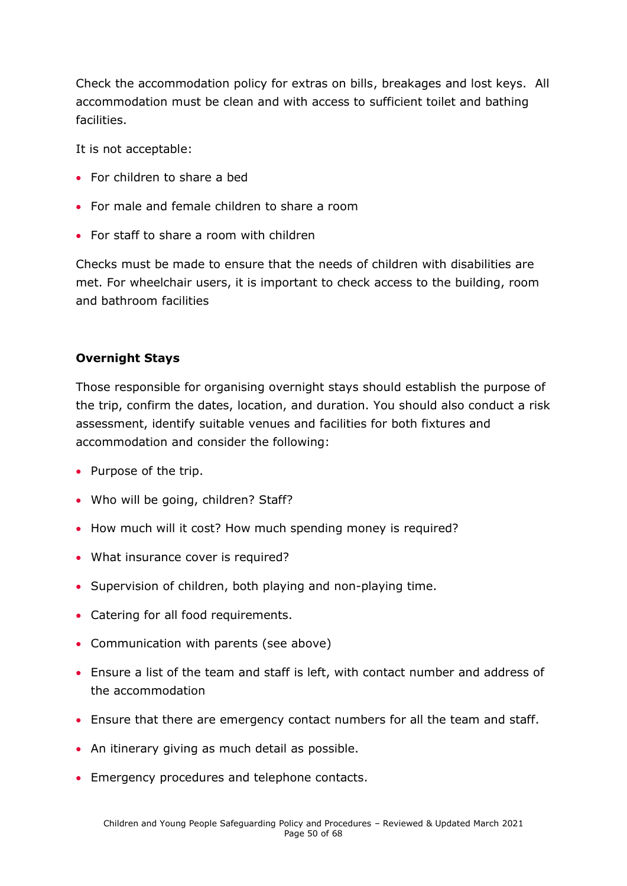Check the accommodation policy for extras on bills, breakages and lost keys. All accommodation must be clean and with access to sufficient toilet and bathing facilities.

It is not acceptable:

- For children to share a bed
- For male and female children to share a room
- For staff to share a room with children

Checks must be made to ensure that the needs of children with disabilities are met. For wheelchair users, it is important to check access to the building, room and bathroom facilities

**Overnight Stays**

Those responsible for organising overnight stays should establish the purpose of the trip, confirm the dates, location, and duration. You should also conduct a risk assessment, identify suitable venues and facilities for both fixtures and accommodation and consider the following:

- Purpose of the trip.
- Who will be going, children? Staff?
- How much will it cost? How much spending money is required?
- What insurance cover is required?
- Supervision of children, both playing and non-playing time.
- Catering for all food requirements.
- Communication with parents (see above)
- Ensure a list of the team and staff is left, with contact number and address of the accommodation
- Ensure that there are emergency contact numbers for all the team and staff.
- An itinerary giving as much detail as possible.
- Emergency procedures and telephone contacts.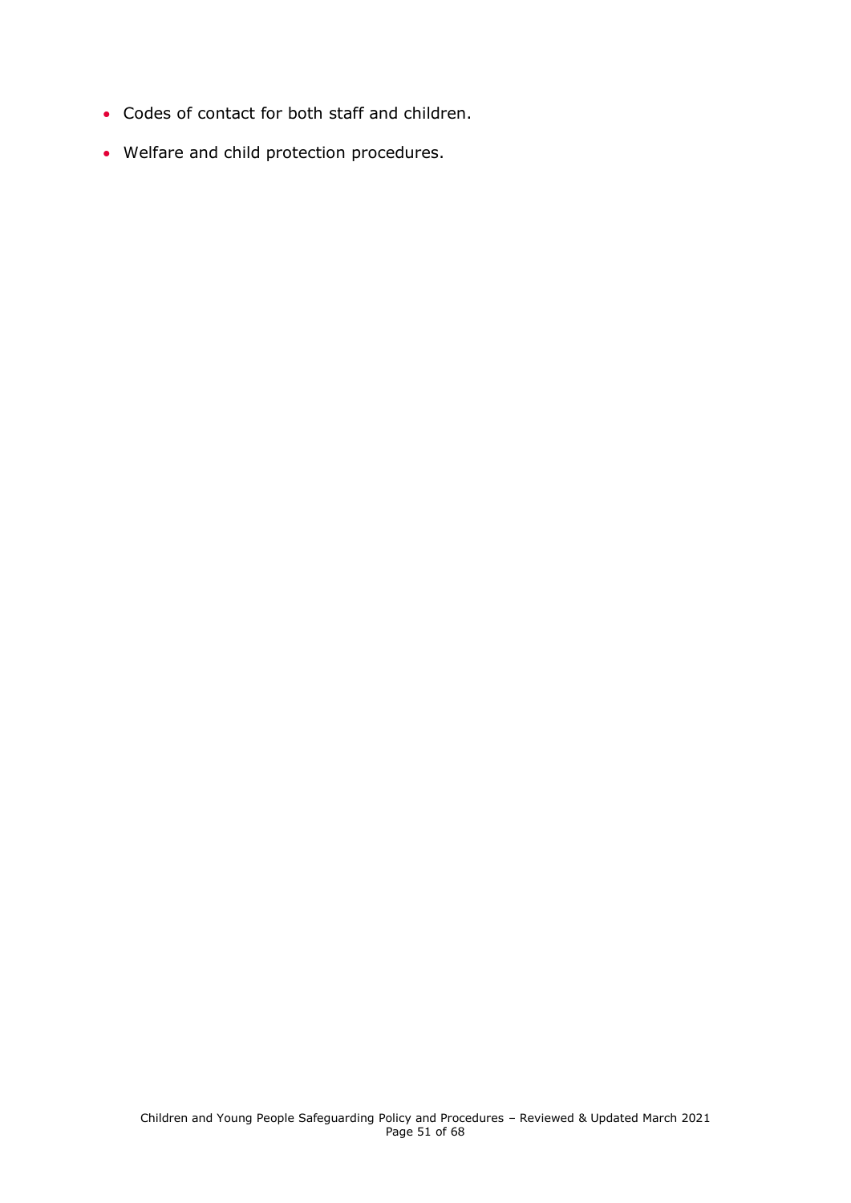- Codes of contact for both staff and children.
- Welfare and child protection procedures.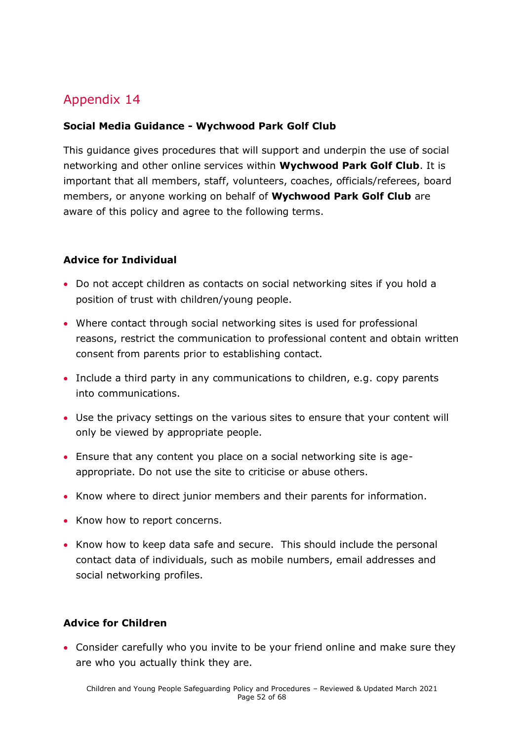## Appendix 14

**Social Media Guidance - Wychwood Park Golf Club**

This guidance gives procedures that will support and underpin the use of social networking and other online services within **Wychwood Park Golf Club**. It is important that all members, staff, volunteers, coaches, officials/referees, board members, or anyone working on behalf of **Wychwood Park Golf Club** are aware of this policy and agree to the following terms.

**Advice for Individual**

- Do not accept children as contacts on social networking sites if you hold a position of trust with children/young people.
- Where contact through social networking sites is used for professional reasons, restrict the communication to professional content and obtain written consent from parents prior to establishing contact.
- Include a third party in any communications to children, e.g. copy parents into communications.
- Use the privacy settings on the various sites to ensure that your content will only be viewed by appropriate people.
- Ensure that any content you place on a social networking site is age-appropriate. Do not use the site to criticise or abuse others.
- Know where to direct junior members and their parents for information.
- Know how to report concerns.
- Know how to keep data safe and secure. This should include the personal contact data of individuals, such as mobile numbers, email addresses and social networking profiles.

**Advice for Children**

- Consider carefully who you invite to be your friend online and make sure they are who you actually think they are.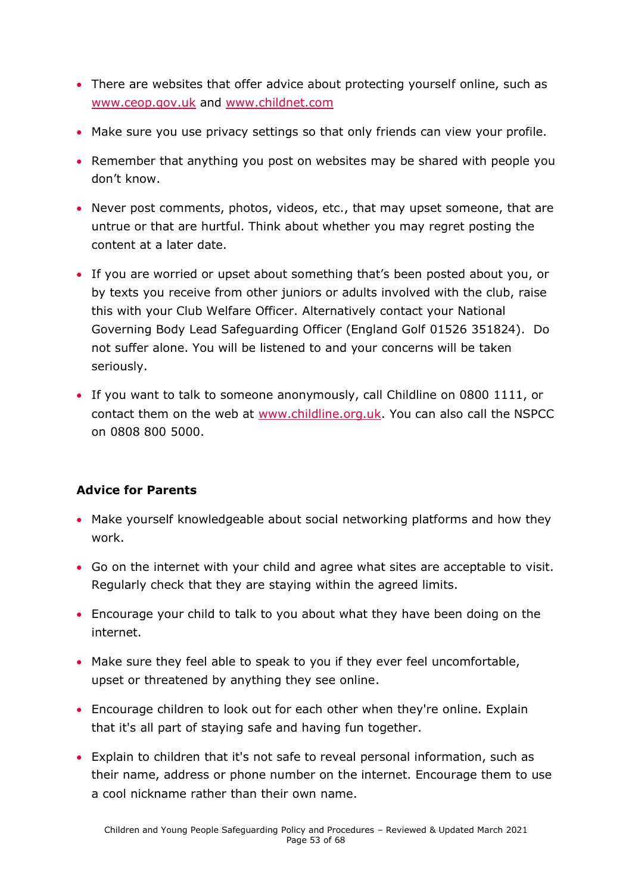- There are websites that offer advice about protecting yourself online, such as [www.ceop.gov.uk](http://www.ceop.gov.uk) and [www.childnet.com](http://www.childnet.com)
- Make sure you use privacy settings so that only friends can view your profile.
- Remember that anything you post on websites may be shared with people you don't know.
- Never post comments, photos, videos, etc., that may upset someone, that are untrue or that are hurtful. Think about whether you may regret posting the content at a later date.
- If you are worried or upset about something that's been posted about you, or by texts you receive from other juniors or adults involved with the club, raise this with your Club Welfare Officer. Alternatively contact your National Governing Body Lead Safeguarding Officer (England Golf 01526 351824). Do not suffer alone. You will be listened to and your concerns will be taken seriously.
- If you want to talk to someone anonymously, call Childline on 0800 1111, or contact them on the web at [www.childline.org.uk](http://www.childline.org.uk). You can also call the NSPCC on 0808 800 5000.

**Advice for Parents**

- Make yourself knowledgeable about social networking platforms and how they work.
- Go on the internet with your child and agree what sites are acceptable to visit. Regularly check that they are staying within the agreed limits.
- Encourage your child to talk to you about what they have been doing on the internet.
- Make sure they feel able to speak to you if they ever feel uncomfortable, upset or threatened by anything they see online.
- Encourage children to look out for each other when they're online. Explain that it's all part of staying safe and having fun together.
- Explain to children that it's not safe to reveal personal information, such as their name, address or phone number on the internet. Encourage them to use a cool nickname rather than their own name.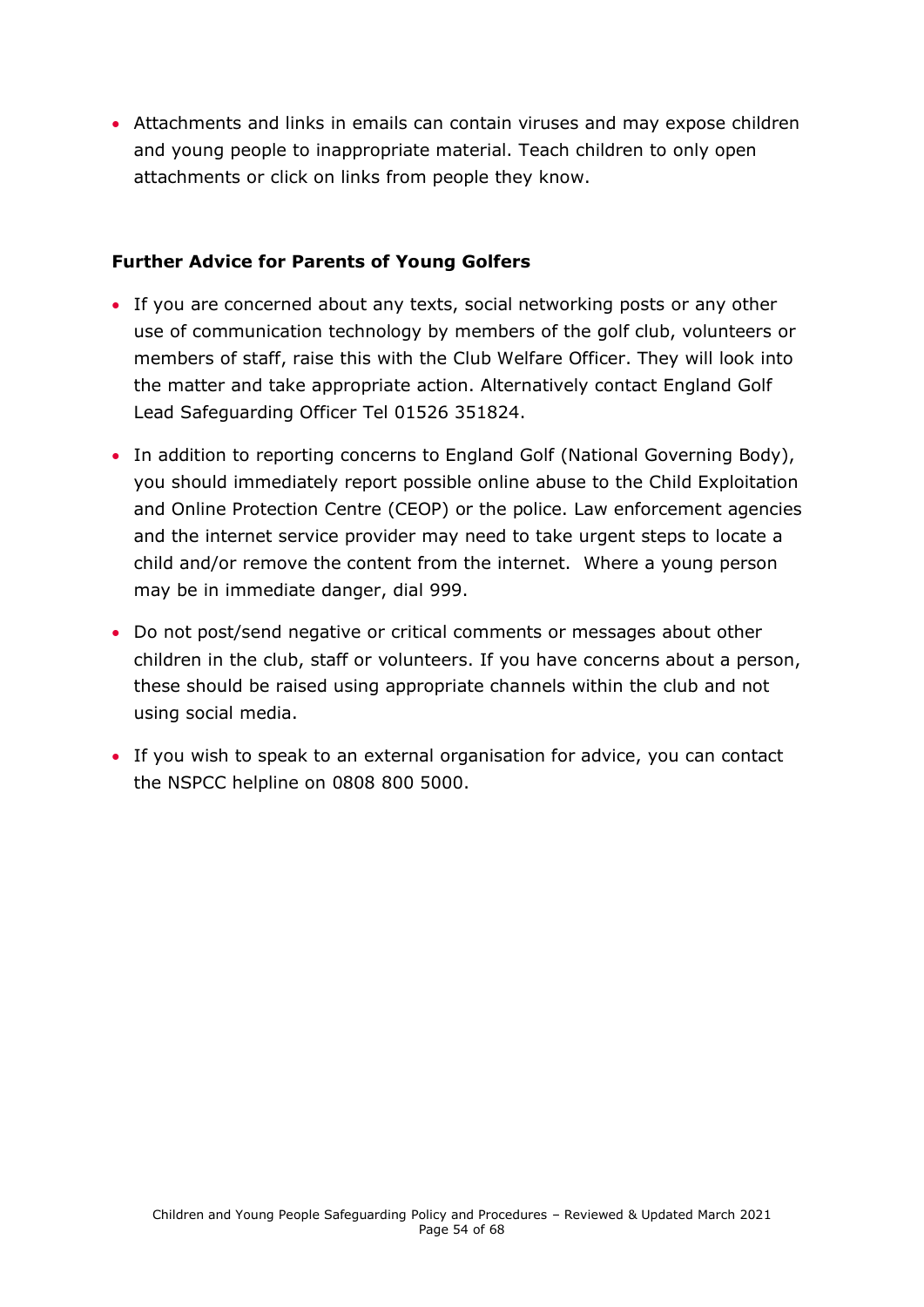- Attachments and links in emails can contain viruses and may expose children and young people to inappropriate material. Teach children to only open attachments or click on links from people they know.

**Further Advice for Parents of Young Golfers**

- If you are concerned about any texts, social networking posts or any other use of communication technology by members of the golf club, volunteers or members of staff, raise this with the Club Welfare Officer. They will look into the matter and take appropriate action. Alternatively contact England Golf Lead Safeguarding Officer Tel 01526 351824.
- In addition to reporting concerns to England Golf (National Governing Body), you should immediately report possible online abuse to the Child Exploitation and Online Protection Centre (CEOP) or the police. Law enforcement agencies and the internet service provider may need to take urgent steps to locate a child and/or remove the content from the internet. Where a young person may be in immediate danger, dial 999.
- Do not post/send negative or critical comments or messages about other children in the club, staff or volunteers. If you have concerns about a person, these should be raised using appropriate channels within the club and not using social media.
- If you wish to speak to an external organisation for advice, you can contact the NSPCC helpline on 0808 800 5000.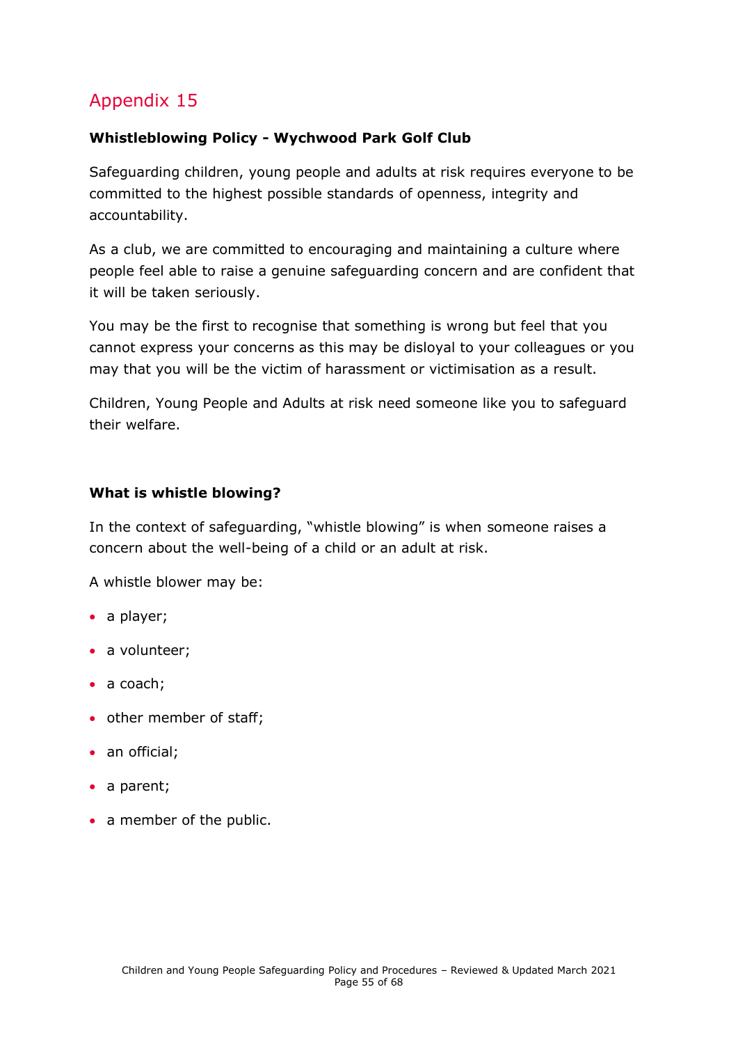# Appendix 15

**Whistleblowing Policy - Wychwood Park Golf Club**

Safeguarding children, young people and adults at risk requires everyone to be committed to the highest possible standards of openness, integrity and accountability.

As a club, we are committed to encouraging and maintaining a culture where people feel able to raise a genuine safeguarding concern and are confident that it will be taken seriously.

You may be the first to recognise that something is wrong but feel that you cannot express your concerns as this may be disloyal to your colleagues or you may that you will be the victim of harassment or victimisation as a result.

Children, Young People and Adults at risk need someone like you to safeguard their welfare.

**What is whistle blowing?**

In the context of safeguarding, “whistle blowing” is when someone raises a concern about the well-being of a child or an adult at risk.

A whistle blower may be:

- a player;
- a volunteer;
- a coach;
- other member of staff;
- an official;
- a parent;
- a member of the public.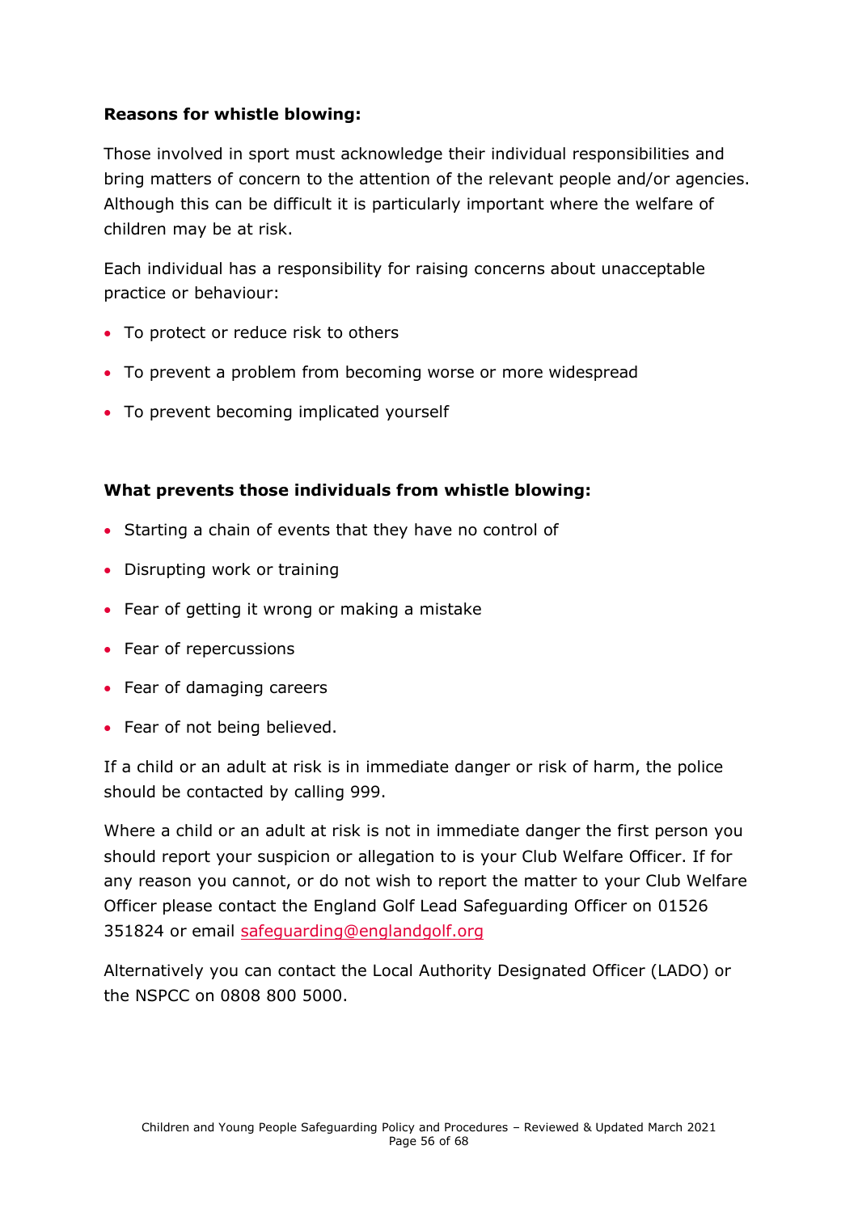**Reasons for whistle blowing:**

Those involved in sport must acknowledge their individual responsibilities and bring matters of concern to the attention of the relevant people and/or agencies. Although this can be difficult it is particularly important where the welfare of children may be at risk.

Each individual has a responsibility for raising concerns about unacceptable practice or behaviour:

- To protect or reduce risk to others
- To prevent a problem from becoming worse or more widespread
- To prevent becoming implicated yourself

**What prevents those individuals from whistle blowing:**

- Starting a chain of events that they have no control of
- Disrupting work or training
- Fear of getting it wrong or making a mistake
- Fear of repercussions
- Fear of damaging careers
- Fear of not being believed.

If a child or an adult at risk is in immediate danger or risk of harm, the police should be contacted by calling 999.

Where a child or an adult at risk is not in immediate danger the first person you should report your suspicion or allegation to is your Club Welfare Officer. If for any reason you cannot, or do not wish to report the matter to your Club Welfare Officer please contact the England Golf Lead Safeguarding Officer on 01526 351824 or email safeguarding@englandgolf.org

Alternatively you can contact the Local Authority Designated Officer (LADO) or the NSPCC on 0808 800 5000.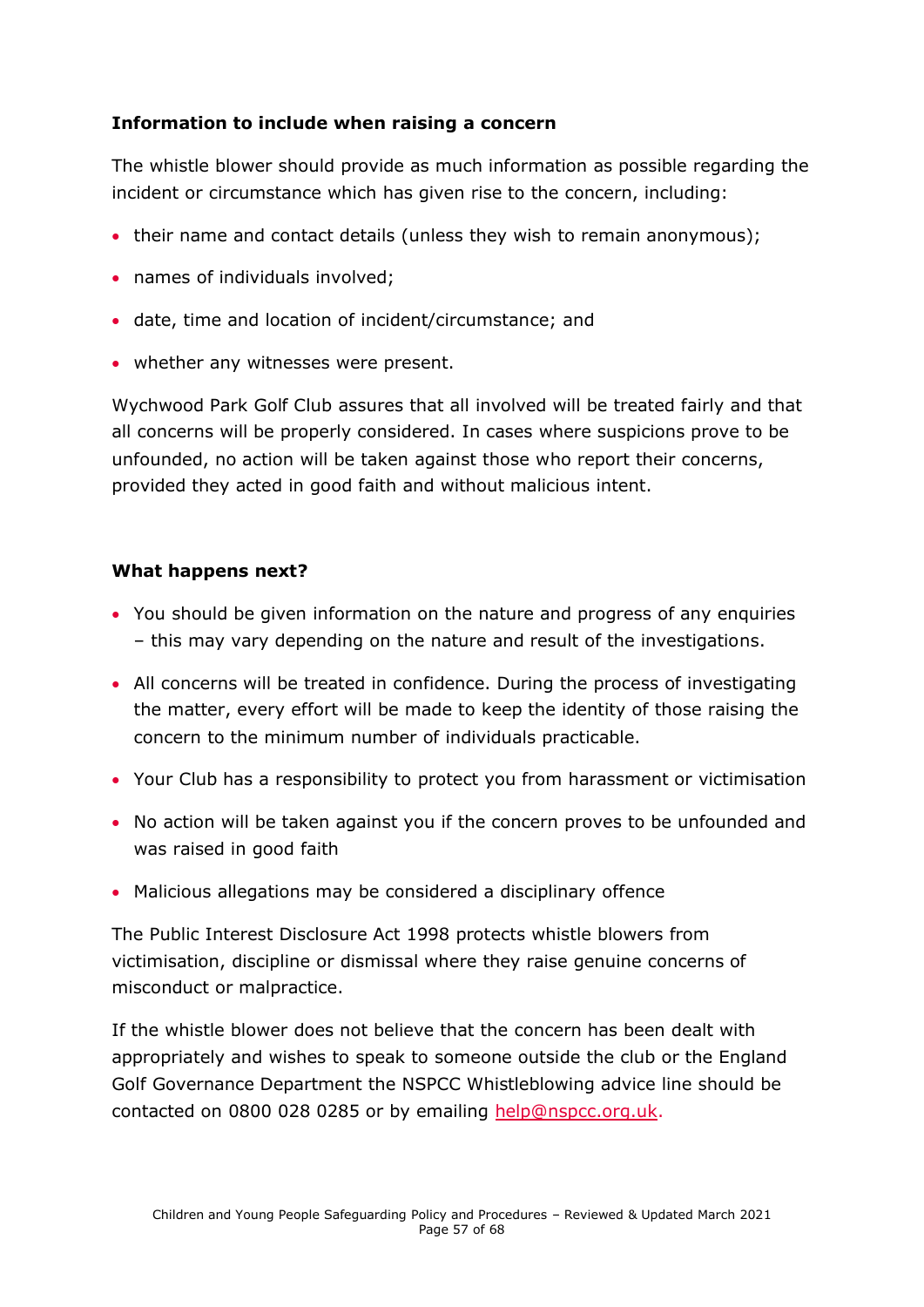**Information to include when raising a concern**

The whistle blower should provide as much information as possible regarding the incident or circumstance which has given rise to the concern, including:

- their name and contact details (unless they wish to remain anonymous);
- names of individuals involved;
- date, time and location of incident/circumstance; and
- whether any witnesses were present.

Wychwood Park Golf Club assures that all involved will be treated fairly and that all concerns will be properly considered. In cases where suspicions prove to be unfounded, no action will be taken against those who report their concerns, provided they acted in good faith and without malicious intent.

**What happens next?**

- You should be given information on the nature and progress of any enquiries – this may vary depending on the nature and result of the investigations.
- All concerns will be treated in confidence. During the process of investigating the matter, every effort will be made to keep the identity of those raising the concern to the minimum number of individuals practicable.
- Your Club has a responsibility to protect you from harassment or victimisation
- No action will be taken against you if the concern proves to be unfounded and was raised in good faith
- Malicious allegations may be considered a disciplinary offence

The Public Interest Disclosure Act 1998 protects whistle blowers from victimisation, discipline or dismissal where they raise genuine concerns of misconduct or malpractice.

If the whistle blower does not believe that the concern has been dealt with appropriately and wishes to speak to someone outside the club or the England Golf Governance Department the NSPCC Whistleblowing advice line should be contacted on 0800 028 0285 or by emailing help@nspcc.org.uk.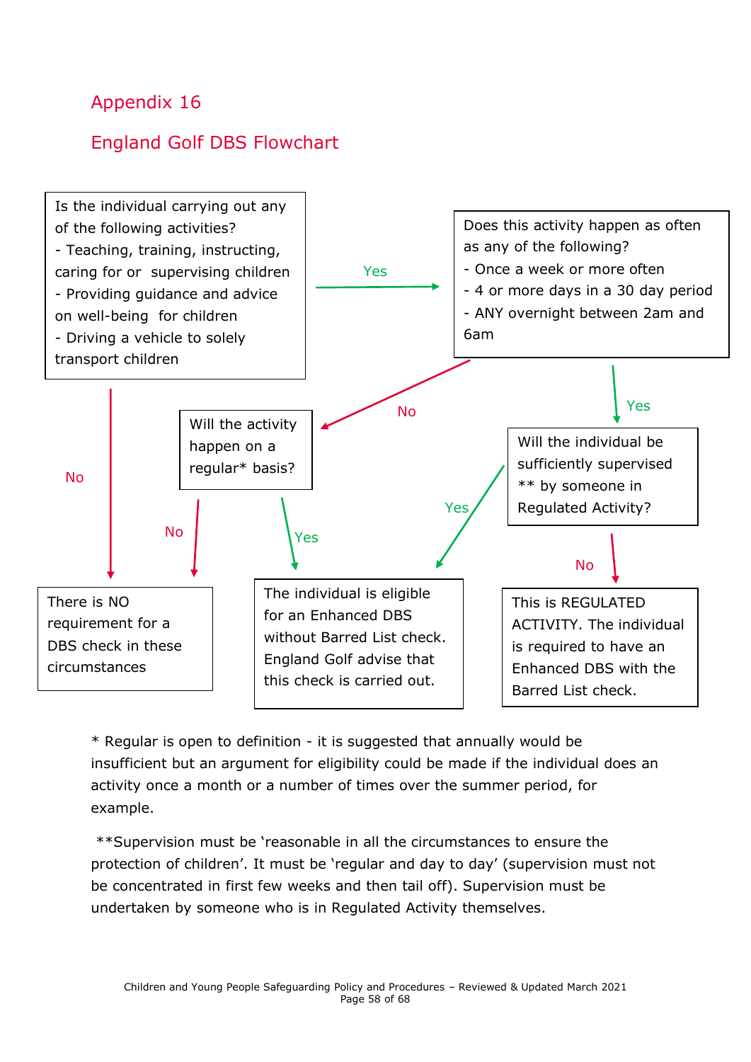## Appendix 16

## England Golf DBS Flowchart

Is the individual carrying out any of the following activities?
- Teaching, training, instructing, caring for or supervising children
- Providing guidance and advice on well-being for children
- Driving a vehicle to solely transport children

Yes

Does this activity happen as often as any of the following?
- Once a week or more often
- 4 or more days in a 30 day period
- ANY overnight between 2am and 6am

No

Will the activity happen on a regular* basis?

Yes

Will the individual be sufficiently supervised ** by someone in Regulated Activity?

No

No

Yes

Yes

No

There is NO requirement for a DBS check in these circumstances

The individual is eligible for an Enhanced DBS without Barred List check. England Golf advise that this check is carried out.

This is REGULATED ACTIVITY. The individual is required to have an Enhanced DBS with the Barred List check.

* Regular is open to definition - it is suggested that annually would be insufficient but an argument for eligibility could be made if the individual does an activity once a month or a number of times over the summer period, for example.

**Supervision must be 'reasonable in all the circumstances to ensure the protection of children'. It must be 'regular and day to day' (supervision must not be concentrated in first few weeks and then tail off). Supervision must be undertaken by someone who is in Regulated Activity themselves.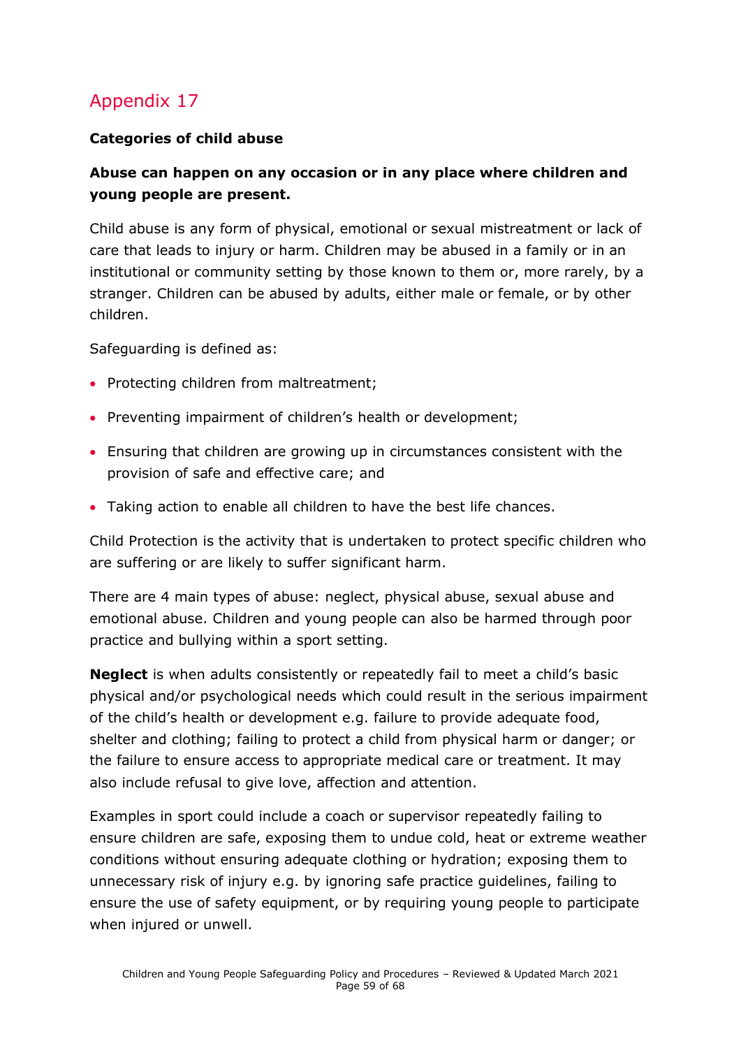# Appendix 17

**Categories of child abuse**

**Abuse can happen on any occasion or in any place where children and young people are present.**

Child abuse is any form of physical, emotional or sexual mistreatment or lack of care that leads to injury or harm. Children may be abused in a family or in an institutional or community setting by those known to them or, more rarely, by a stranger. Children can be abused by adults, either male or female, or by other children.

Safeguarding is defined as:

- Protecting children from maltreatment;
- Preventing impairment of children's health or development;
- Ensuring that children are growing up in circumstances consistent with the provision of safe and effective care; and
- Taking action to enable all children to have the best life chances.

Child Protection is the activity that is undertaken to protect specific children who are suffering or are likely to suffer significant harm.

There are 4 main types of abuse: neglect, physical abuse, sexual abuse and emotional abuse. Children and young people can also be harmed through poor practice and bullying within a sport setting.

**Neglect** is when adults consistently or repeatedly fail to meet a child's basic physical and/or psychological needs which could result in the serious impairment of the child's health or development e.g. failure to provide adequate food, shelter and clothing; failing to protect a child from physical harm or danger; or the failure to ensure access to appropriate medical care or treatment. It may also include refusal to give love, affection and attention.

Examples in sport could include a coach or supervisor repeatedly failing to ensure children are safe, exposing them to undue cold, heat or extreme weather conditions without ensuring adequate clothing or hydration; exposing them to unnecessary risk of injury e.g. by ignoring safe practice guidelines, failing to ensure the use of safety equipment, or by requiring young people to participate when injured or unwell.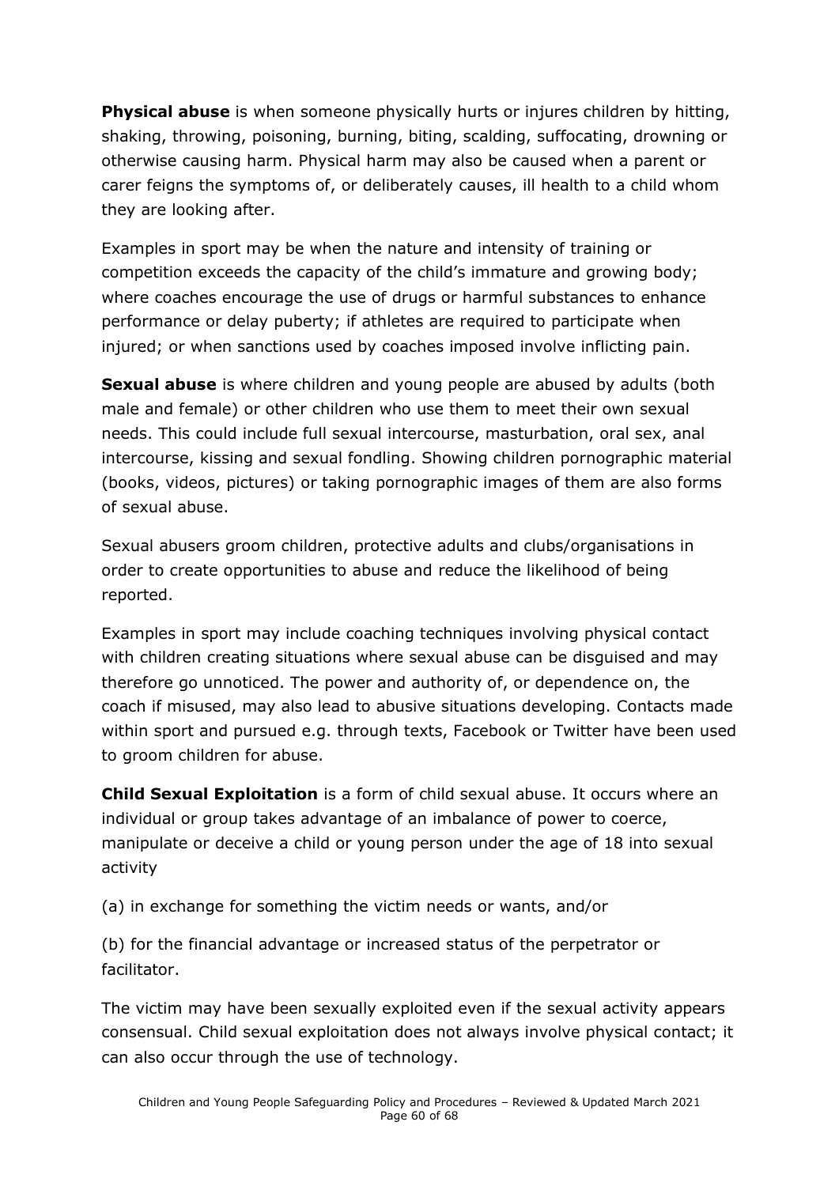**Physical abuse** is when someone physically hurts or injures children by hitting, shaking, throwing, poisoning, burning, biting, scalding, suffocating, drowning or otherwise causing harm. Physical harm may also be caused when a parent or carer feigns the symptoms of, or deliberately causes, ill health to a child whom they are looking after.

Examples in sport may be when the nature and intensity of training or competition exceeds the capacity of the child's immature and growing body; where coaches encourage the use of drugs or harmful substances to enhance performance or delay puberty; if athletes are required to participate when injured; or when sanctions used by coaches imposed involve inflicting pain.

**Sexual abuse** is where children and young people are abused by adults (both male and female) or other children who use them to meet their own sexual needs. This could include full sexual intercourse, masturbation, oral sex, anal intercourse, kissing and sexual fondling. Showing children pornographic material (books, videos, pictures) or taking pornographic images of them are also forms of sexual abuse.

Sexual abusers groom children, protective adults and clubs/organisations in order to create opportunities to abuse and reduce the likelihood of being reported.

Examples in sport may include coaching techniques involving physical contact with children creating situations where sexual abuse can be disguised and may therefore go unnoticed. The power and authority of, or dependence on, the coach if misused, may also lead to abusive situations developing. Contacts made within sport and pursued e.g. through texts, Facebook or Twitter have been used to groom children for abuse.

**Child Sexual Exploitation** is a form of child sexual abuse. It occurs where an individual or group takes advantage of an imbalance of power to coerce, manipulate or deceive a child or young person under the age of 18 into sexual activity

(a) in exchange for something the victim needs or wants, and/or

(b) for the financial advantage or increased status of the perpetrator or facilitator.

The victim may have been sexually exploited even if the sexual activity appears consensual. Child sexual exploitation does not always involve physical contact; it can also occur through the use of technology.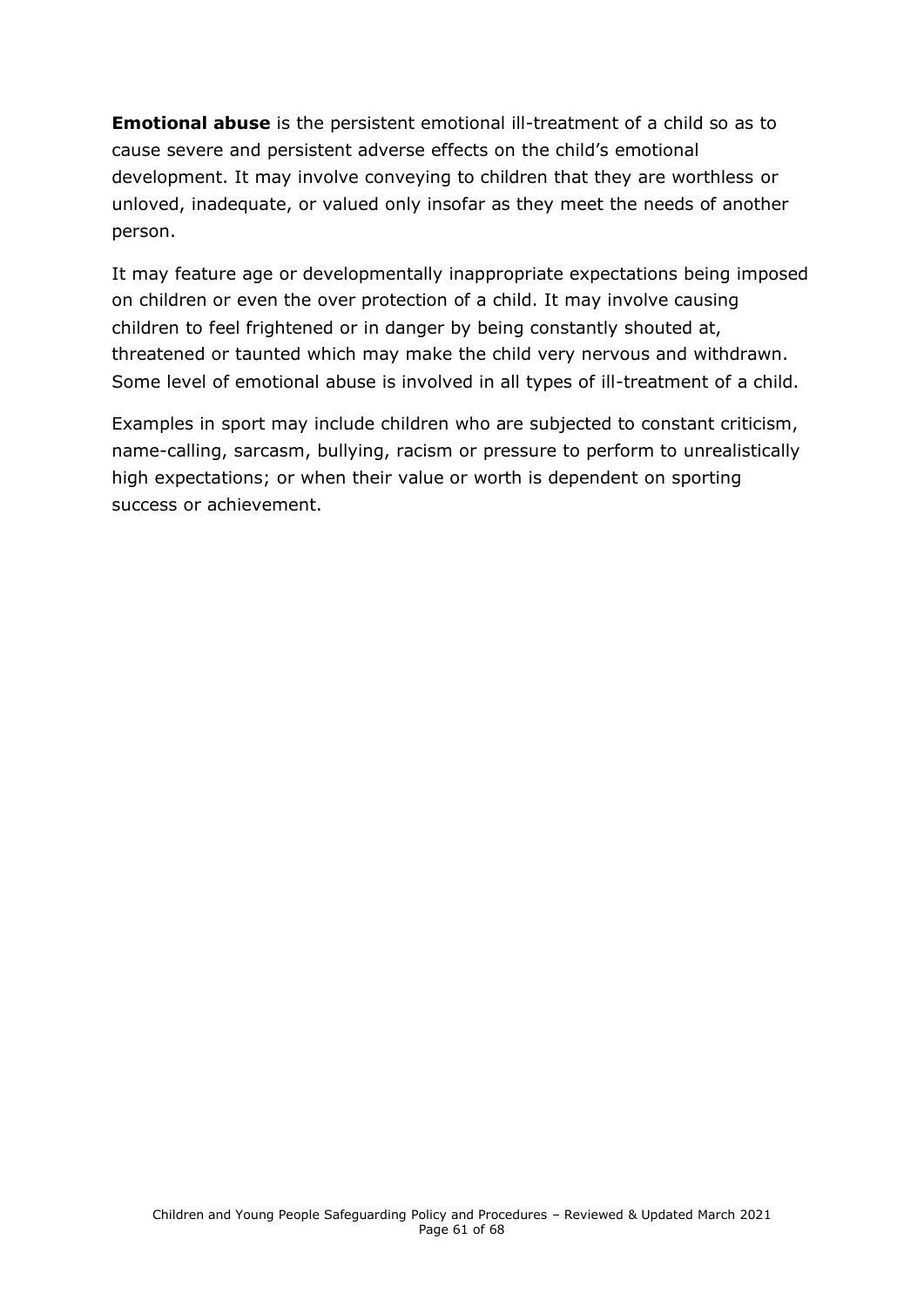**Emotional abuse** is the persistent emotional ill-treatment of a child so as to cause severe and persistent adverse effects on the child's emotional development. It may involve conveying to children that they are worthless or unloved, inadequate, or valued only insofar as they meet the needs of another person.

It may feature age or developmentally inappropriate expectations being imposed on children or even the over protection of a child. It may involve causing children to feel frightened or in danger by being constantly shouted at, threatened or taunted which may make the child very nervous and withdrawn. Some level of emotional abuse is involved in all types of ill-treatment of a child.

Examples in sport may include children who are subjected to constant criticism, name-calling, sarcasm, bullying, racism or pressure to perform to unrealistically high expectations; or when their value or worth is dependent on sporting success or achievement.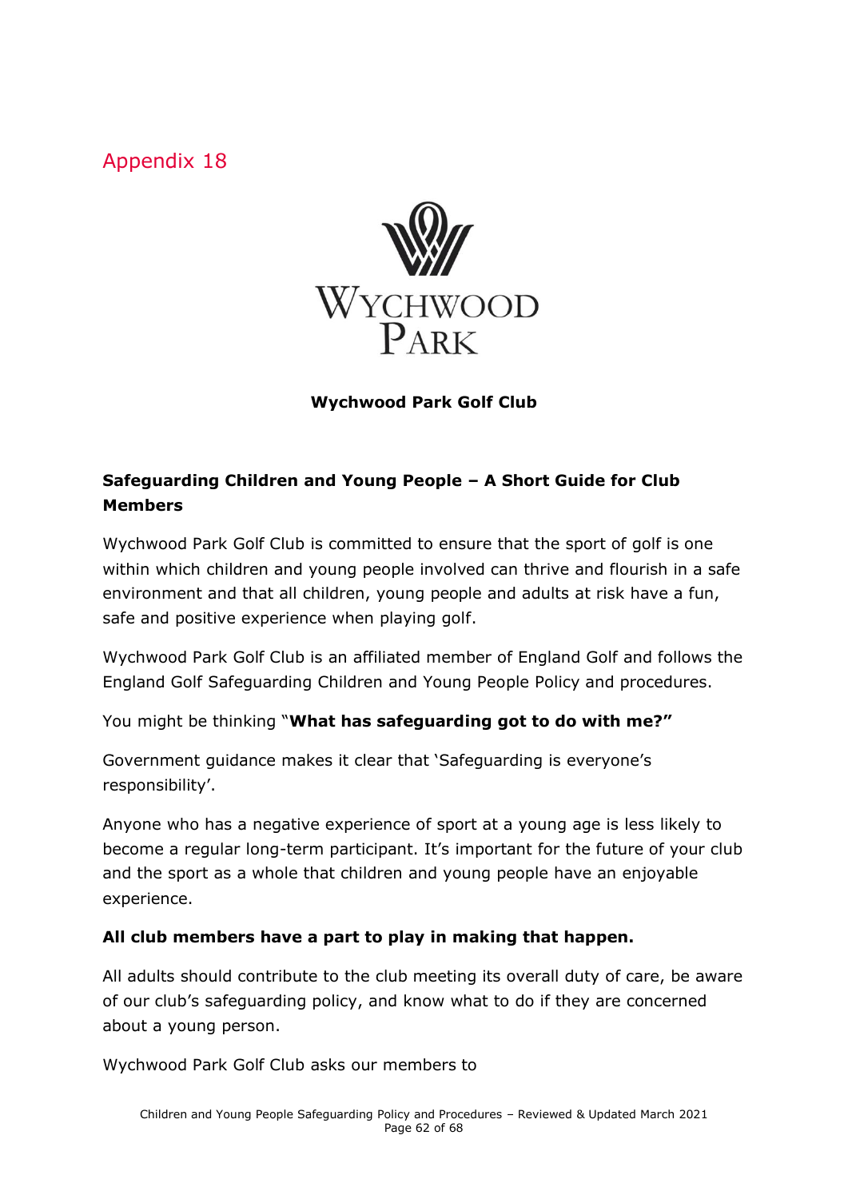# Appendix 18

**Wychwood Park Golf Club**

**Safeguarding Children and Young People – A Short Guide for Club Members**

Wychwood Park Golf Club is committed to ensure that the sport of golf is one within which children and young people involved can thrive and flourish in a safe environment and that all children, young people and adults at risk have a fun, safe and positive experience when playing golf.

Wychwood Park Golf Club is an affiliated member of England Golf and follows the England Golf Safeguarding Children and Young People Policy and procedures.

You might be thinking "**What has safeguarding got to do with me?"**

Government guidance makes it clear that 'Safeguarding is everyone's responsibility'.

Anyone who has a negative experience of sport at a young age is less likely to become a regular long-term participant. It's important for the future of your club and the sport as a whole that children and young people have an enjoyable experience.

**All club members have a part to play in making that happen.**

All adults should contribute to the club meeting its overall duty of care, be aware of our club's safeguarding policy, and know what to do if they are concerned about a young person.

Wychwood Park Golf Club asks our members to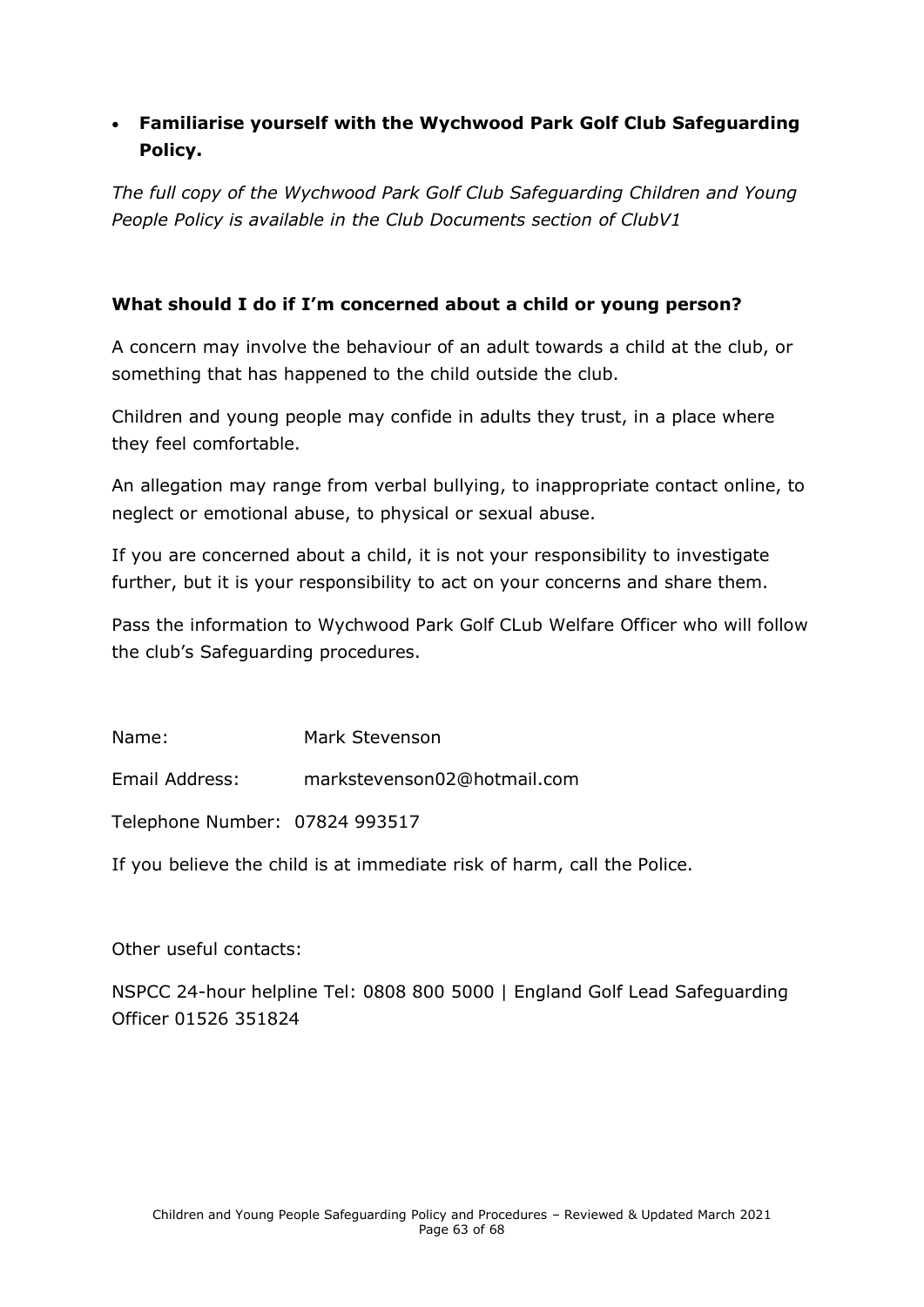- **Familiarise yourself with the Wychwood Park Golf Club Safeguarding Policy.**

*The full copy of the Wychwood Park Golf Club Safeguarding Children and Young People Policy is available in the Club Documents section of ClubV1*

**What should I do if I'm concerned about a child or young person?**

A concern may involve the behaviour of an adult towards a child at the club, or something that has happened to the child outside the club.

Children and young people may confide in adults they trust, in a place where they feel comfortable.

An allegation may range from verbal bullying, to inappropriate contact online, to neglect or emotional abuse, to physical or sexual abuse.

If you are concerned about a child, it is not your responsibility to investigate further, but it is your responsibility to act on your concerns and share them.

Pass the information to Wychwood Park Golf CLub Welfare Officer who will follow the club's Safeguarding procedures.

Name: Mark Stevenson

Email Address: markstevenson02@hotmail.com

Telephone Number: 07824 993517

If you believe the child is at immediate risk of harm, call the Police.

Other useful contacts:

NSPCC 24-hour helpline Tel: 0808 800 5000 | England Golf Lead Safeguarding Officer 01526 351824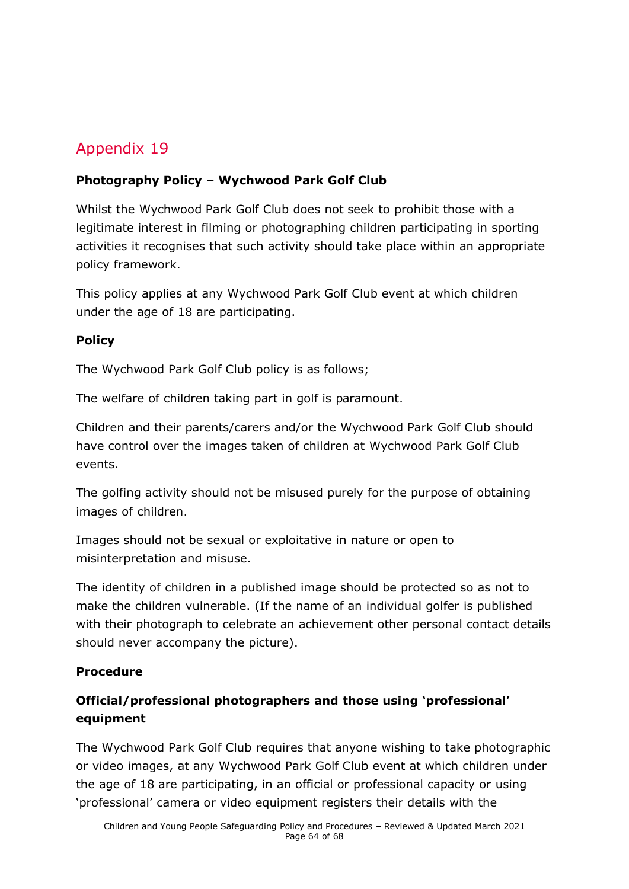# Appendix 19

**Photography Policy – Wychwood Park Golf Club**

Whilst the Wychwood Park Golf Club does not seek to prohibit those with a legitimate interest in filming or photographing children participating in sporting activities it recognises that such activity should take place within an appropriate policy framework.

This policy applies at any Wychwood Park Golf Club event at which children under the age of 18 are participating.

**Policy**

The Wychwood Park Golf Club policy is as follows;

The welfare of children taking part in golf is paramount.

Children and their parents/carers and/or the Wychwood Park Golf Club should have control over the images taken of children at Wychwood Park Golf Club events.

The golfing activity should not be misused purely for the purpose of obtaining images of children.

Images should not be sexual or exploitative in nature or open to misinterpretation and misuse.

The identity of children in a published image should be protected so as not to make the children vulnerable. (If the name of an individual golfer is published with their photograph to celebrate an achievement other personal contact details should never accompany the picture).

**Procedure**

**Official/professional photographers and those using 'professional' equipment**

The Wychwood Park Golf Club requires that anyone wishing to take photographic or video images, at any Wychwood Park Golf Club event at which children under the age of 18 are participating, in an official or professional capacity or using 'professional' camera or video equipment registers their details with the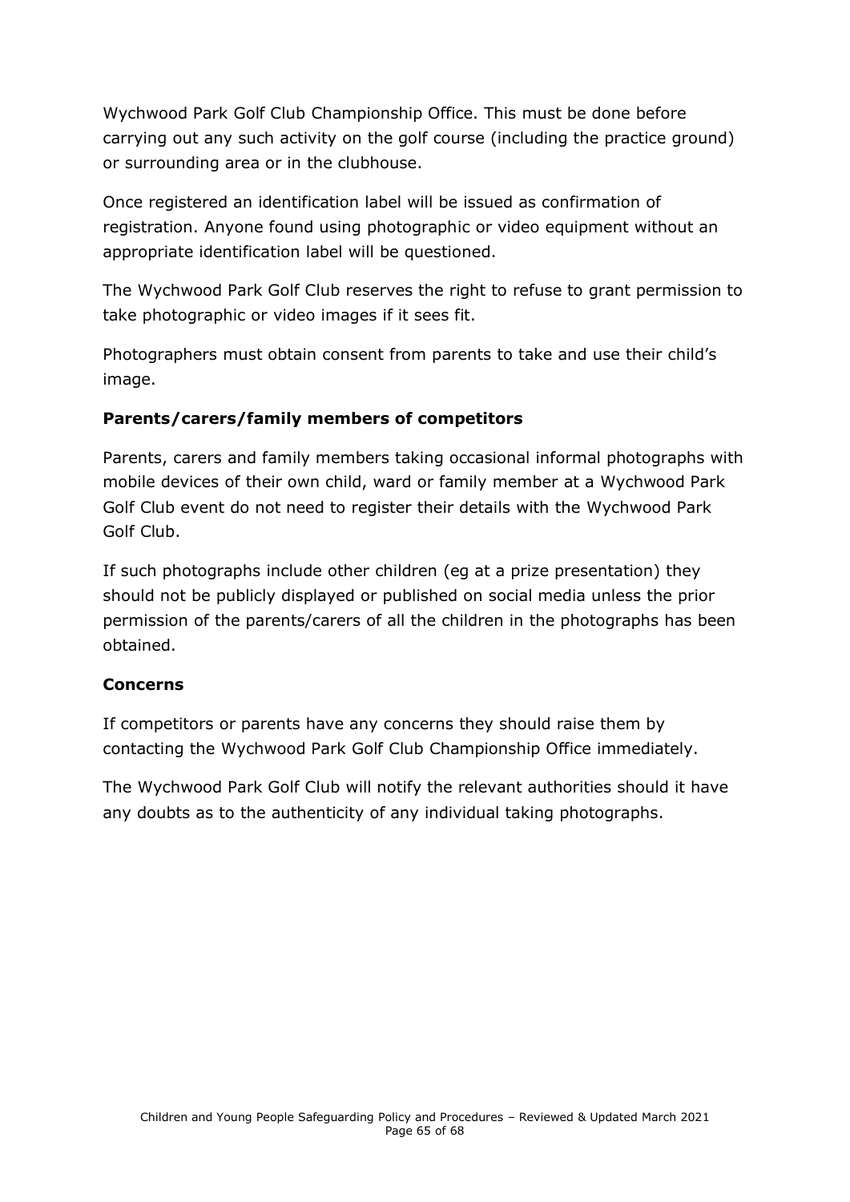Wychwood Park Golf Club Championship Office. This must be done before carrying out any such activity on the golf course (including the practice ground) or surrounding area or in the clubhouse.

Once registered an identification label will be issued as confirmation of registration. Anyone found using photographic or video equipment without an appropriate identification label will be questioned.

The Wychwood Park Golf Club reserves the right to refuse to grant permission to take photographic or video images if it sees fit.

Photographers must obtain consent from parents to take and use their child's image.

**Parents/carers/family members of competitors**

Parents, carers and family members taking occasional informal photographs with mobile devices of their own child, ward or family member at a Wychwood Park Golf Club event do not need to register their details with the Wychwood Park Golf Club.

If such photographs include other children (eg at a prize presentation) they should not be publicly displayed or published on social media unless the prior permission of the parents/carers of all the children in the photographs has been obtained.

**Concerns**

If competitors or parents have any concerns they should raise them by contacting the Wychwood Park Golf Club Championship Office immediately.

The Wychwood Park Golf Club will notify the relevant authorities should it have any doubts as to the authenticity of any individual taking photographs.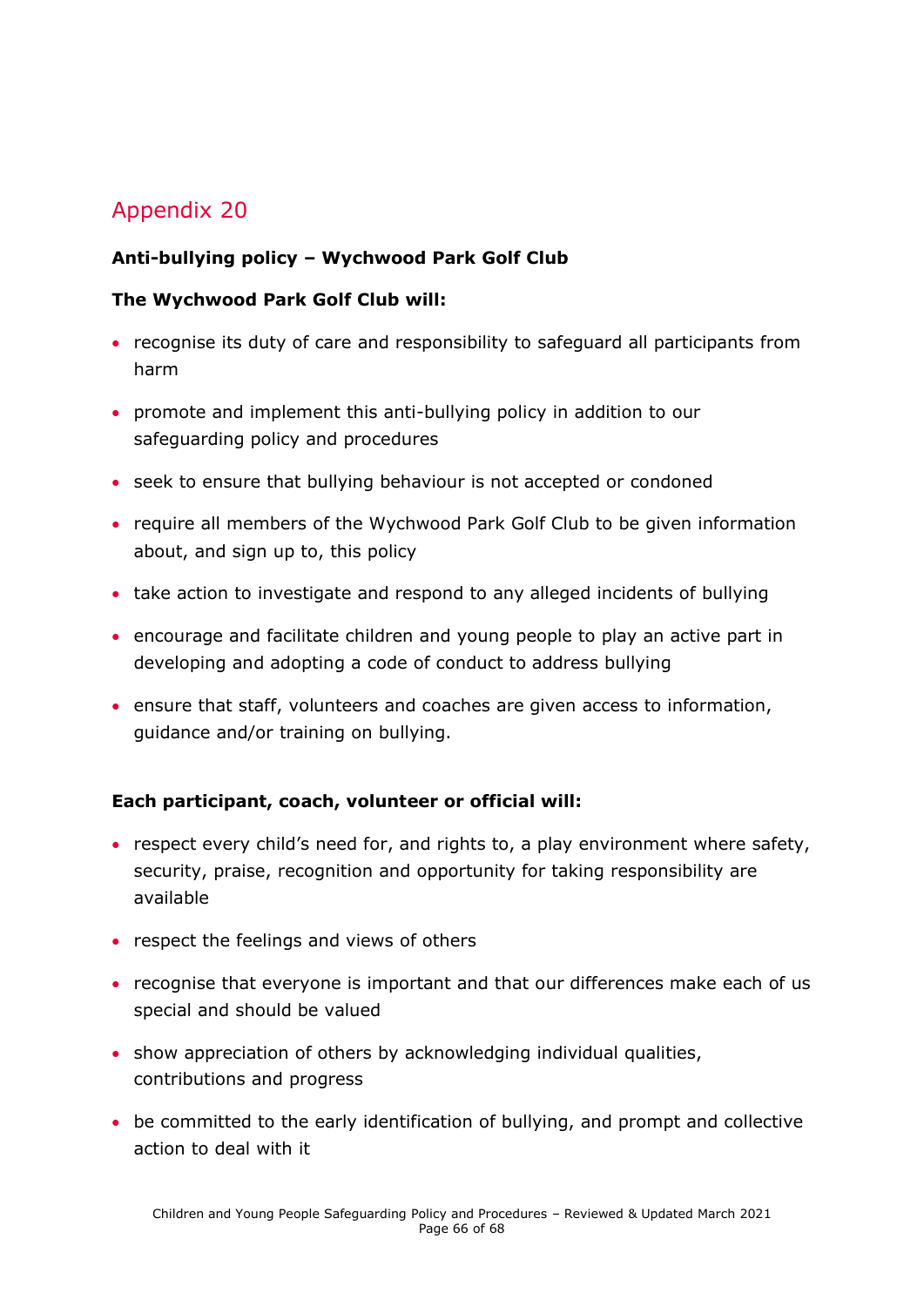## Appendix 20

**Anti-bullying policy – Wychwood Park Golf Club**

**The Wychwood Park Golf Club will:**

- recognise its duty of care and responsibility to safeguard all participants from harm
- promote and implement this anti-bullying policy in addition to our safeguarding policy and procedures
- seek to ensure that bullying behaviour is not accepted or condoned
- require all members of the Wychwood Park Golf Club to be given information about, and sign up to, this policy
- take action to investigate and respond to any alleged incidents of bullying
- encourage and facilitate children and young people to play an active part in developing and adopting a code of conduct to address bullying
- ensure that staff, volunteers and coaches are given access to information, guidance and/or training on bullying.

**Each participant, coach, volunteer or official will:**

- respect every child's need for, and rights to, a play environment where safety, security, praise, recognition and opportunity for taking responsibility are available
- respect the feelings and views of others
- recognise that everyone is important and that our differences make each of us special and should be valued
- show appreciation of others by acknowledging individual qualities, contributions and progress
- be committed to the early identification of bullying, and prompt and collective action to deal with it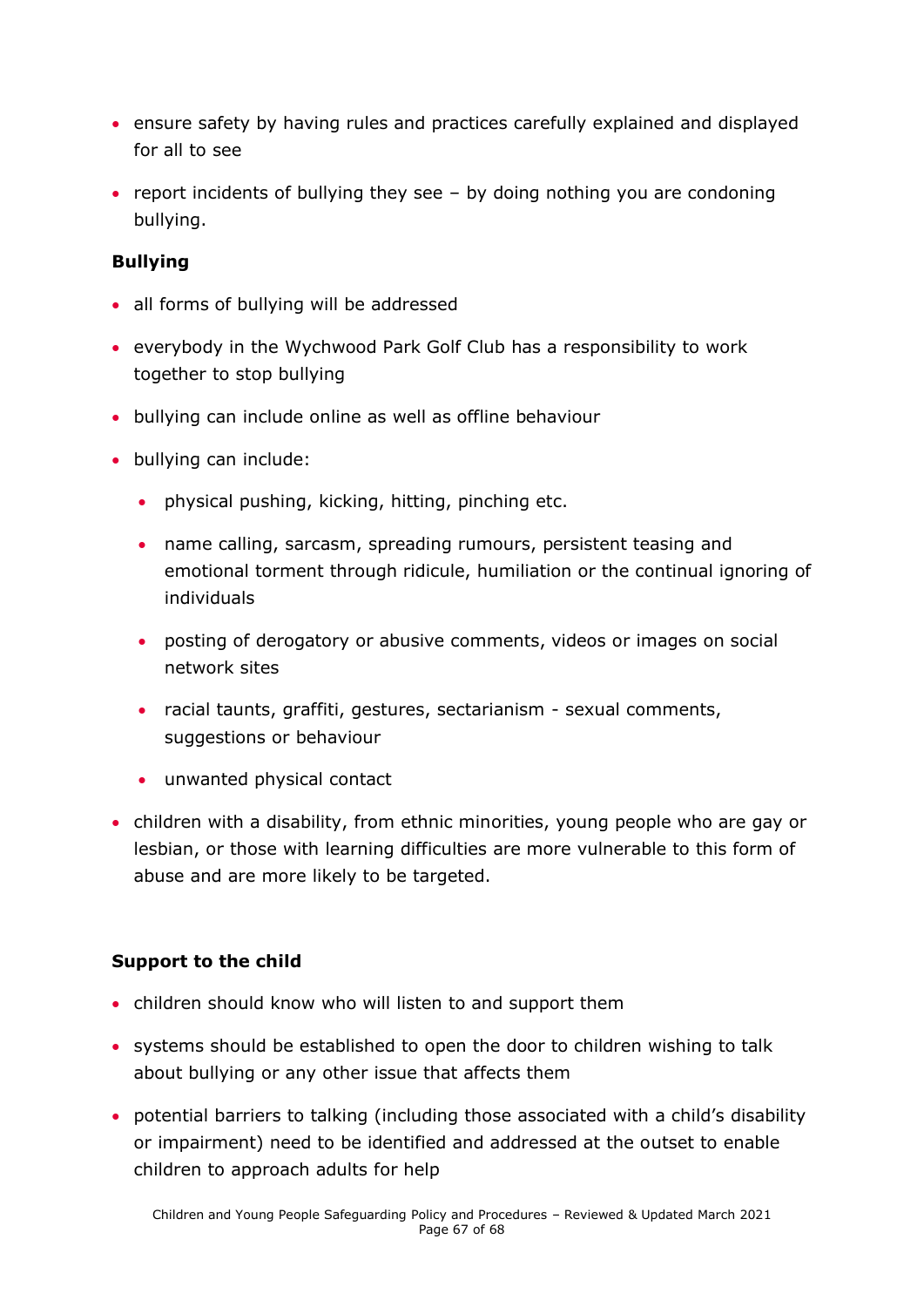- ensure safety by having rules and practices carefully explained and displayed for all to see
- report incidents of bullying they see – by doing nothing you are condoning bullying.

**Bullying**

- all forms of bullying will be addressed
- everybody in the Wychwood Park Golf Club has a responsibility to work together to stop bullying
- bullying can include online as well as offline behaviour
- bullying can include:
  - physical pushing, kicking, hitting, pinching etc.
  - name calling, sarcasm, spreading rumours, persistent teasing and emotional torment through ridicule, humiliation or the continual ignoring of individuals
  - posting of derogatory or abusive comments, videos or images on social network sites
  - racial taunts, graffiti, gestures, sectarianism - sexual comments, suggestions or behaviour
  - unwanted physical contact
- children with a disability, from ethnic minorities, young people who are gay or lesbian, or those with learning difficulties are more vulnerable to this form of abuse and are more likely to be targeted.

**Support to the child**

- children should know who will listen to and support them
- systems should be established to open the door to children wishing to talk about bullying or any other issue that affects them
- potential barriers to talking (including those associated with a child's disability or impairment) need to be identified and addressed at the outset to enable children to approach adults for help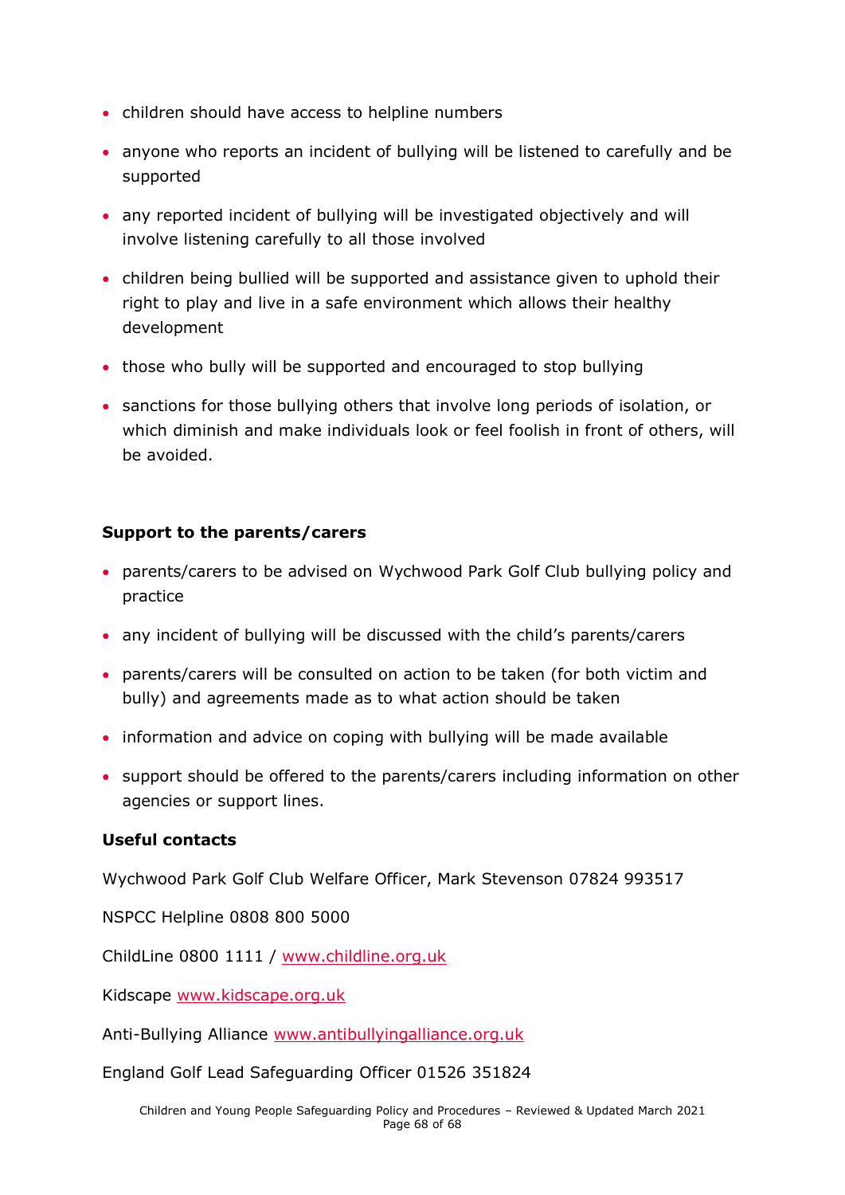- children should have access to helpline numbers
- anyone who reports an incident of bullying will be listened to carefully and be supported
- any reported incident of bullying will be investigated objectively and will involve listening carefully to all those involved
- children being bullied will be supported and assistance given to uphold their right to play and live in a safe environment which allows their healthy development
- those who bully will be supported and encouraged to stop bullying
- sanctions for those bullying others that involve long periods of isolation, or which diminish and make individuals look or feel foolish in front of others, will be avoided.

**Support to the parents/carers**

- parents/carers to be advised on Wychwood Park Golf Club bullying policy and practice
- any incident of bullying will be discussed with the child's parents/carers
- parents/carers will be consulted on action to be taken (for both victim and bully) and agreements made as to what action should be taken
- information and advice on coping with bullying will be made available
- support should be offered to the parents/carers including information on other agencies or support lines.

**Useful contacts**

Wychwood Park Golf Club Welfare Officer, Mark Stevenson 07824 993517

NSPCC Helpline 0808 800 5000

ChildLine 0800 1111 / www.childline.org.uk

Kidscape www.kidscape.org.uk

Anti-Bullying Alliance www.antibullyingalliance.org.uk

England Golf Lead Safeguarding Officer 01526 351824